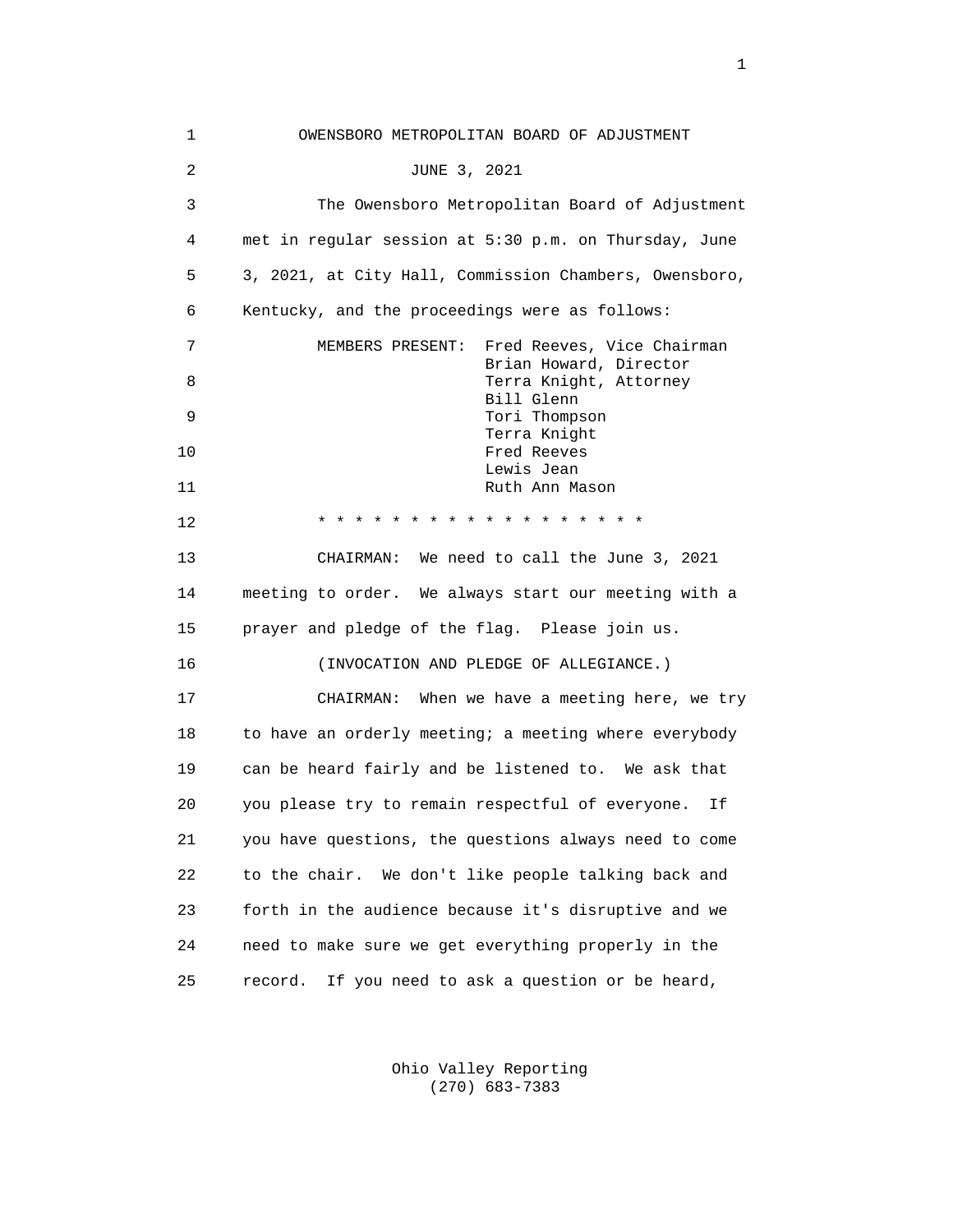OWENSBORO METROPOLITAN BOARD OF ADJUSTMENT

JUNE 3, 2021

The Owensboro Metropolitan Board of Adjustment met in regular session at 5:30 p.m. on Thursday, June 3, 2021, at City Hall, Commission Chambers, Owensboro, Kentucky, and the proceedings were as follows:

MEMBERS PRESENT: Fred Reeves, Vice Chairman
Brian Howard, Director
Terra Knight, Attorney
Bill Glenn
Tori Thompson
Terra Knight
Fred Reeves
Lewis Jean
Ruth Ann Mason

* * * * * * * * * * * * * * * * * * *

CHAIRMAN: We need to call the June 3, 2021 meeting to order. We always start our meeting with a prayer and pledge of the flag. Please join us.

(INVOCATION AND PLEDGE OF ALLEGIANCE.)

CHAIRMAN: When we have a meeting here, we try to have an orderly meeting; a meeting where everybody can be heard fairly and be listened to. We ask that you please try to remain respectful of everyone. If you have questions, the questions always need to come to the chair. We don't like people talking back and forth in the audience because it's disruptive and we need to make sure we get everything properly in the record. If you need to ask a question or be heard,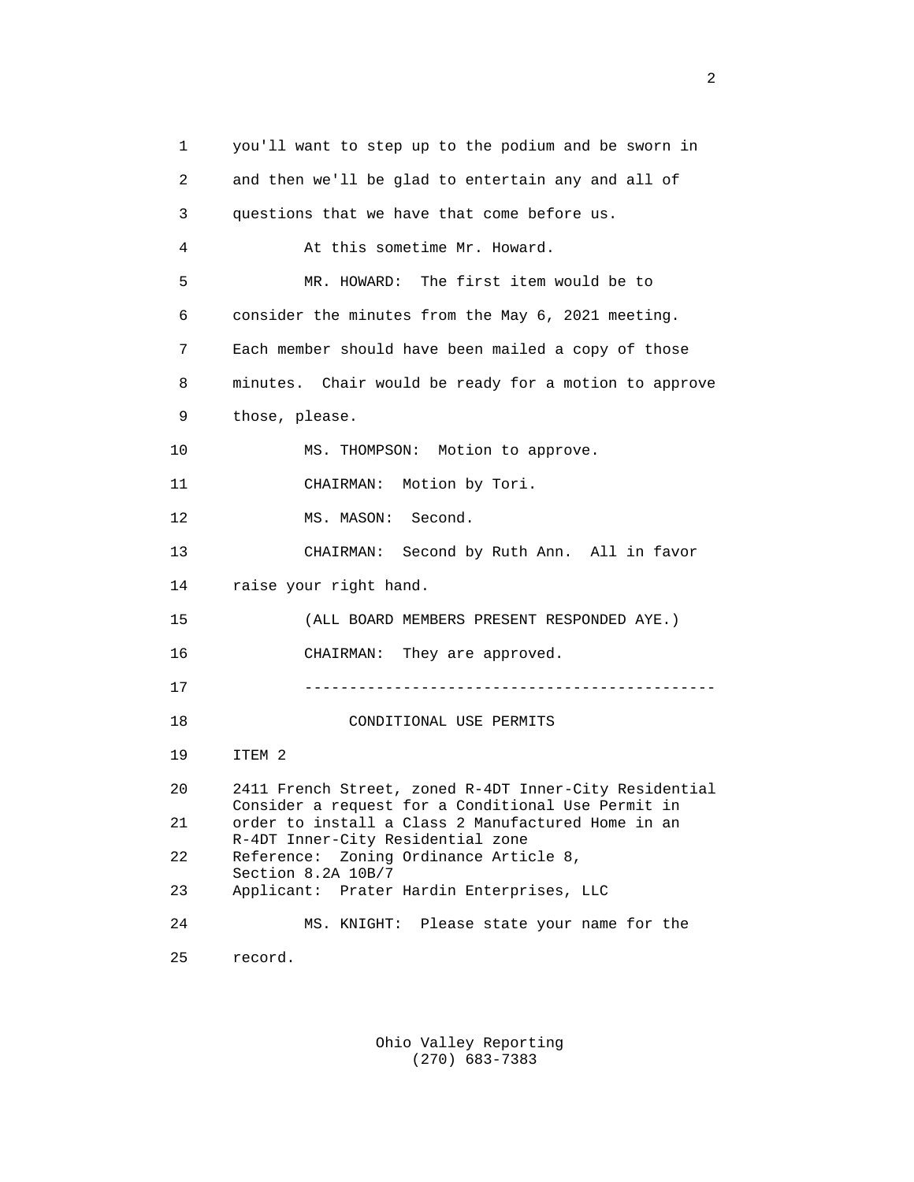1 you'll want to step up to the podium and be sworn in

2 and then we'll be glad to entertain any and all of

3 questions that we have that come before us.

4 At this sometime Mr. Howard.

5 MR. HOWARD: The first item would be to

6 consider the minutes from the May 6, 2021 meeting.

7 Each member should have been mailed a copy of those

8 minutes. Chair would be ready for a motion to approve

9 those, please.

10 MS. THOMPSON: Motion to approve.

11 CHAIRMAN: Motion by Tori.

12 MS. MASON: Second.

13 CHAIRMAN: Second by Ruth Ann. All in favor

14 raise your right hand.

15 (ALL BOARD MEMBERS PRESENT RESPONDED AYE.)

16 CHAIRMAN: They are approved.

17 ---------------------------------------------

18 CONDITIONAL USE PERMITS

19 ITEM 2

20 2411 French Street, zoned R-4DT Inner-City Residential
Consider a request for a Conditional Use Permit in

21 order to install a Class 2 Manufactured Home in an
R-4DT Inner-City Residential zone

22 Reference: Zoning Ordinance Article 8,
Section 8.2A 10B/7

23 Applicant: Prater Hardin Enterprises, LLC

24 MS. KNIGHT: Please state your name for the

25 record.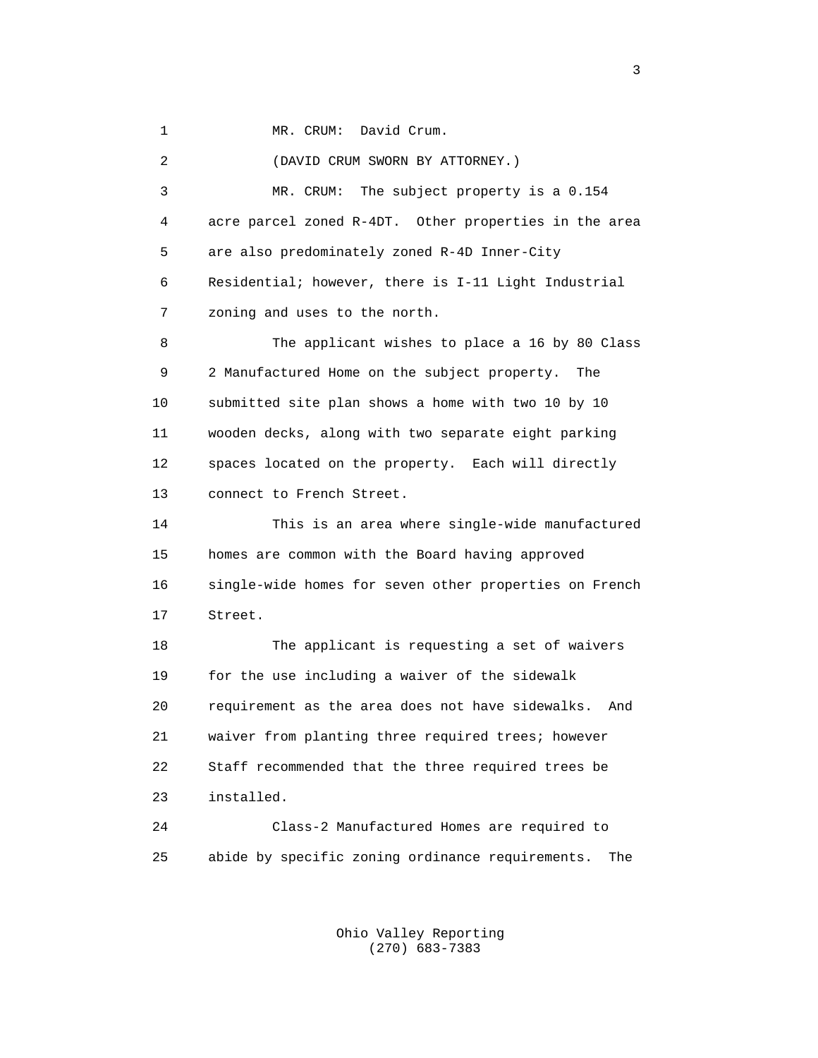MR. CRUM: David Crum.

(DAVID CRUM SWORN BY ATTORNEY.)

MR. CRUM: The subject property is a 0.154 acre parcel zoned R-4DT. Other properties in the area are also predominately zoned R-4D Inner-City Residential; however, there is I-11 Light Industrial zoning and uses to the north.

The applicant wishes to place a 16 by 80 Class 2 Manufactured Home on the subject property. The submitted site plan shows a home with two 10 by 10 wooden decks, along with two separate eight parking spaces located on the property. Each will directly connect to French Street.

This is an area where single-wide manufactured homes are common with the Board having approved single-wide homes for seven other properties on French Street.

The applicant is requesting a set of waivers for the use including a waiver of the sidewalk requirement as the area does not have sidewalks. And waiver from planting three required trees; however Staff recommended that the three required trees be installed.

Class-2 Manufactured Homes are required to abide by specific zoning ordinance requirements. The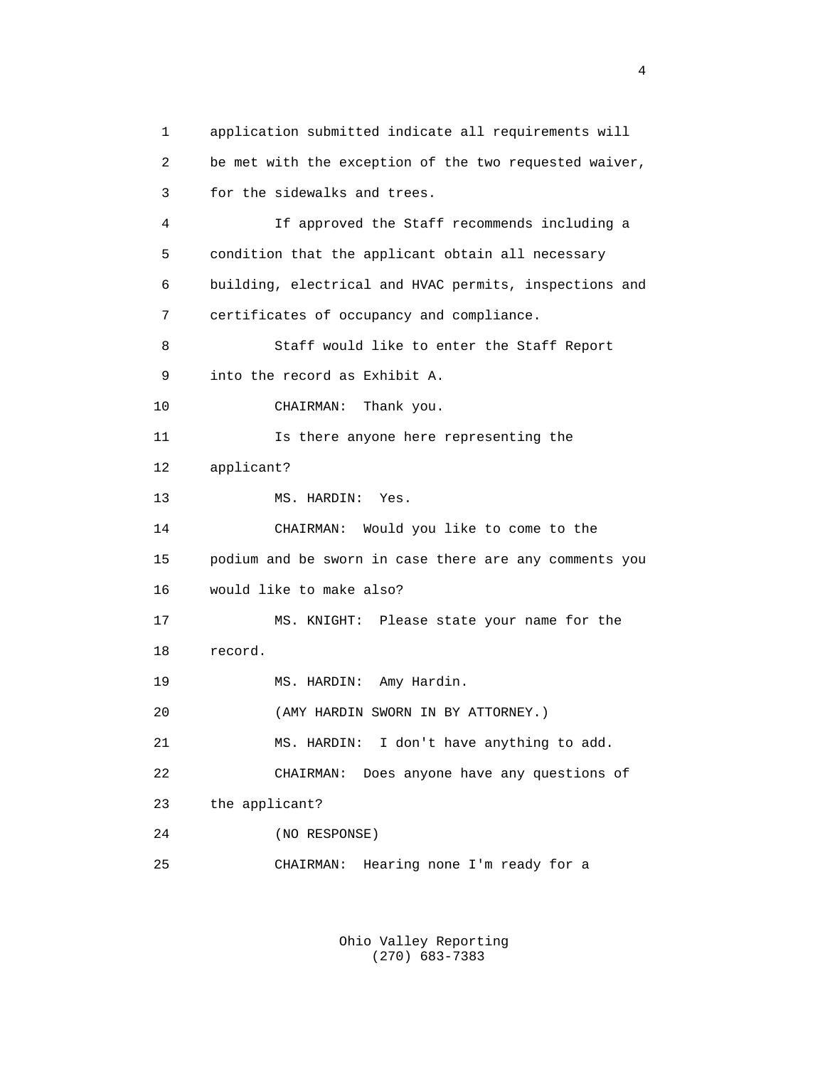application submitted indicate all requirements will be met with the exception of the two requested waiver, for the sidewalks and trees.

If approved the Staff recommends including a condition that the applicant obtain all necessary building, electrical and HVAC permits, inspections and certificates of occupancy and compliance.

Staff would like to enter the Staff Report into the record as Exhibit A.

CHAIRMAN: Thank you.

Is there anyone here representing the applicant?

MS. HARDIN: Yes.

CHAIRMAN: Would you like to come to the podium and be sworn in case there are any comments you would like to make also?

MS. KNIGHT: Please state your name for the record.

MS. HARDIN: Amy Hardin.

(AMY HARDIN SWORN IN BY ATTORNEY.)

MS. HARDIN: I don't have anything to add.

CHAIRMAN: Does anyone have any questions of the applicant?

(NO RESPONSE)

CHAIRMAN: Hearing none I'm ready for a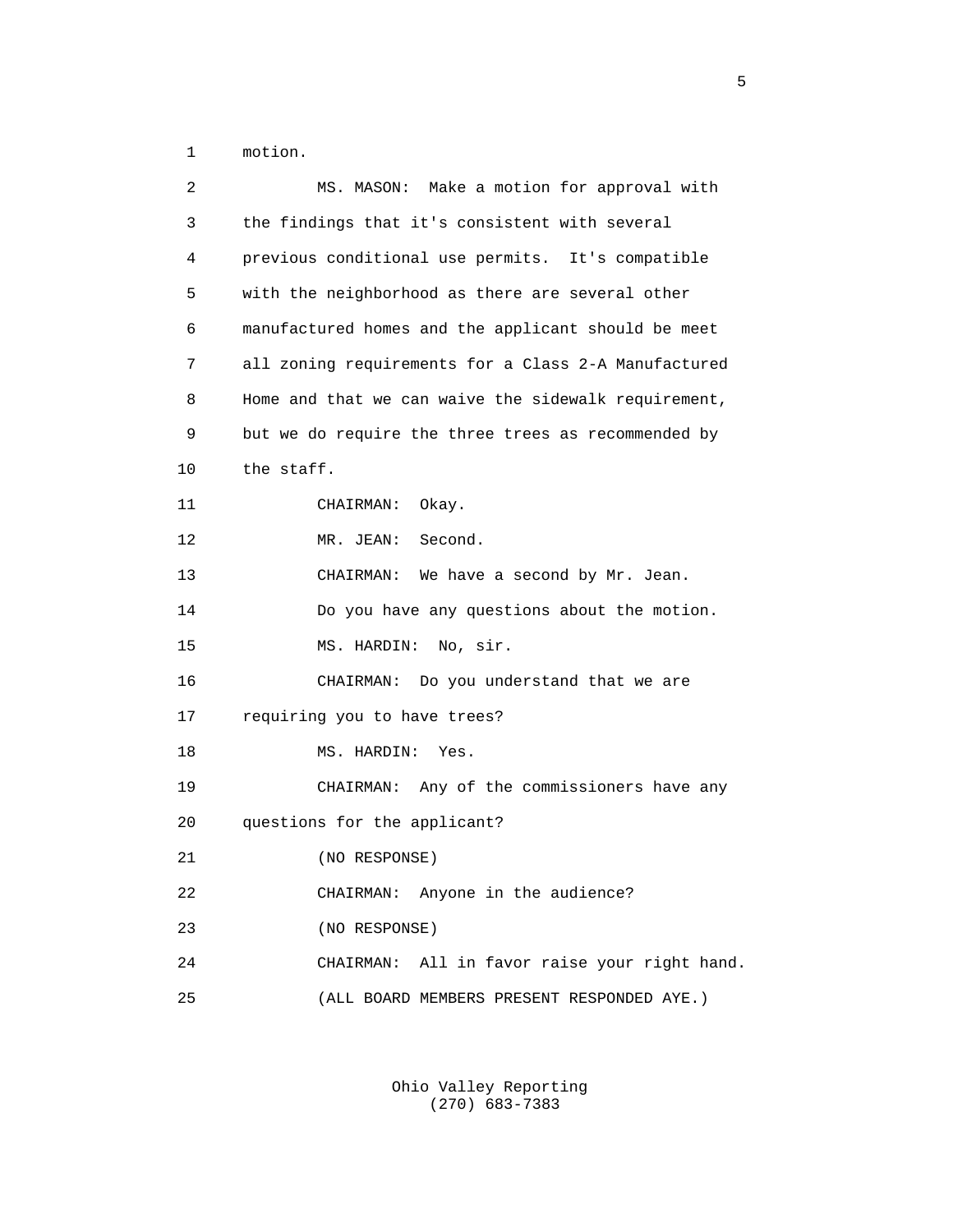motion.

MS. MASON: Make a motion for approval with the findings that it's consistent with several previous conditional use permits. It's compatible with the neighborhood as there are several other manufactured homes and the applicant should be meet all zoning requirements for a Class 2-A Manufactured Home and that we can waive the sidewalk requirement, but we do require the three trees as recommended by the staff.

CHAIRMAN: Okay.

MR. JEAN: Second.

CHAIRMAN: We have a second by Mr. Jean.

Do you have any questions about the motion.

MS. HARDIN: No, sir.

CHAIRMAN: Do you understand that we are requiring you to have trees?

MS. HARDIN: Yes.

CHAIRMAN: Any of the commissioners have any questions for the applicant?

(NO RESPONSE)

CHAIRMAN: Anyone in the audience?

(NO RESPONSE)

CHAIRMAN: All in favor raise your right hand.

(ALL BOARD MEMBERS PRESENT RESPONDED AYE.)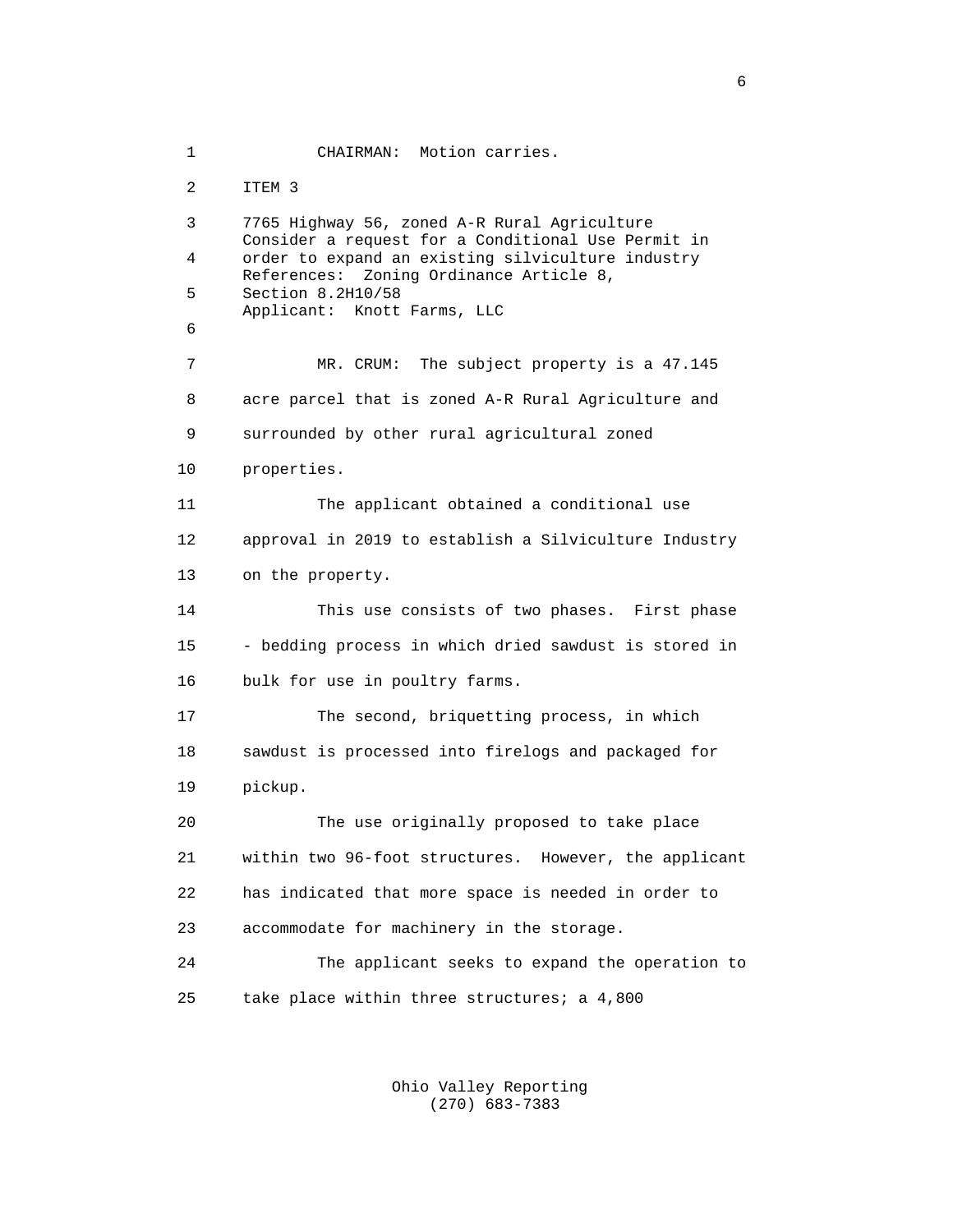CHAIRMAN: Motion carries.

ITEM 3

7765 Highway 56, zoned A-R Rural Agriculture
Consider a request for a Conditional Use Permit in order to expand an existing silviculture industry
References: Zoning Ordinance Article 8, Section 8.2H10/58
Applicant: Knott Farms, LLC

MR. CRUM: The subject property is a 47.145 acre parcel that is zoned A-R Rural Agriculture and surrounded by other rural agricultural zoned properties.

The applicant obtained a conditional use approval in 2019 to establish a Silviculture Industry on the property.

This use consists of two phases. First phase - bedding process in which dried sawdust is stored in bulk for use in poultry farms.

The second, briquetting process, in which sawdust is processed into firelogs and packaged for pickup.

The use originally proposed to take place within two 96-foot structures. However, the applicant has indicated that more space is needed in order to accommodate for machinery in the storage.

The applicant seeks to expand the operation to take place within three structures; a 4,800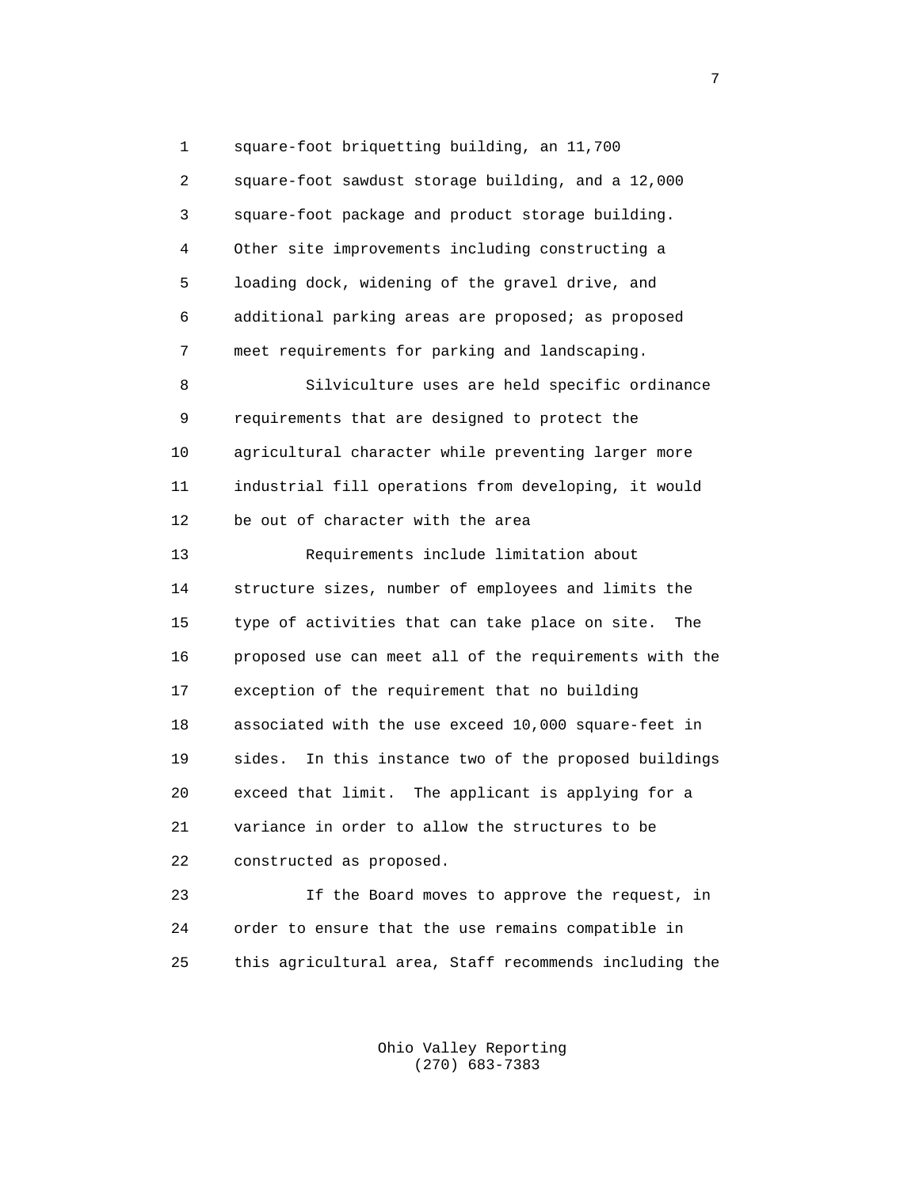square-foot briquetting building, an 11,700 square-foot sawdust storage building, and a 12,000 square-foot package and product storage building. Other site improvements including constructing a loading dock, widening of the gravel drive, and additional parking areas are proposed; as proposed meet requirements for parking and landscaping.

Silviculture uses are held specific ordinance requirements that are designed to protect the agricultural character while preventing larger more industrial fill operations from developing, it would be out of character with the area

Requirements include limitation about structure sizes, number of employees and limits the type of activities that can take place on site. The proposed use can meet all of the requirements with the exception of the requirement that no building associated with the use exceed 10,000 square-feet in sides. In this instance two of the proposed buildings exceed that limit. The applicant is applying for a variance in order to allow the structures to be constructed as proposed.

If the Board moves to approve the request, in order to ensure that the use remains compatible in this agricultural area, Staff recommends including the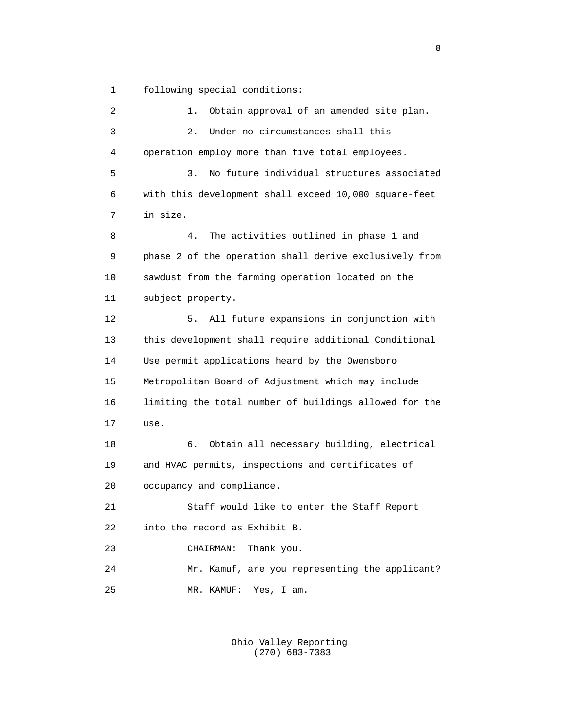following special conditions:

1. Obtain approval of an amended site plan.

2. Under no circumstances shall this operation employ more than five total employees.

3. No future individual structures associated with this development shall exceed 10,000 square-feet in size.

4. The activities outlined in phase 1 and phase 2 of the operation shall derive exclusively from sawdust from the farming operation located on the subject property.

5. All future expansions in conjunction with this development shall require additional Conditional Use permit applications heard by the Owensboro Metropolitan Board of Adjustment which may include limiting the total number of buildings allowed for the use.

6. Obtain all necessary building, electrical and HVAC permits, inspections and certificates of occupancy and compliance.

Staff would like to enter the Staff Report into the record as Exhibit B.

CHAIRMAN: Thank you.

Mr. Kamuf, are you representing the applicant?

MR. KAMUF: Yes, I am.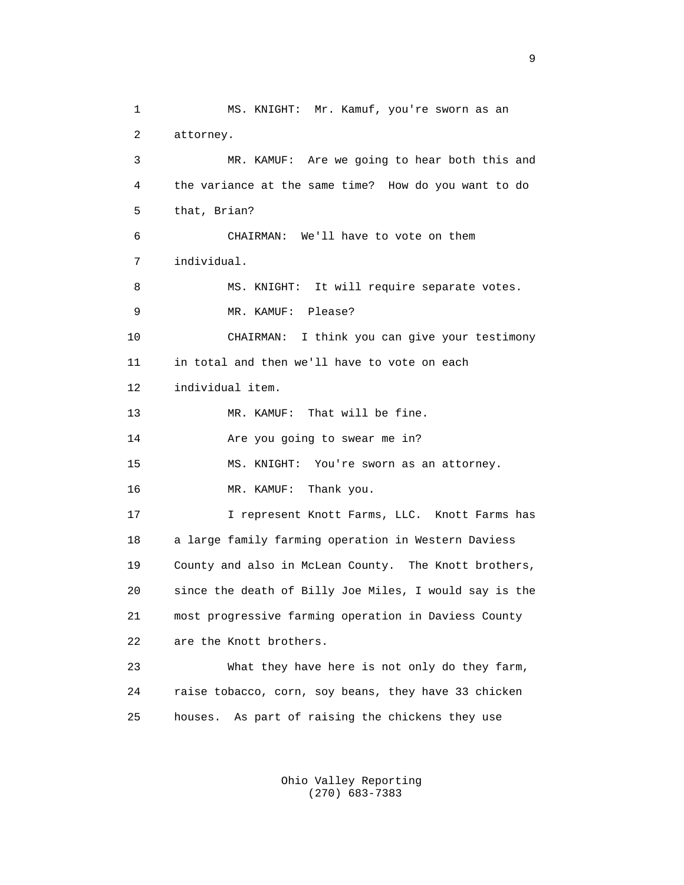1 MS. KNIGHT: Mr. Kamuf, you're sworn as an
2 attorney.
3 MR. KAMUF: Are we going to hear both this and
4 the variance at the same time? How do you want to do
5 that, Brian?
6 CHAIRMAN: We'll have to vote on them
7 individual.
8 MS. KNIGHT: It will require separate votes.
9 MR. KAMUF: Please?
10 CHAIRMAN: I think you can give your testimony
11 in total and then we'll have to vote on each
12 individual item.
13 MR. KAMUF: That will be fine.
14 Are you going to swear me in?
15 MS. KNIGHT: You're sworn as an attorney.
16 MR. KAMUF: Thank you.
17 I represent Knott Farms, LLC. Knott Farms has
18 a large family farming operation in Western Daviess
19 County and also in McLean County. The Knott brothers,
20 since the death of Billy Joe Miles, I would say is the
21 most progressive farming operation in Daviess County
22 are the Knott brothers.
23 What they have here is not only do they farm,
24 raise tobacco, corn, soy beans, they have 33 chicken
25 houses. As part of raising the chickens they use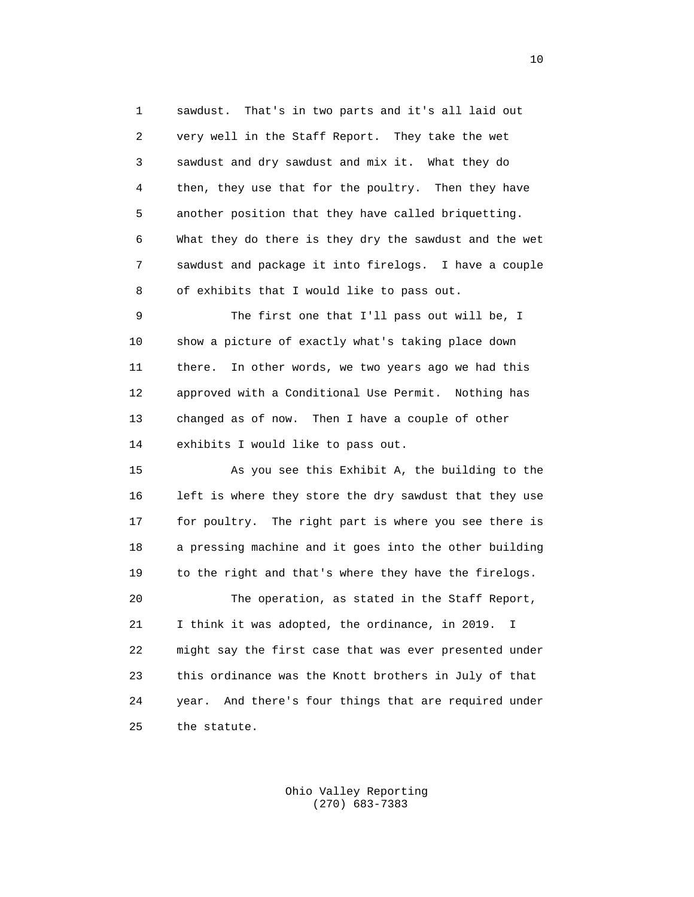sawdust. That's in two parts and it's all laid out very well in the Staff Report. They take the wet sawdust and dry sawdust and mix it. What they do then, they use that for the poultry. Then they have another position that they have called briquetting. What they do there is they dry the sawdust and the wet sawdust and package it into firelogs. I have a couple of exhibits that I would like to pass out.

The first one that I'll pass out will be, I show a picture of exactly what's taking place down there. In other words, we two years ago we had this approved with a Conditional Use Permit. Nothing has changed as of now. Then I have a couple of other exhibits I would like to pass out.

As you see this Exhibit A, the building to the left is where they store the dry sawdust that they use for poultry. The right part is where you see there is a pressing machine and it goes into the other building to the right and that's where they have the firelogs.

The operation, as stated in the Staff Report, I think it was adopted, the ordinance, in 2019. I might say the first case that was ever presented under this ordinance was the Knott brothers in July of that year. And there's four things that are required under the statute.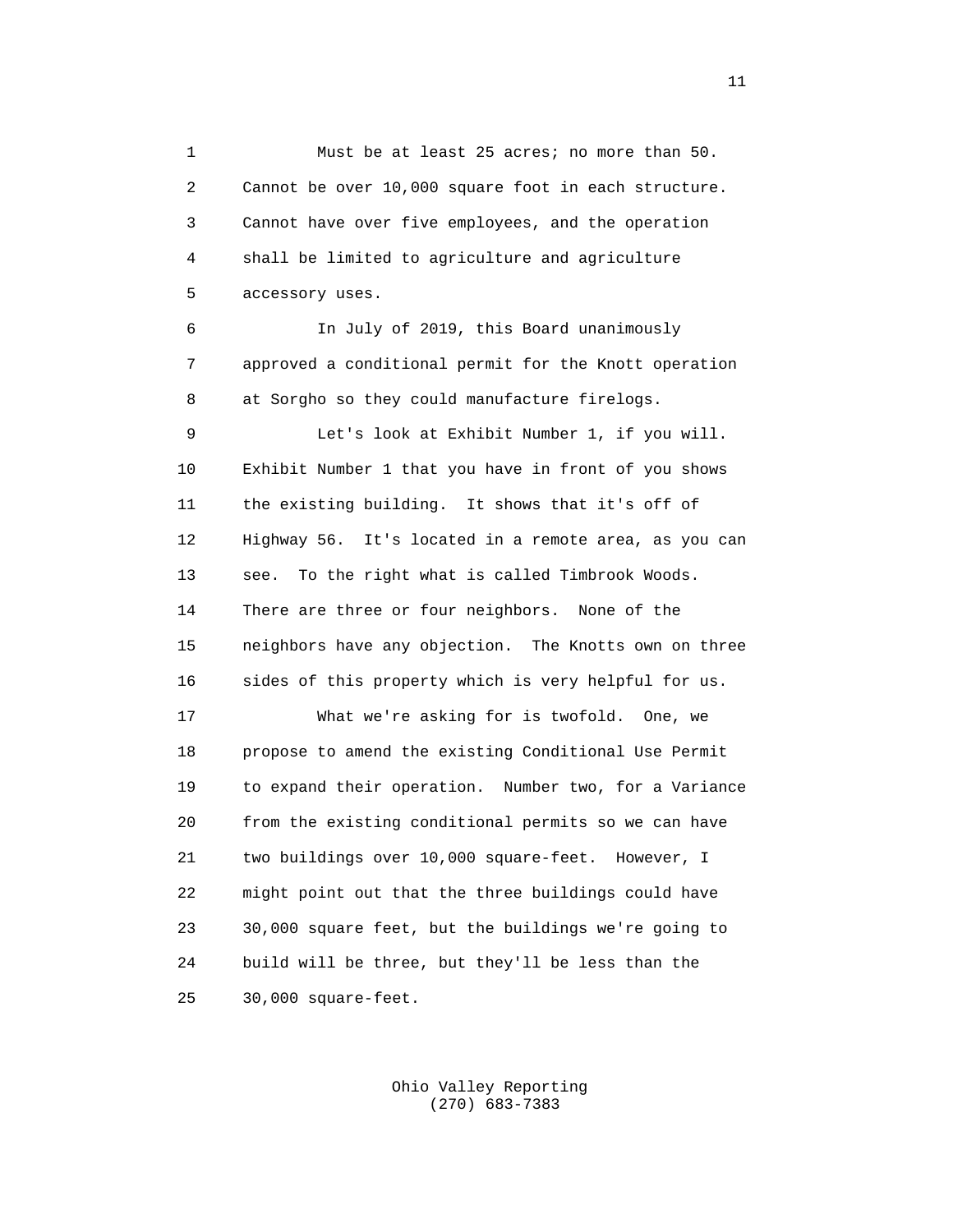Must be at least 25 acres; no more than 50. Cannot be over 10,000 square foot in each structure. Cannot have over five employees, and the operation shall be limited to agriculture and agriculture accessory uses.

In July of 2019, this Board unanimously approved a conditional permit for the Knott operation at Sorgho so they could manufacture firelogs.

Let's look at Exhibit Number 1, if you will. Exhibit Number 1 that you have in front of you shows the existing building. It shows that it's off of Highway 56. It's located in a remote area, as you can see. To the right what is called Timbrook Woods. There are three or four neighbors. None of the neighbors have any objection. The Knotts own on three sides of this property which is very helpful for us.

What we're asking for is twofold. One, we propose to amend the existing Conditional Use Permit to expand their operation. Number two, for a Variance from the existing conditional permits so we can have two buildings over 10,000 square-feet. However, I might point out that the three buildings could have 30,000 square feet, but the buildings we're going to build will be three, but they'll be less than the 30,000 square-feet.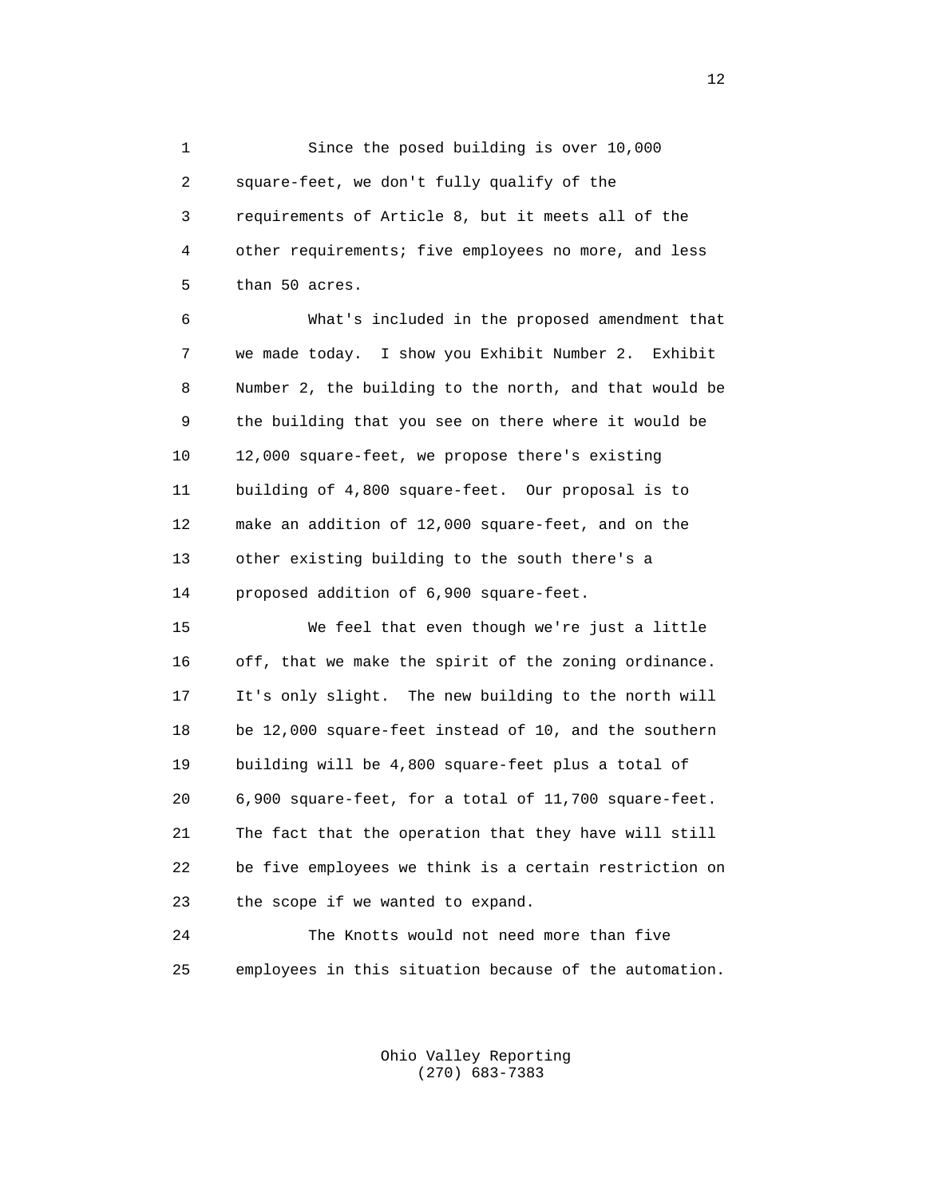1 Since the posed building is over 10,000
2 square-feet, we don't fully qualify of the
3 requirements of Article 8, but it meets all of the
4 other requirements; five employees no more, and less
5 than 50 acres.

6 What's included in the proposed amendment that
7 we made today. I show you Exhibit Number 2. Exhibit
8 Number 2, the building to the north, and that would be
9 the building that you see on there where it would be
10 12,000 square-feet, we propose there's existing
11 building of 4,800 square-feet. Our proposal is to
12 make an addition of 12,000 square-feet, and on the
13 other existing building to the south there's a
14 proposed addition of 6,900 square-feet.

15 We feel that even though we're just a little
16 off, that we make the spirit of the zoning ordinance.
17 It's only slight. The new building to the north will
18 be 12,000 square-feet instead of 10, and the southern
19 building will be 4,800 square-feet plus a total of
20 6,900 square-feet, for a total of 11,700 square-feet.
21 The fact that the operation that they have will still
22 be five employees we think is a certain restriction on
23 the scope if we wanted to expand.

24 The Knotts would not need more than five
25 employees in this situation because of the automation.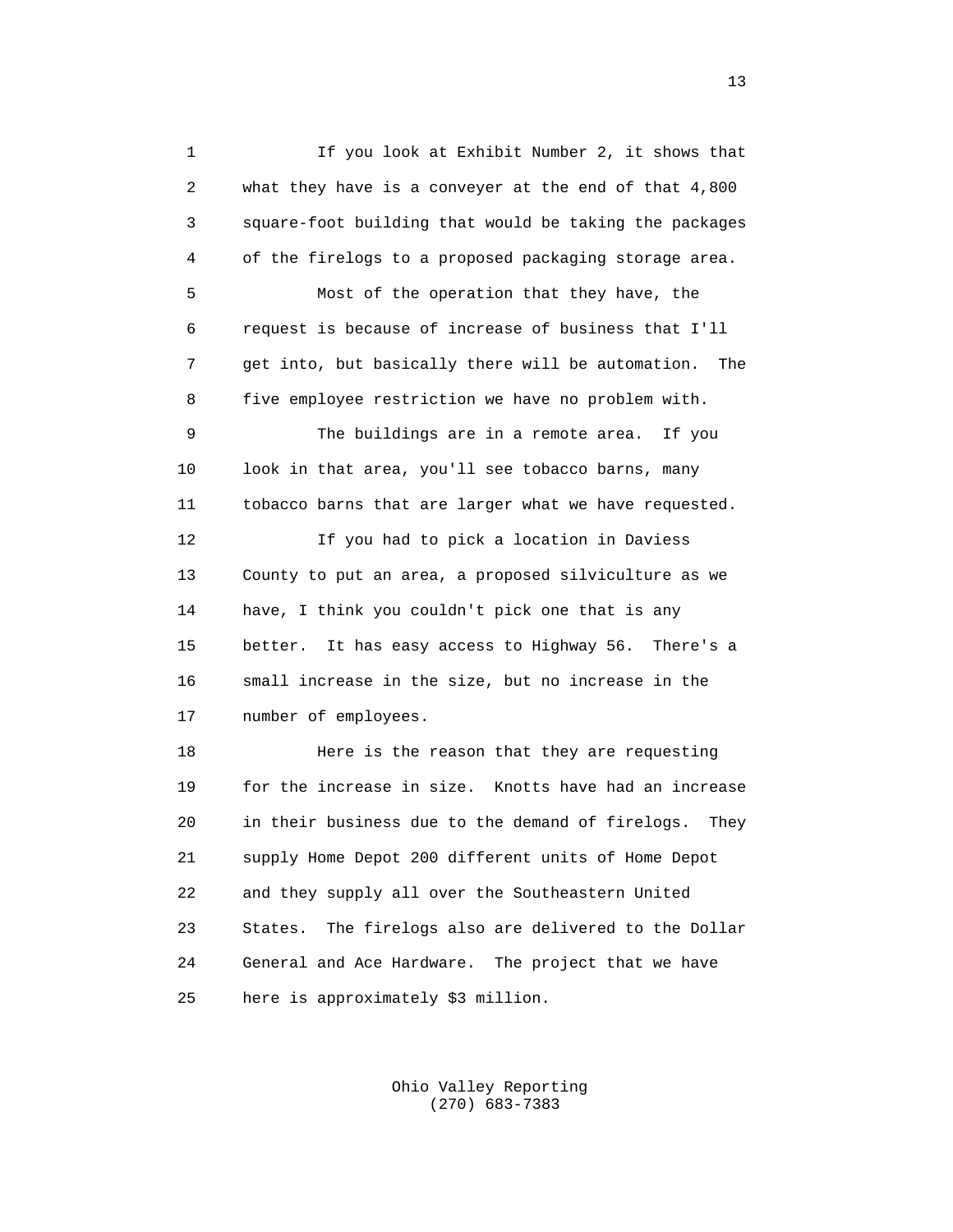If you look at Exhibit Number 2, it shows that what they have is a conveyer at the end of that 4,800 square-foot building that would be taking the packages of the firelogs to a proposed packaging storage area.

Most of the operation that they have, the request is because of increase of business that I'll get into, but basically there will be automation. The five employee restriction we have no problem with.

The buildings are in a remote area. If you look in that area, you'll see tobacco barns, many tobacco barns that are larger what we have requested.

If you had to pick a location in Daviess County to put an area, a proposed silviculture as we have, I think you couldn't pick one that is any better. It has easy access to Highway 56. There's a small increase in the size, but no increase in the number of employees.

Here is the reason that they are requesting for the increase in size. Knotts have had an increase in their business due to the demand of firelogs. They supply Home Depot 200 different units of Home Depot and they supply all over the Southeastern United States. The firelogs also are delivered to the Dollar General and Ace Hardware. The project that we have here is approximately $3 million.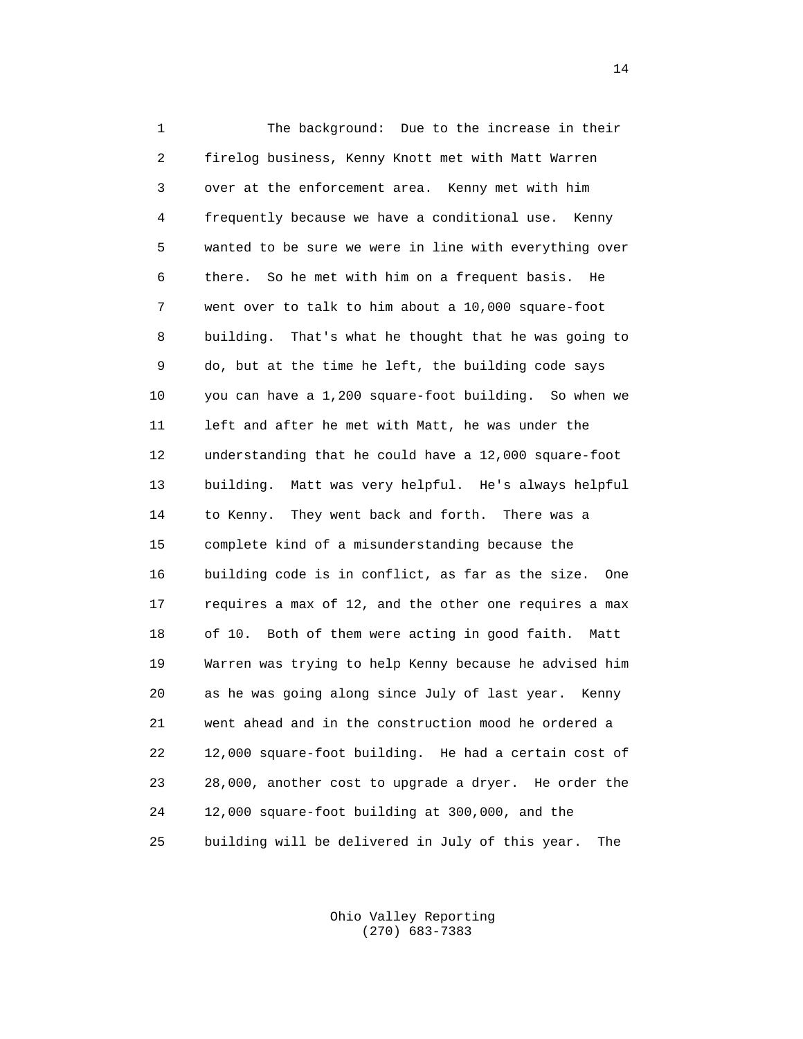1 The background: Due to the increase in their
2 firelog business, Kenny Knott met with Matt Warren
3 over at the enforcement area. Kenny met with him
4 frequently because we have a conditional use. Kenny
5 wanted to be sure we were in line with everything over
6 there. So he met with him on a frequent basis. He
7 went over to talk to him about a 10,000 square-foot
8 building. That's what he thought that he was going to
9 do, but at the time he left, the building code says
10 you can have a 1,200 square-foot building. So when we
11 left and after he met with Matt, he was under the
12 understanding that he could have a 12,000 square-foot
13 building. Matt was very helpful. He's always helpful
14 to Kenny. They went back and forth. There was a
15 complete kind of a misunderstanding because the
16 building code is in conflict, as far as the size. One
17 requires a max of 12, and the other one requires a max
18 of 10. Both of them were acting in good faith. Matt
19 Warren was trying to help Kenny because he advised him
20 as he was going along since July of last year. Kenny
21 went ahead and in the construction mood he ordered a
22 12,000 square-foot building. He had a certain cost of
23 28,000, another cost to upgrade a dryer. He order the
24 12,000 square-foot building at 300,000, and the
25 building will be delivered in July of this year. The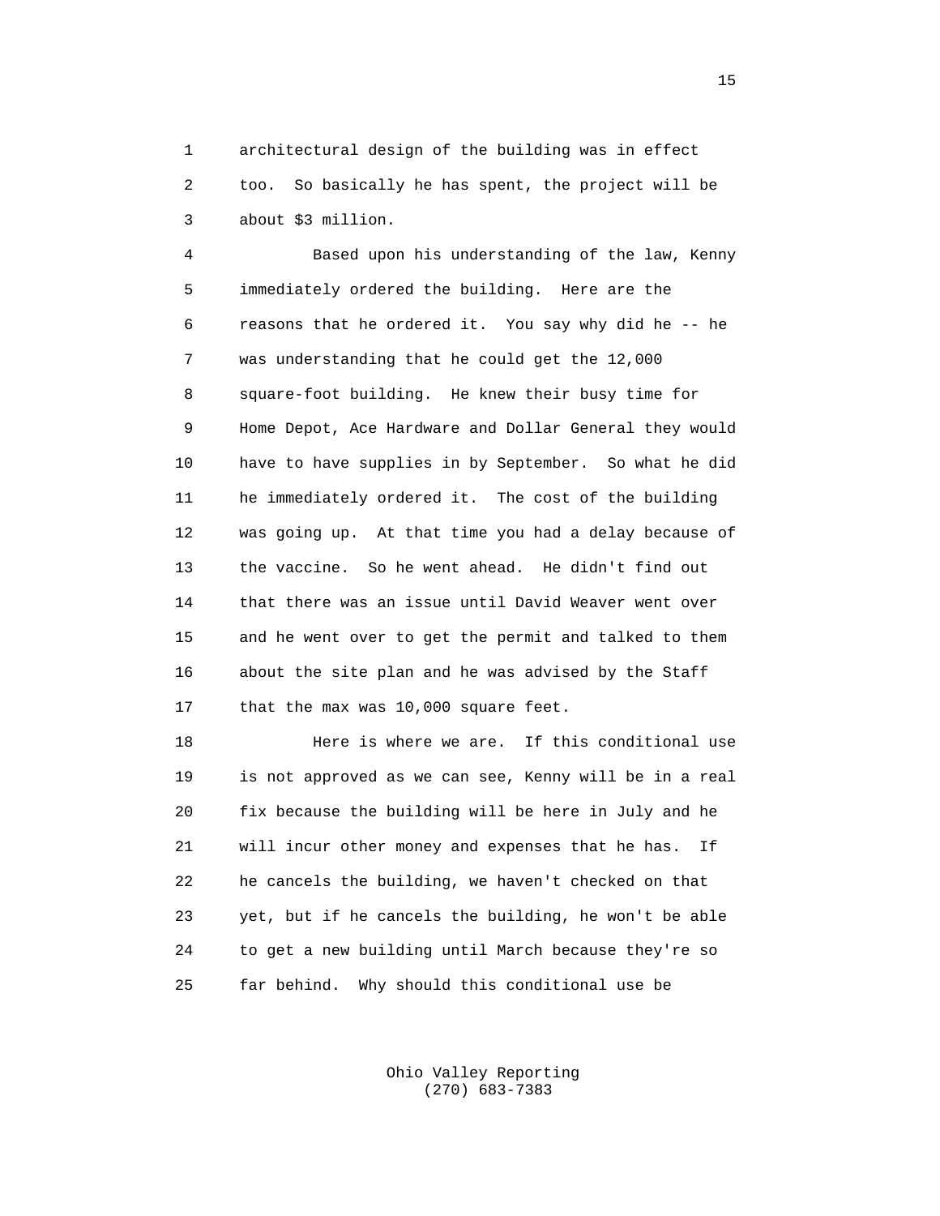architectural design of the building was in effect too. So basically he has spent, the project will be about $3 million.

Based upon his understanding of the law, Kenny immediately ordered the building. Here are the reasons that he ordered it. You say why did he -- he was understanding that he could get the 12,000 square-foot building. He knew their busy time for Home Depot, Ace Hardware and Dollar General they would have to have supplies in by September. So what he did he immediately ordered it. The cost of the building was going up. At that time you had a delay because of the vaccine. So he went ahead. He didn't find out that there was an issue until David Weaver went over and he went over to get the permit and talked to them about the site plan and he was advised by the Staff that the max was 10,000 square feet.

Here is where we are. If this conditional use is not approved as we can see, Kenny will be in a real fix because the building will be here in July and he will incur other money and expenses that he has. If he cancels the building, we haven't checked on that yet, but if he cancels the building, he won't be able to get a new building until March because they're so far behind. Why should this conditional use be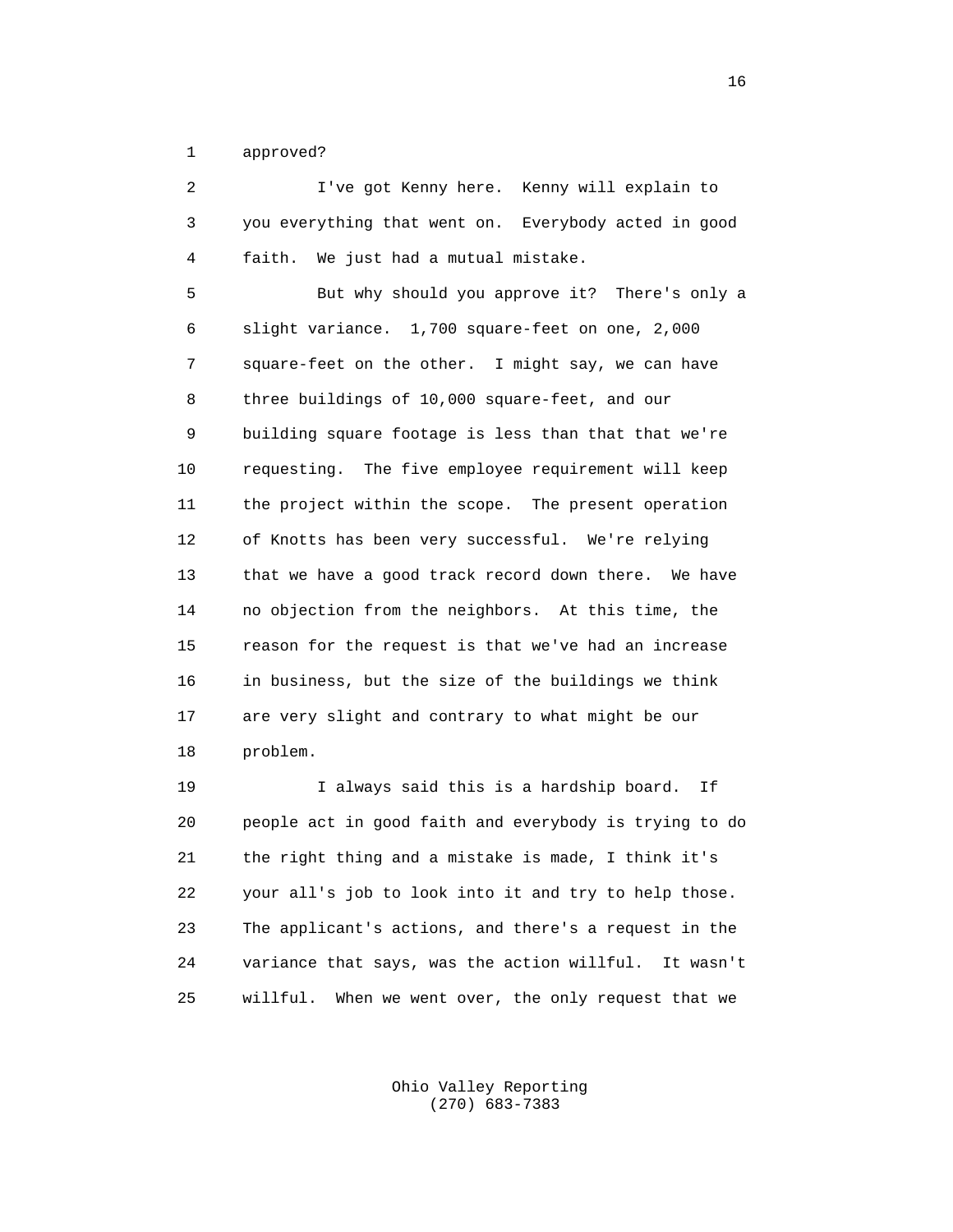approved?

I've got Kenny here. Kenny will explain to you everything that went on. Everybody acted in good faith. We just had a mutual mistake.

But why should you approve it? There's only a slight variance. 1,700 square-feet on one, 2,000 square-feet on the other. I might say, we can have three buildings of 10,000 square-feet, and our building square footage is less than that that we're requesting. The five employee requirement will keep the project within the scope. The present operation of Knotts has been very successful. We're relying that we have a good track record down there. We have no objection from the neighbors. At this time, the reason for the request is that we've had an increase in business, but the size of the buildings we think are very slight and contrary to what might be our problem.

I always said this is a hardship board. If people act in good faith and everybody is trying to do the right thing and a mistake is made, I think it's your all's job to look into it and try to help those. The applicant's actions, and there's a request in the variance that says, was the action willful. It wasn't willful. When we went over, the only request that we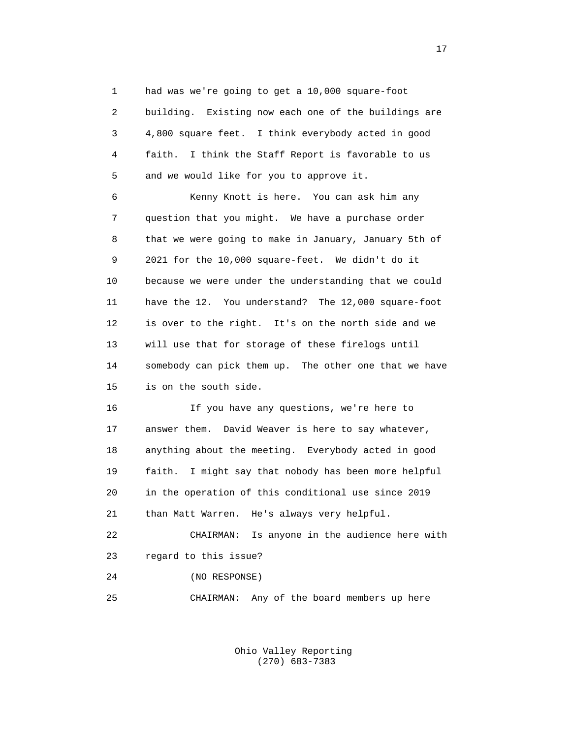1 had was we're going to get a 10,000 square-foot
2 building. Existing now each one of the buildings are
3 4,800 square feet. I think everybody acted in good
4 faith. I think the Staff Report is favorable to us
5 and we would like for you to approve it.

6 Kenny Knott is here. You can ask him any
7 question that you might. We have a purchase order
8 that we were going to make in January, January 5th of
9 2021 for the 10,000 square-feet. We didn't do it
10 because we were under the understanding that we could
11 have the 12. You understand? The 12,000 square-foot
12 is over to the right. It's on the north side and we
13 will use that for storage of these firelogs until
14 somebody can pick them up. The other one that we have
15 is on the south side.

16 If you have any questions, we're here to
17 answer them. David Weaver is here to say whatever,
18 anything about the meeting. Everybody acted in good
19 faith. I might say that nobody has been more helpful
20 in the operation of this conditional use since 2019
21 than Matt Warren. He's always very helpful.

22 CHAIRMAN: Is anyone in the audience here with
23 regard to this issue?

24 (NO RESPONSE)

25 CHAIRMAN: Any of the board members up here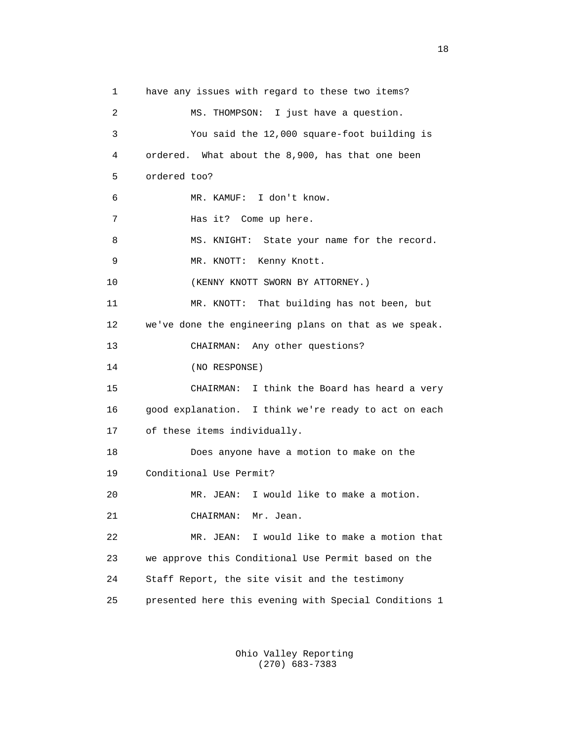1 have any issues with regard to these two items?

2 MS. THOMPSON: I just have a question.

3 You said the 12,000 square-foot building is

4 ordered. What about the 8,900, has that one been

5 ordered too?

6 MR. KAMUF: I don't know.

7 Has it? Come up here.

8 MS. KNIGHT: State your name for the record.

9 MR. KNOTT: Kenny Knott.

10 (KENNY KNOTT SWORN BY ATTORNEY.)

11 MR. KNOTT: That building has not been, but

12 we've done the engineering plans on that as we speak.

13 CHAIRMAN: Any other questions?

14 (NO RESPONSE)

15 CHAIRMAN: I think the Board has heard a very

16 good explanation. I think we're ready to act on each

17 of these items individually.

18 Does anyone have a motion to make on the

19 Conditional Use Permit?

20 MR. JEAN: I would like to make a motion.

21 CHAIRMAN: Mr. Jean.

22 MR. JEAN: I would like to make a motion that

23 we approve this Conditional Use Permit based on the

24 Staff Report, the site visit and the testimony

25 presented here this evening with Special Conditions 1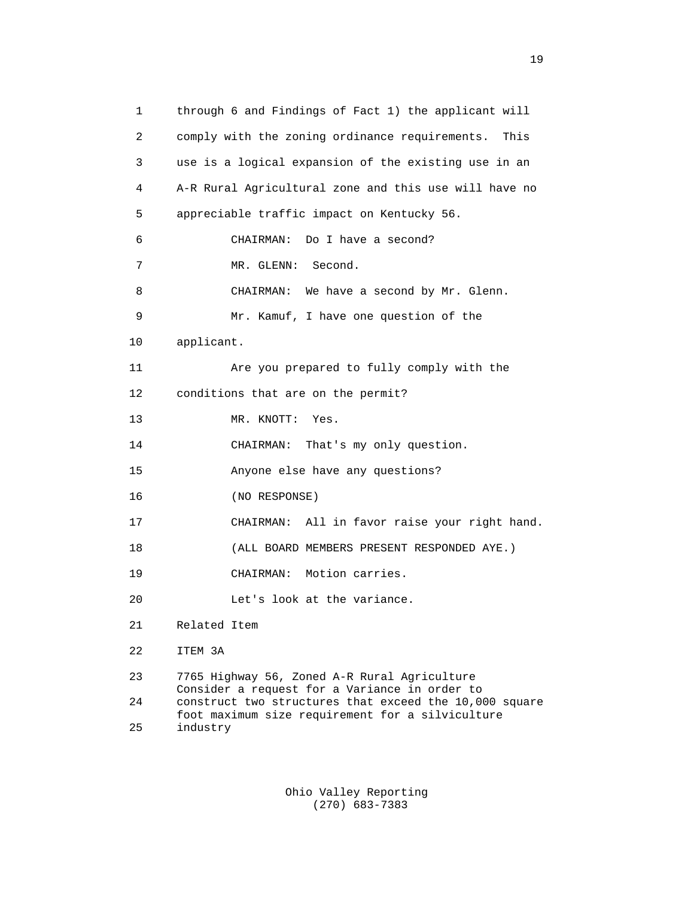1 through 6 and Findings of Fact 1) the applicant will
2 comply with the zoning ordinance requirements. This
3 use is a logical expansion of the existing use in an
4 A-R Rural Agricultural zone and this use will have no
5 appreciable traffic impact on Kentucky 56.

6 CHAIRMAN: Do I have a second?

7 MR. GLENN: Second.

8 CHAIRMAN: We have a second by Mr. Glenn.

9 Mr. Kamuf, I have one question of the
10 applicant.

11 Are you prepared to fully comply with the
12 conditions that are on the permit?

13 MR. KNOTT: Yes.

14 CHAIRMAN: That's my only question.

15 Anyone else have any questions?

16 (NO RESPONSE)

17 CHAIRMAN: All in favor raise your right hand.

18 (ALL BOARD MEMBERS PRESENT RESPONDED AYE.)

19 CHAIRMAN: Motion carries.

20 Let's look at the variance.

21 Related Item

22 ITEM 3A

23 7765 Highway 56, Zoned A-R Rural Agriculture
Consider a request for a Variance in order to
24 construct two structures that exceed the 10,000 square
foot maximum size requirement for a silviculture
25 industry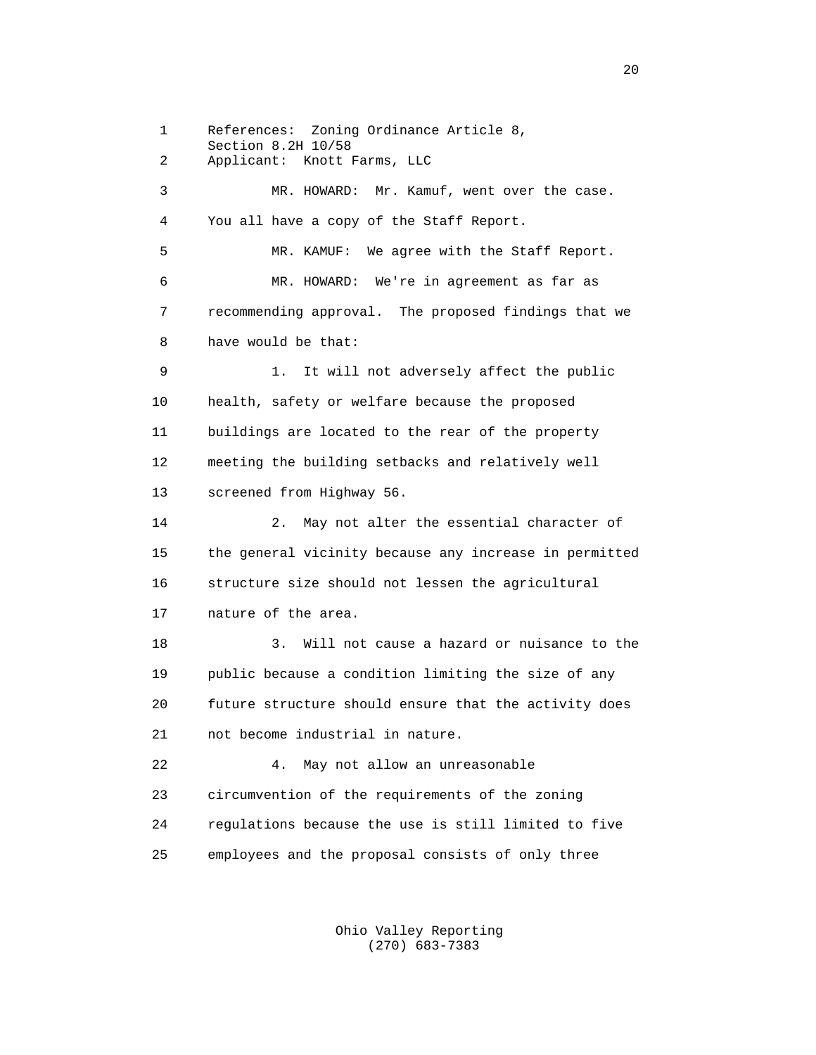References: Zoning Ordinance Article 8, Section 8.2H 10/58
Applicant: Knott Farms, LLC

MR. HOWARD: Mr. Kamuf, went over the case. You all have a copy of the Staff Report.

MR. KAMUF: We agree with the Staff Report.

MR. HOWARD: We're in agreement as far as recommending approval. The proposed findings that we have would be that:

1. It will not adversely affect the public health, safety or welfare because the proposed buildings are located to the rear of the property meeting the building setbacks and relatively well screened from Highway 56.

2. May not alter the essential character of the general vicinity because any increase in permitted structure size should not lessen the agricultural nature of the area.

3. Will not cause a hazard or nuisance to the public because a condition limiting the size of any future structure should ensure that the activity does not become industrial in nature.

4. May not allow an unreasonable circumvention of the requirements of the zoning regulations because the use is still limited to five employees and the proposal consists of only three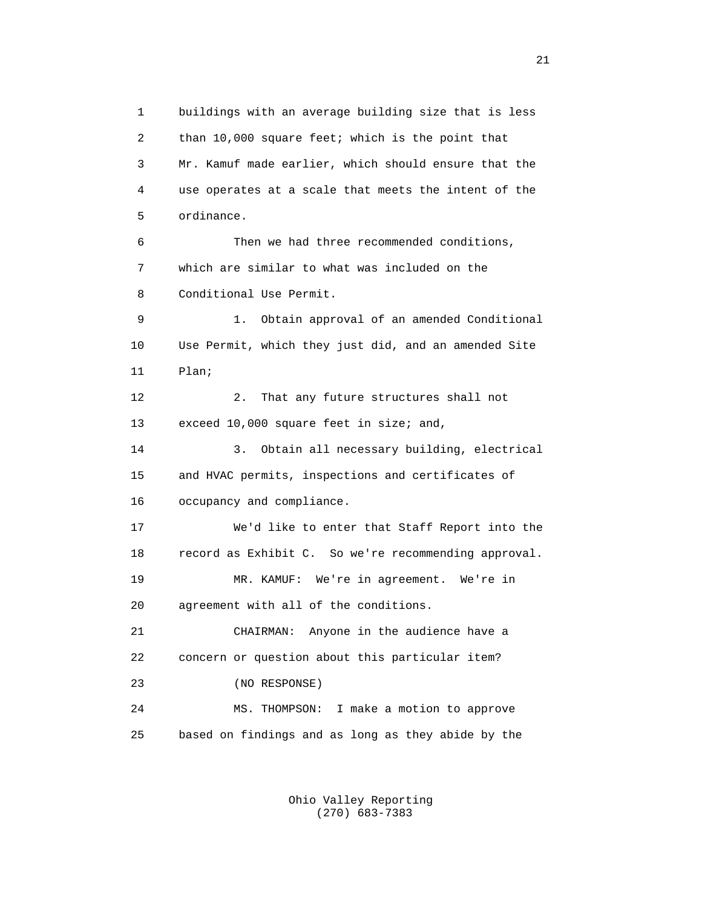buildings with an average building size that is less than 10,000 square feet; which is the point that Mr. Kamuf made earlier, which should ensure that the use operates at a scale that meets the intent of the ordinance.

Then we had three recommended conditions, which are similar to what was included on the Conditional Use Permit.

1. Obtain approval of an amended Conditional Use Permit, which they just did, and an amended Site Plan;

2. That any future structures shall not exceed 10,000 square feet in size; and,

3. Obtain all necessary building, electrical and HVAC permits, inspections and certificates of occupancy and compliance.

We'd like to enter that Staff Report into the record as Exhibit C. So we're recommending approval.

MR. KAMUF: We're in agreement. We're in agreement with all of the conditions.

CHAIRMAN: Anyone in the audience have a concern or question about this particular item?

(NO RESPONSE)

MS. THOMPSON: I make a motion to approve based on findings and as long as they abide by the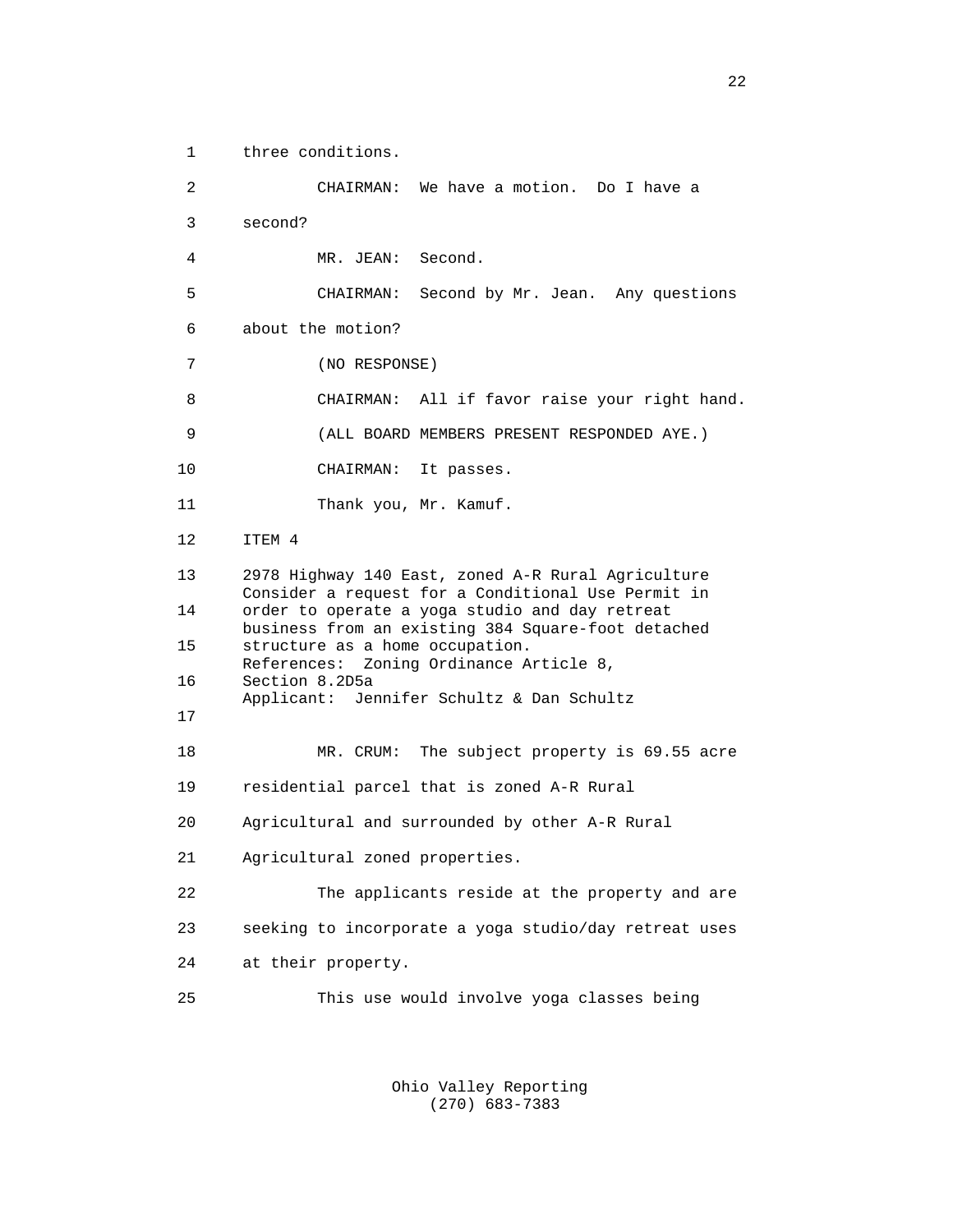three conditions.

CHAIRMAN: We have a motion. Do I have a second?

MR. JEAN: Second.

CHAIRMAN: Second by Mr. Jean. Any questions about the motion?

(NO RESPONSE)

CHAIRMAN: All if favor raise your right hand.

(ALL BOARD MEMBERS PRESENT RESPONDED AYE.)

CHAIRMAN: It passes.

Thank you, Mr. Kamuf.

ITEM 4

2978 Highway 140 East, zoned A-R Rural Agriculture
Consider a request for a Conditional Use Permit in order to operate a yoga studio and day retreat business from an existing 384 Square-foot detached structure as a home occupation.
References: Zoning Ordinance Article 8, Section 8.2D5a
Applicant: Jennifer Schultz & Dan Schultz

MR. CRUM: The subject property is 69.55 acre residential parcel that is zoned A-R Rural Agricultural and surrounded by other A-R Rural Agricultural zoned properties.

The applicants reside at the property and are seeking to incorporate a yoga studio/day retreat uses at their property.

This use would involve yoga classes being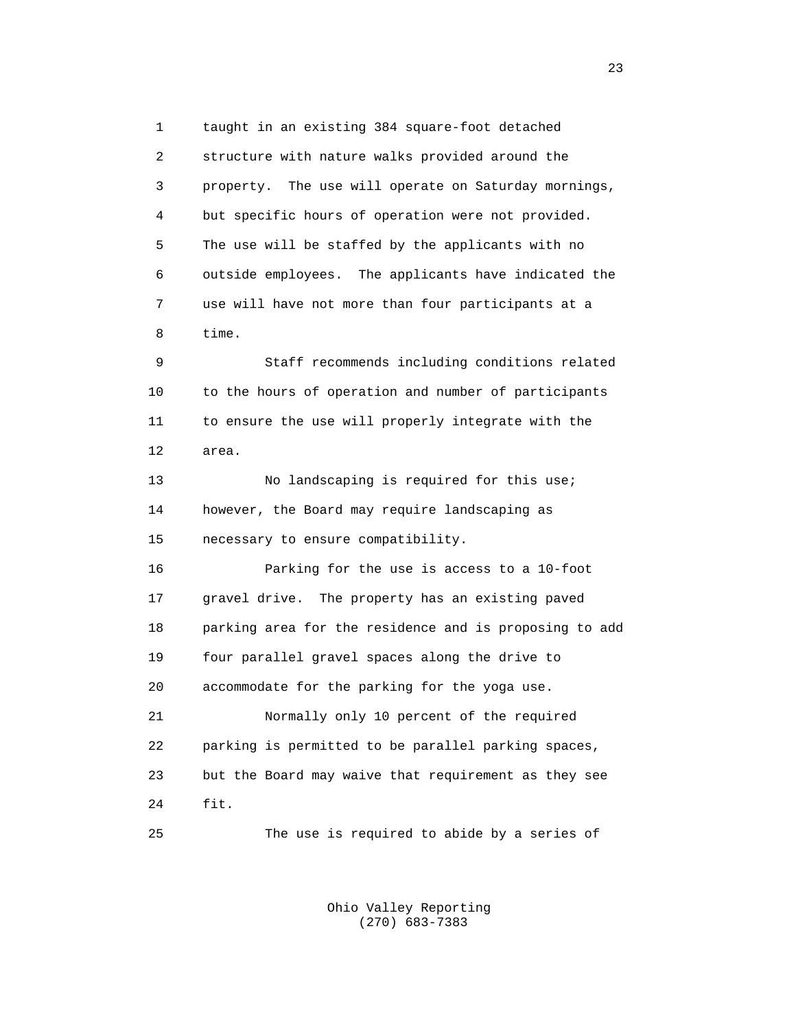taught in an existing 384 square-foot detached structure with nature walks provided around the property. The use will operate on Saturday mornings, but specific hours of operation were not provided. The use will be staffed by the applicants with no outside employees. The applicants have indicated the use will have not more than four participants at a time.

Staff recommends including conditions related to the hours of operation and number of participants to ensure the use will properly integrate with the area.

No landscaping is required for this use; however, the Board may require landscaping as necessary to ensure compatibility.

Parking for the use is access to a 10-foot gravel drive. The property has an existing paved parking area for the residence and is proposing to add four parallel gravel spaces along the drive to accommodate for the parking for the yoga use.

Normally only 10 percent of the required parking is permitted to be parallel parking spaces, but the Board may waive that requirement as they see fit.

The use is required to abide by a series of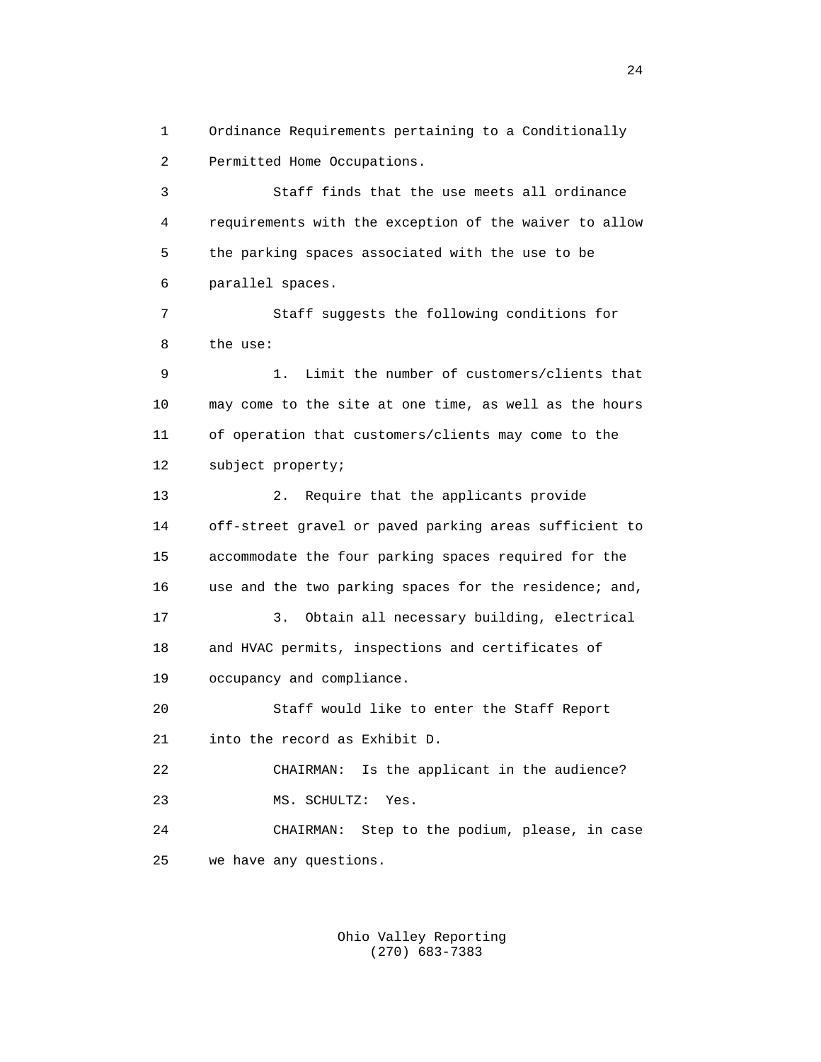Ordinance Requirements pertaining to a Conditionally Permitted Home Occupations.

Staff finds that the use meets all ordinance requirements with the exception of the waiver to allow the parking spaces associated with the use to be parallel spaces.

Staff suggests the following conditions for the use:

1. Limit the number of customers/clients that may come to the site at one time, as well as the hours of operation that customers/clients may come to the subject property;

2. Require that the applicants provide off-street gravel or paved parking areas sufficient to accommodate the four parking spaces required for the use and the two parking spaces for the residence; and,

3. Obtain all necessary building, electrical and HVAC permits, inspections and certificates of occupancy and compliance.

Staff would like to enter the Staff Report into the record as Exhibit D.

CHAIRMAN: Is the applicant in the audience?

MS. SCHULTZ: Yes.

CHAIRMAN: Step to the podium, please, in case we have any questions.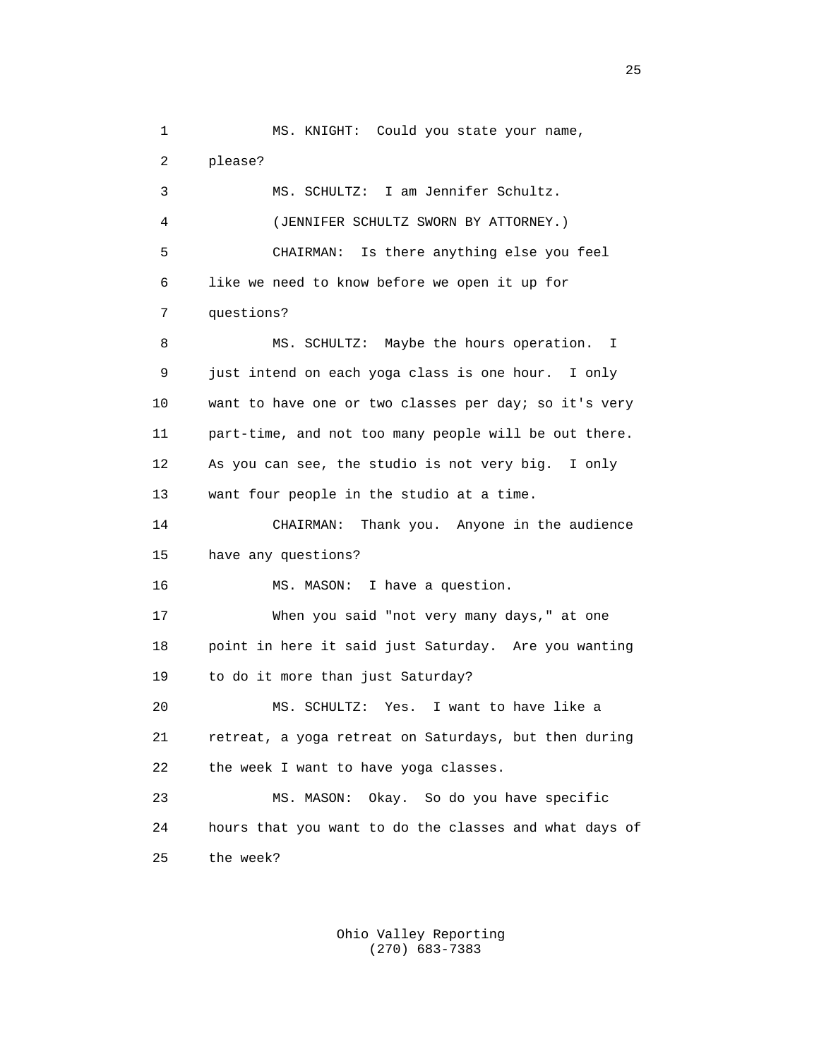MS. KNIGHT: Could you state your name, please?

MS. SCHULTZ: I am Jennifer Schultz.

(JENNIFER SCHULTZ SWORN BY ATTORNEY.)

CHAIRMAN: Is there anything else you feel like we need to know before we open it up for questions?

MS. SCHULTZ: Maybe the hours operation. I just intend on each yoga class is one hour. I only want to have one or two classes per day; so it's very part-time, and not too many people will be out there. As you can see, the studio is not very big. I only want four people in the studio at a time.

CHAIRMAN: Thank you. Anyone in the audience have any questions?

MS. MASON: I have a question.

When you said "not very many days," at one point in here it said just Saturday. Are you wanting to do it more than just Saturday?

MS. SCHULTZ: Yes. I want to have like a retreat, a yoga retreat on Saturdays, but then during the week I want to have yoga classes.

MS. MASON: Okay. So do you have specific hours that you want to do the classes and what days of the week?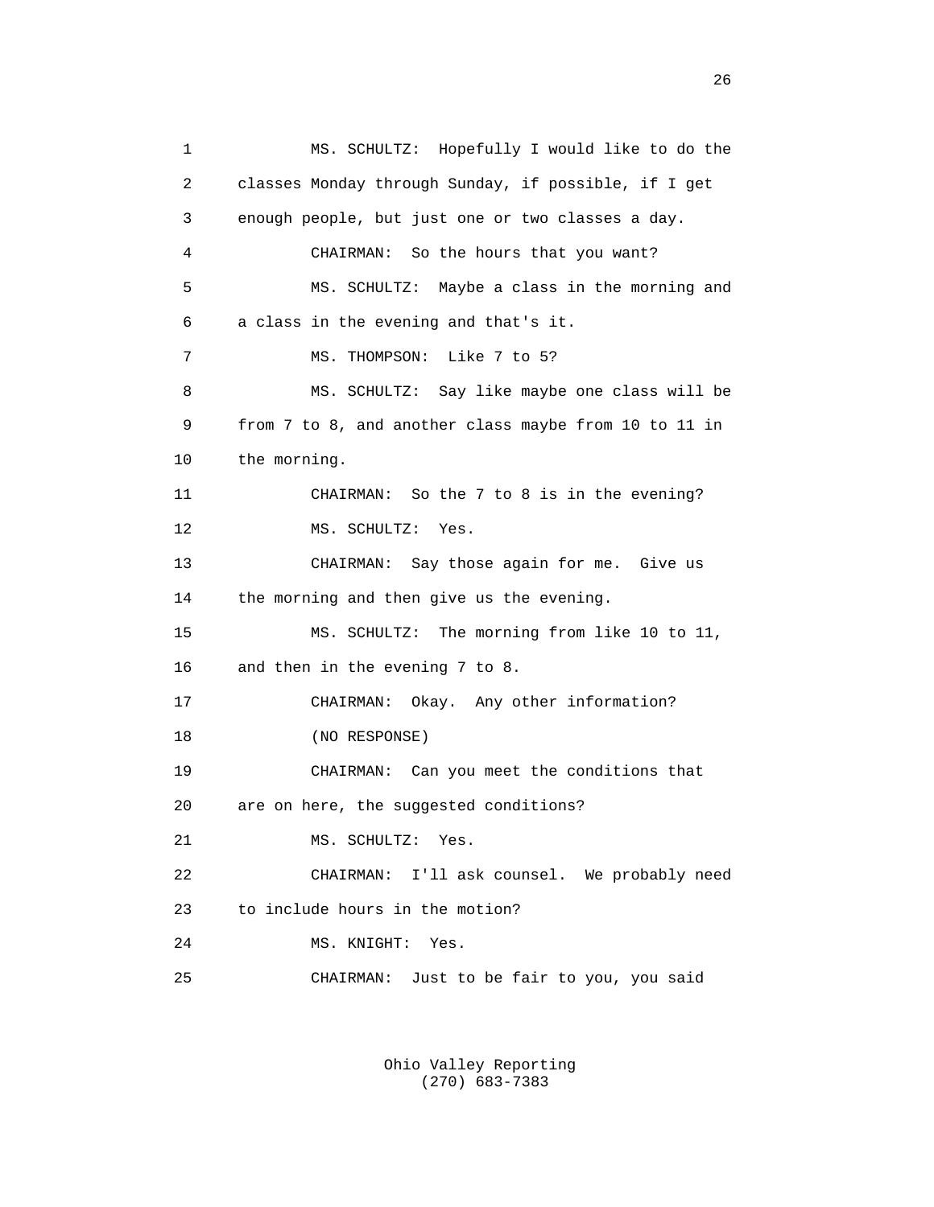1 MS. SCHULTZ: Hopefully I would like to do the
2 classes Monday through Sunday, if possible, if I get
3 enough people, but just one or two classes a day.
4 CHAIRMAN: So the hours that you want?
5 MS. SCHULTZ: Maybe a class in the morning and
6 a class in the evening and that's it.
7 MS. THOMPSON: Like 7 to 5?
8 MS. SCHULTZ: Say like maybe one class will be
9 from 7 to 8, and another class maybe from 10 to 11 in
10 the morning.
11 CHAIRMAN: So the 7 to 8 is in the evening?
12 MS. SCHULTZ: Yes.
13 CHAIRMAN: Say those again for me. Give us
14 the morning and then give us the evening.
15 MS. SCHULTZ: The morning from like 10 to 11,
16 and then in the evening 7 to 8.
17 CHAIRMAN: Okay. Any other information?
18 (NO RESPONSE)
19 CHAIRMAN: Can you meet the conditions that
20 are on here, the suggested conditions?
21 MS. SCHULTZ: Yes.
22 CHAIRMAN: I'll ask counsel. We probably need
23 to include hours in the motion?
24 MS. KNIGHT: Yes.
25 CHAIRMAN: Just to be fair to you, you said

Ohio Valley Reporting
(270) 683-7383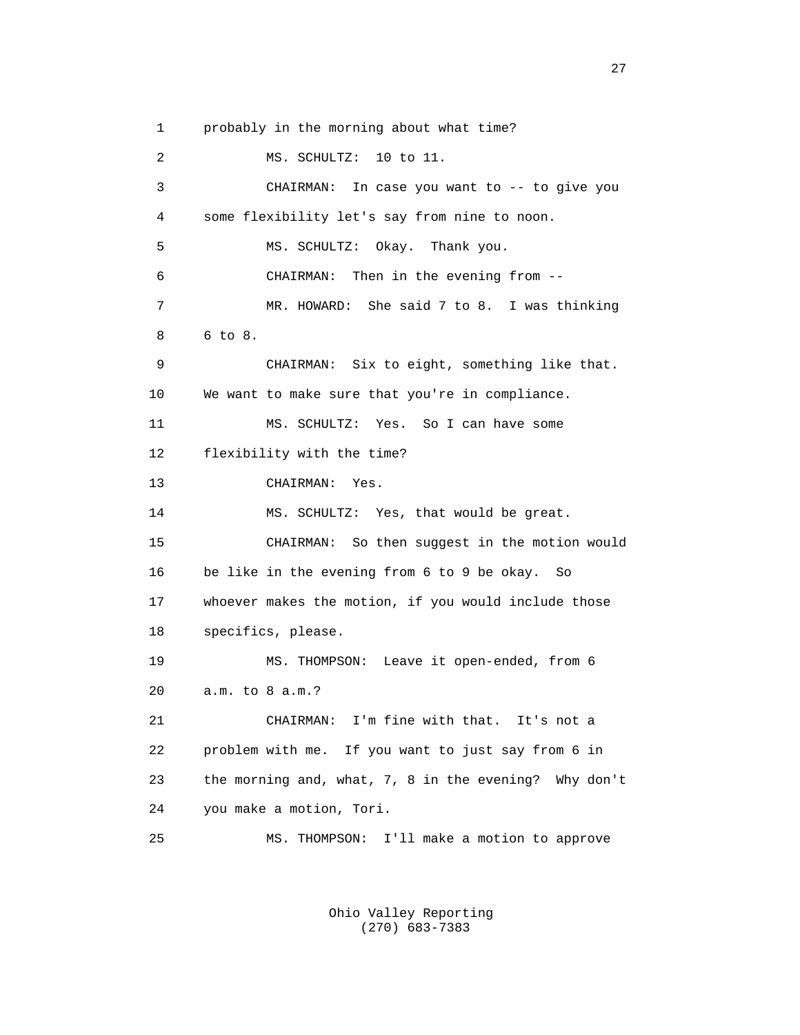1 probably in the morning about what time?

2 MS. SCHULTZ: 10 to 11.

3 CHAIRMAN: In case you want to -- to give you

4 some flexibility let's say from nine to noon.

5 MS. SCHULTZ: Okay. Thank you.

6 CHAIRMAN: Then in the evening from --

7 MR. HOWARD: She said 7 to 8. I was thinking

8 6 to 8.

9 CHAIRMAN: Six to eight, something like that.

10 We want to make sure that you're in compliance.

11 MS. SCHULTZ: Yes. So I can have some

12 flexibility with the time?

13 CHAIRMAN: Yes.

14 MS. SCHULTZ: Yes, that would be great.

15 CHAIRMAN: So then suggest in the motion would

16 be like in the evening from 6 to 9 be okay. So

17 whoever makes the motion, if you would include those

18 specifics, please.

19 MS. THOMPSON: Leave it open-ended, from 6

20 a.m. to 8 a.m.?

21 CHAIRMAN: I'm fine with that. It's not a

22 problem with me. If you want to just say from 6 in

23 the morning and, what, 7, 8 in the evening? Why don't

24 you make a motion, Tori.

25 MS. THOMPSON: I'll make a motion to approve

Ohio Valley Reporting
(270) 683-7383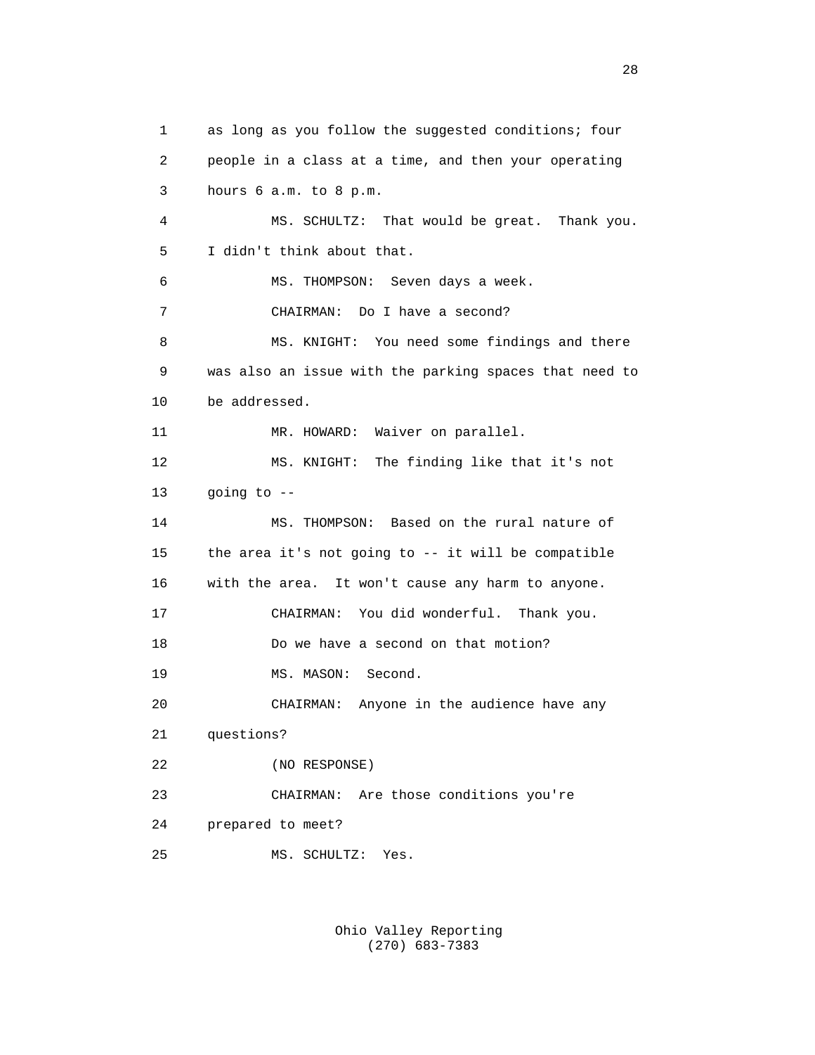1 as long as you follow the suggested conditions; four
2 people in a class at a time, and then your operating
3 hours 6 a.m. to 8 p.m.
4 MS. SCHULTZ: That would be great. Thank you.
5 I didn't think about that.
6 MS. THOMPSON: Seven days a week.
7 CHAIRMAN: Do I have a second?
8 MS. KNIGHT: You need some findings and there
9 was also an issue with the parking spaces that need to
10 be addressed.
11 MR. HOWARD: Waiver on parallel.
12 MS. KNIGHT: The finding like that it's not
13 going to --
14 MS. THOMPSON: Based on the rural nature of
15 the area it's not going to -- it will be compatible
16 with the area. It won't cause any harm to anyone.
17 CHAIRMAN: You did wonderful. Thank you.
18 Do we have a second on that motion?
19 MS. MASON: Second.
20 CHAIRMAN: Anyone in the audience have any
21 questions?
22 (NO RESPONSE)
23 CHAIRMAN: Are those conditions you're
24 prepared to meet?
25 MS. SCHULTZ: Yes.

Ohio Valley Reporting
(270) 683-7383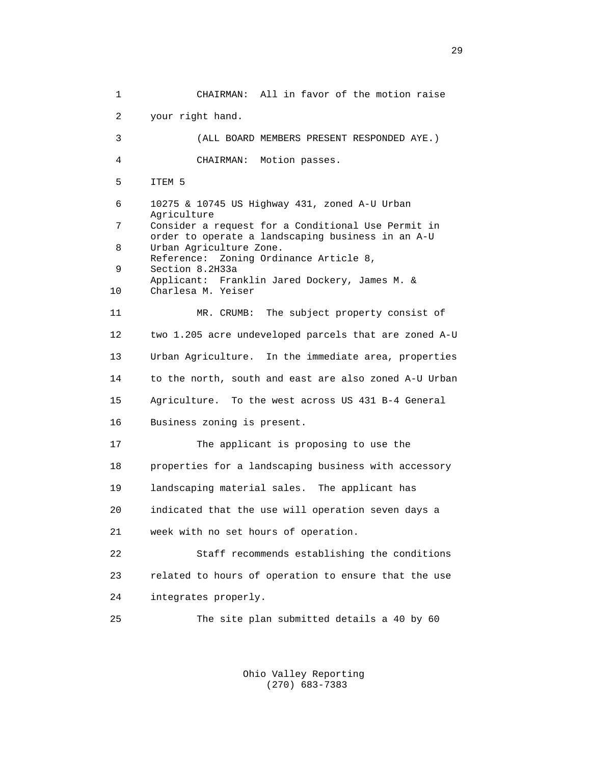CHAIRMAN: All in favor of the motion raise your right hand.

(ALL BOARD MEMBERS PRESENT RESPONDED AYE.)

CHAIRMAN: Motion passes.

ITEM 5

10275 & 10745 US Highway 431, zoned A-U Urban Agriculture
Consider a request for a Conditional Use Permit in order to operate a landscaping business in an A-U Urban Agriculture Zone.
Reference: Zoning Ordinance Article 8, Section 8.2H33a
Applicant: Franklin Jared Dockery, James M. & Charlesa M. Yeiser

MR. CRUMB: The subject property consist of two 1.205 acre undeveloped parcels that are zoned A-U Urban Agriculture. In the immediate area, properties to the north, south and east are also zoned A-U Urban Agriculture. To the west across US 431 B-4 General Business zoning is present.

The applicant is proposing to use the properties for a landscaping business with accessory landscaping material sales. The applicant has indicated that the use will operation seven days a week with no set hours of operation.

Staff recommends establishing the conditions related to hours of operation to ensure that the use integrates properly.

The site plan submitted details a 40 by 60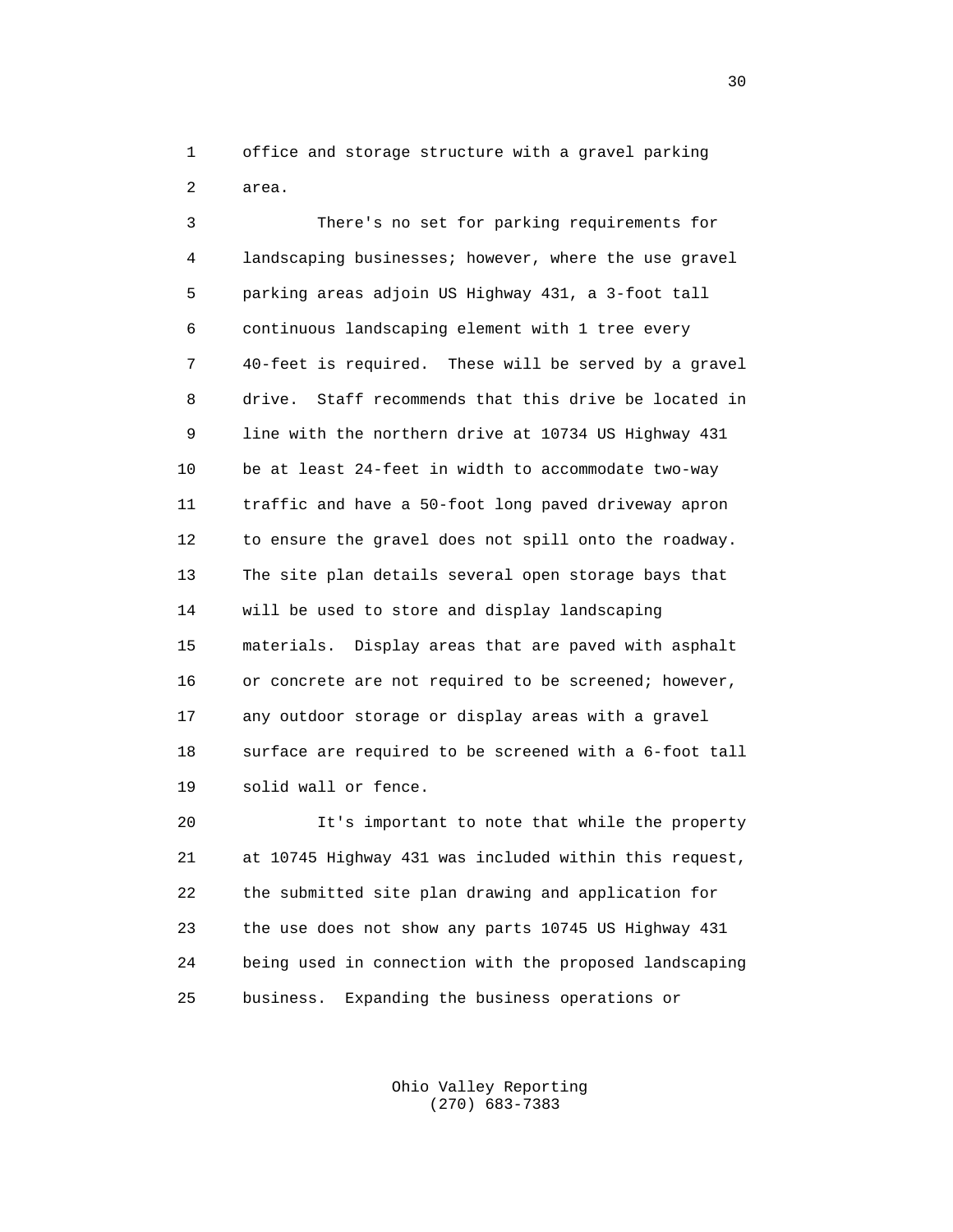office and storage structure with a gravel parking area.

There's no set for parking requirements for landscaping businesses; however, where the use gravel parking areas adjoin US Highway 431, a 3-foot tall continuous landscaping element with 1 tree every 40-feet is required. These will be served by a gravel drive. Staff recommends that this drive be located in line with the northern drive at 10734 US Highway 431 be at least 24-feet in width to accommodate two-way traffic and have a 50-foot long paved driveway apron to ensure the gravel does not spill onto the roadway. The site plan details several open storage bays that will be used to store and display landscaping materials. Display areas that are paved with asphalt or concrete are not required to be screened; however, any outdoor storage or display areas with a gravel surface are required to be screened with a 6-foot tall solid wall or fence.

It's important to note that while the property at 10745 Highway 431 was included within this request, the submitted site plan drawing and application for the use does not show any parts 10745 US Highway 431 being used in connection with the proposed landscaping business. Expanding the business operations or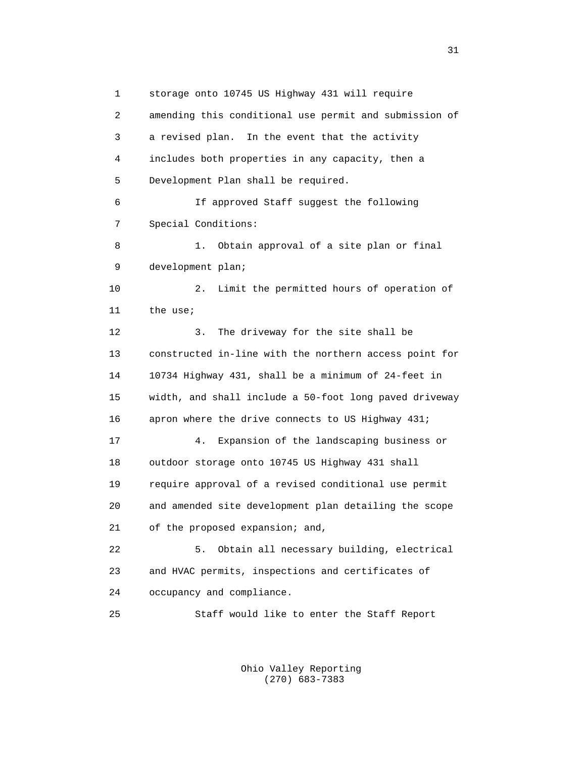storage onto 10745 US Highway 431 will require amending this conditional use permit and submission of a revised plan. In the event that the activity includes both properties in any capacity, then a Development Plan shall be required.

If approved Staff suggest the following Special Conditions:

1. Obtain approval of a site plan or final development plan;

2. Limit the permitted hours of operation of the use;

3. The driveway for the site shall be constructed in-line with the northern access point for 10734 Highway 431, shall be a minimum of 24-feet in width, and shall include a 50-foot long paved driveway apron where the drive connects to US Highway 431;

4. Expansion of the landscaping business or outdoor storage onto 10745 US Highway 431 shall require approval of a revised conditional use permit and amended site development plan detailing the scope of the proposed expansion; and,

5. Obtain all necessary building, electrical and HVAC permits, inspections and certificates of occupancy and compliance.

Staff would like to enter the Staff Report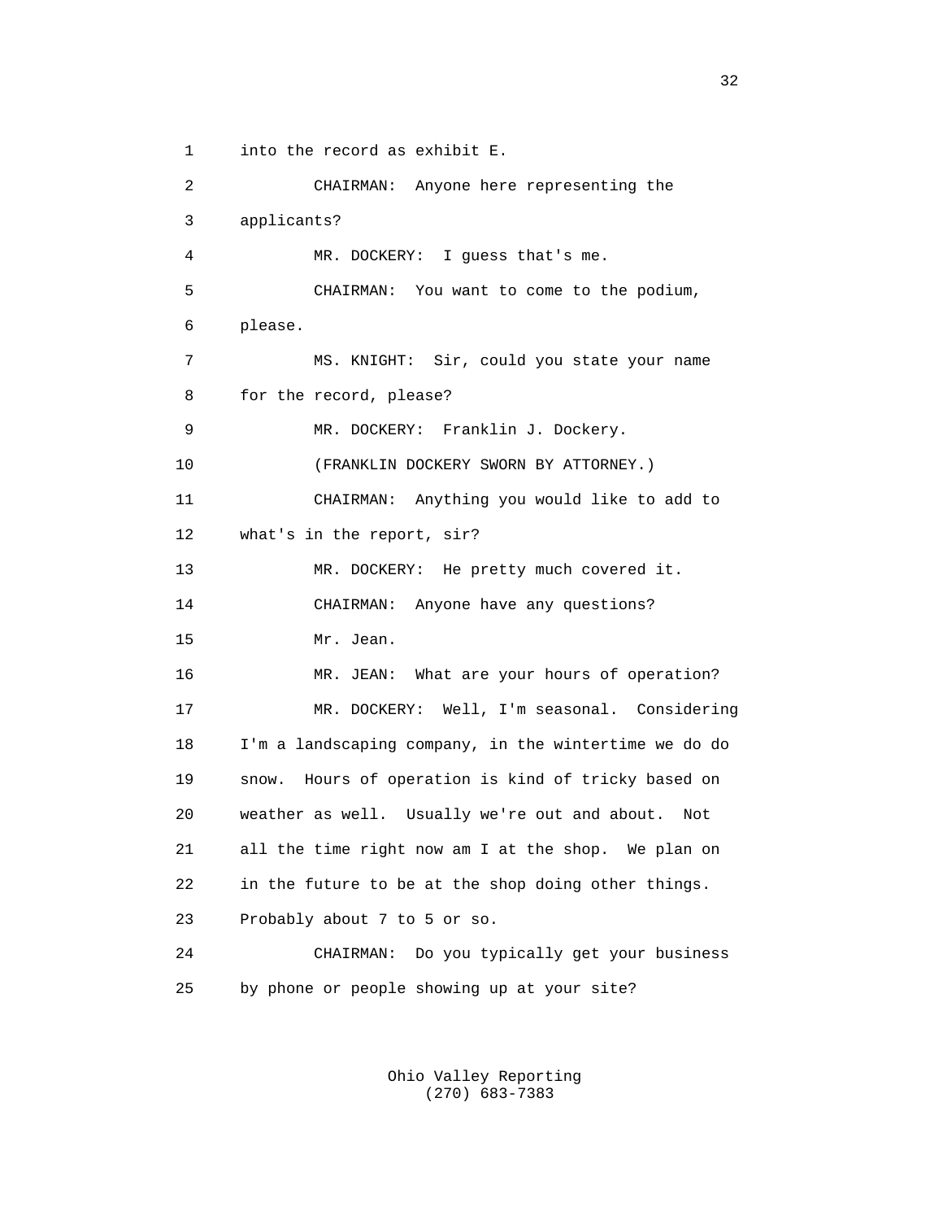1 into the record as exhibit E.

2 CHAIRMAN: Anyone here representing the

3 applicants?

4 MR. DOCKERY: I guess that's me.

5 CHAIRMAN: You want to come to the podium,

6 please.

7 MS. KNIGHT: Sir, could you state your name

8 for the record, please?

9 MR. DOCKERY: Franklin J. Dockery.

10 (FRANKLIN DOCKERY SWORN BY ATTORNEY.)

11 CHAIRMAN: Anything you would like to add to

12 what's in the report, sir?

13 MR. DOCKERY: He pretty much covered it.

14 CHAIRMAN: Anyone have any questions?

15 Mr. Jean.

16 MR. JEAN: What are your hours of operation?

17 MR. DOCKERY: Well, I'm seasonal. Considering

18 I'm a landscaping company, in the wintertime we do do

19 snow. Hours of operation is kind of tricky based on

20 weather as well. Usually we're out and about. Not

21 all the time right now am I at the shop. We plan on

22 in the future to be at the shop doing other things.

23 Probably about 7 to 5 or so.

24 CHAIRMAN: Do you typically get your business

25 by phone or people showing up at your site?

Ohio Valley Reporting
(270) 683-7383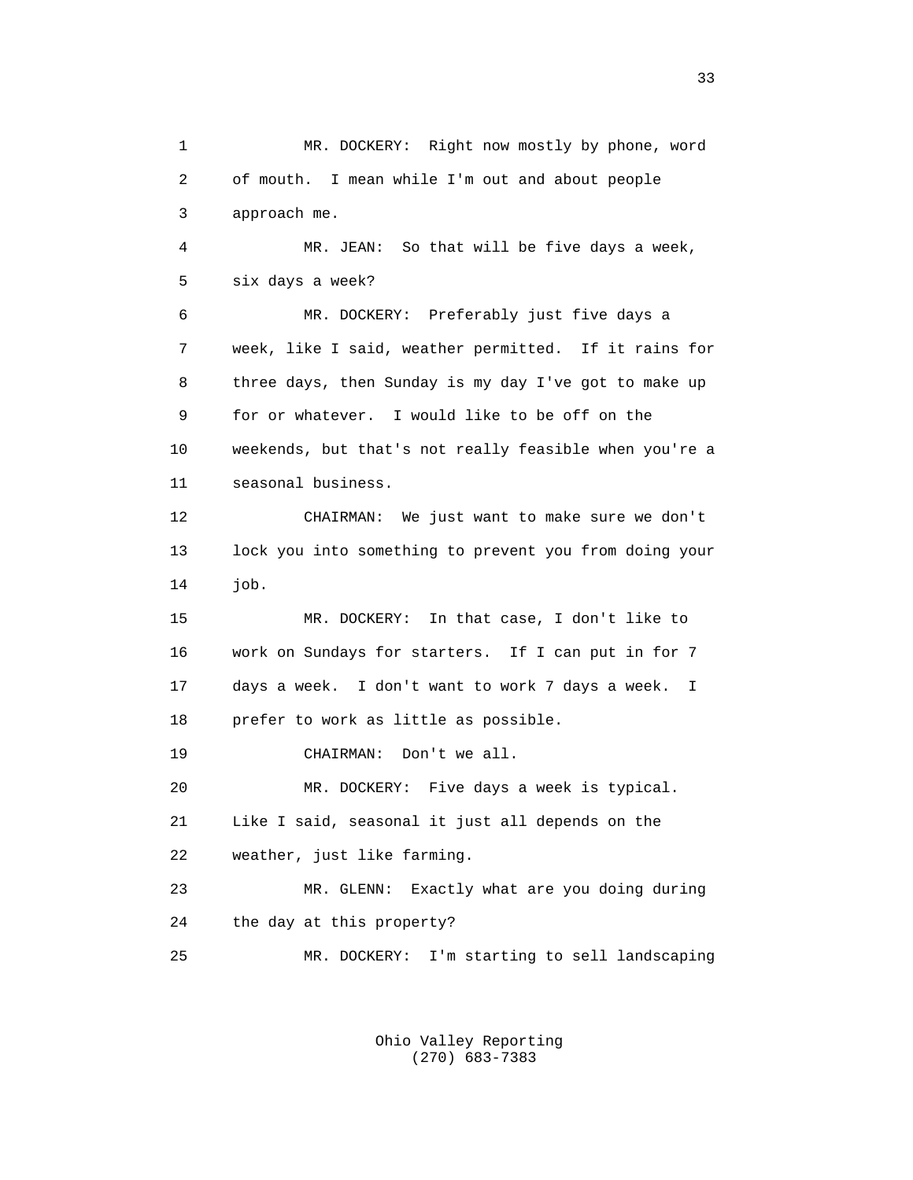MR. DOCKERY: Right now mostly by phone, word of mouth. I mean while I'm out and about people approach me.

MR. JEAN: So that will be five days a week, six days a week?

MR. DOCKERY: Preferably just five days a week, like I said, weather permitted. If it rains for three days, then Sunday is my day I've got to make up for or whatever. I would like to be off on the weekends, but that's not really feasible when you're a seasonal business.

CHAIRMAN: We just want to make sure we don't lock you into something to prevent you from doing your job.

MR. DOCKERY: In that case, I don't like to work on Sundays for starters. If I can put in for 7 days a week. I don't want to work 7 days a week. I prefer to work as little as possible.

CHAIRMAN: Don't we all.

MR. DOCKERY: Five days a week is typical. Like I said, seasonal it just all depends on the weather, just like farming.

MR. GLENN: Exactly what are you doing during the day at this property?

MR. DOCKERY: I'm starting to sell landscaping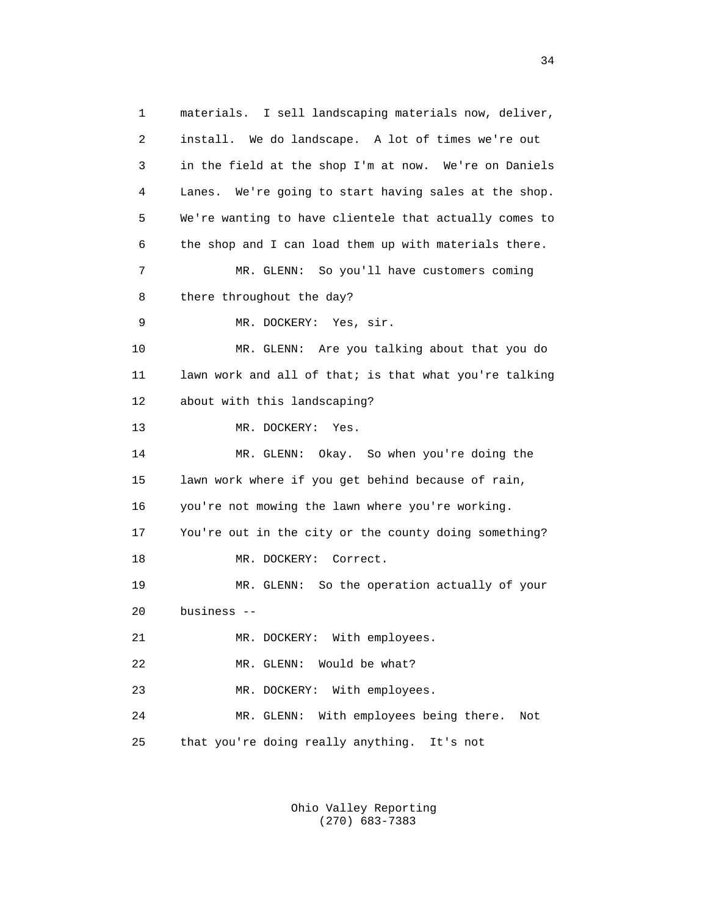1 materials. I sell landscaping materials now, deliver,
2 install. We do landscape. A lot of times we're out
3 in the field at the shop I'm at now. We're on Daniels
4 Lanes. We're going to start having sales at the shop.
5 We're wanting to have clientele that actually comes to
6 the shop and I can load them up with materials there.
7 MR. GLENN: So you'll have customers coming
8 there throughout the day?
9 MR. DOCKERY: Yes, sir.
10 MR. GLENN: Are you talking about that you do
11 lawn work and all of that; is that what you're talking
12 about with this landscaping?
13 MR. DOCKERY: Yes.
14 MR. GLENN: Okay. So when you're doing the
15 lawn work where if you get behind because of rain,
16 you're not mowing the lawn where you're working.
17 You're out in the city or the county doing something?
18 MR. DOCKERY: Correct.
19 MR. GLENN: So the operation actually of your
20 business --
21 MR. DOCKERY: With employees.
22 MR. GLENN: Would be what?
23 MR. DOCKERY: With employees.
24 MR. GLENN: With employees being there. Not
25 that you're doing really anything. It's not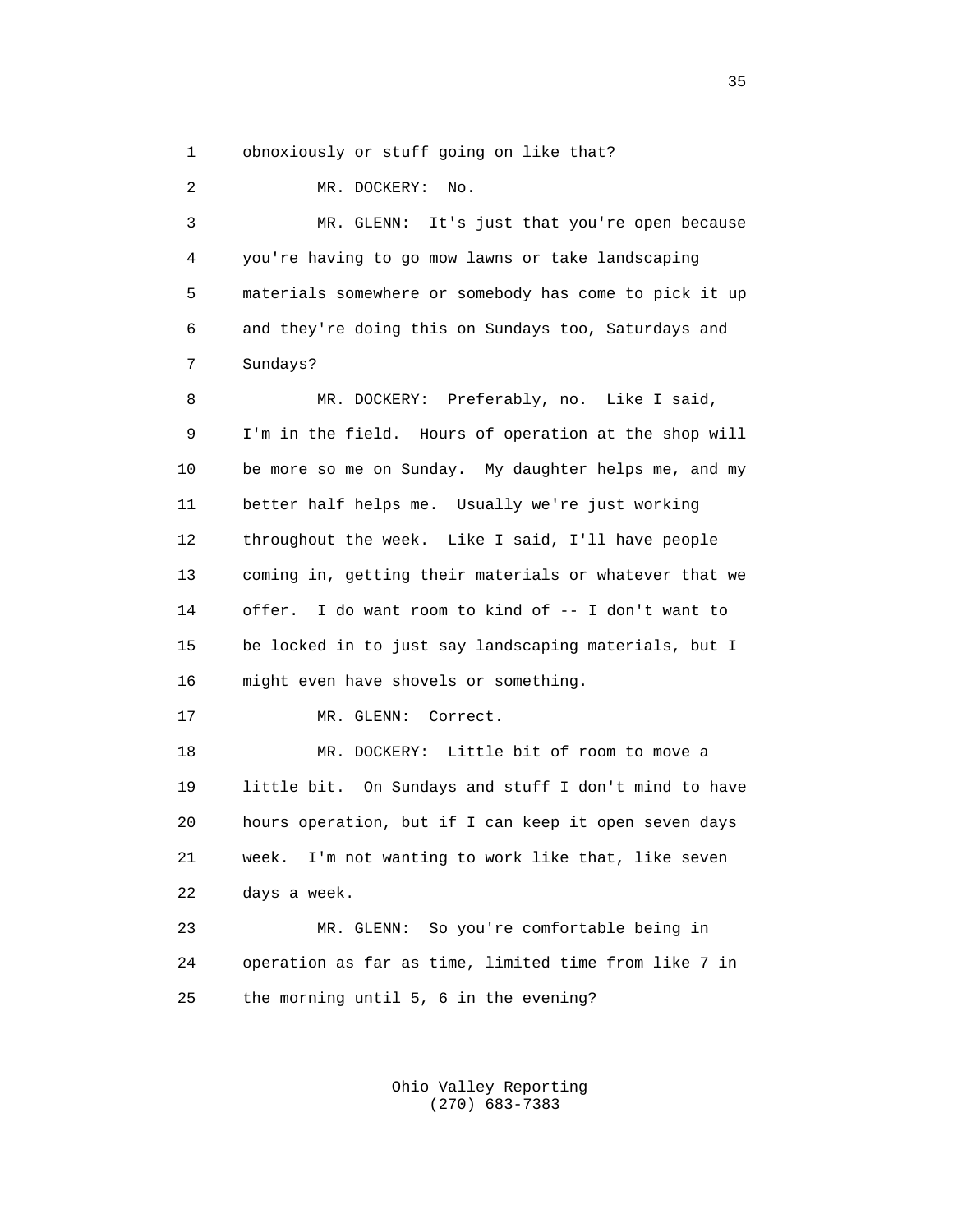1 obnoxiously or stuff going on like that?

2 MR. DOCKERY: No.

3 MR. GLENN: It's just that you're open because
4 you're having to go mow lawns or take landscaping
5 materials somewhere or somebody has come to pick it up
6 and they're doing this on Sundays too, Saturdays and
7 Sundays?

8 MR. DOCKERY: Preferably, no. Like I said,
9 I'm in the field. Hours of operation at the shop will
10 be more so me on Sunday. My daughter helps me, and my
11 better half helps me. Usually we're just working
12 throughout the week. Like I said, I'll have people
13 coming in, getting their materials or whatever that we
14 offer. I do want room to kind of -- I don't want to
15 be locked in to just say landscaping materials, but I
16 might even have shovels or something.

17 MR. GLENN: Correct.

18 MR. DOCKERY: Little bit of room to move a
19 little bit. On Sundays and stuff I don't mind to have
20 hours operation, but if I can keep it open seven days
21 week. I'm not wanting to work like that, like seven
22 days a week.

23 MR. GLENN: So you're comfortable being in
24 operation as far as time, limited time from like 7 in
25 the morning until 5, 6 in the evening?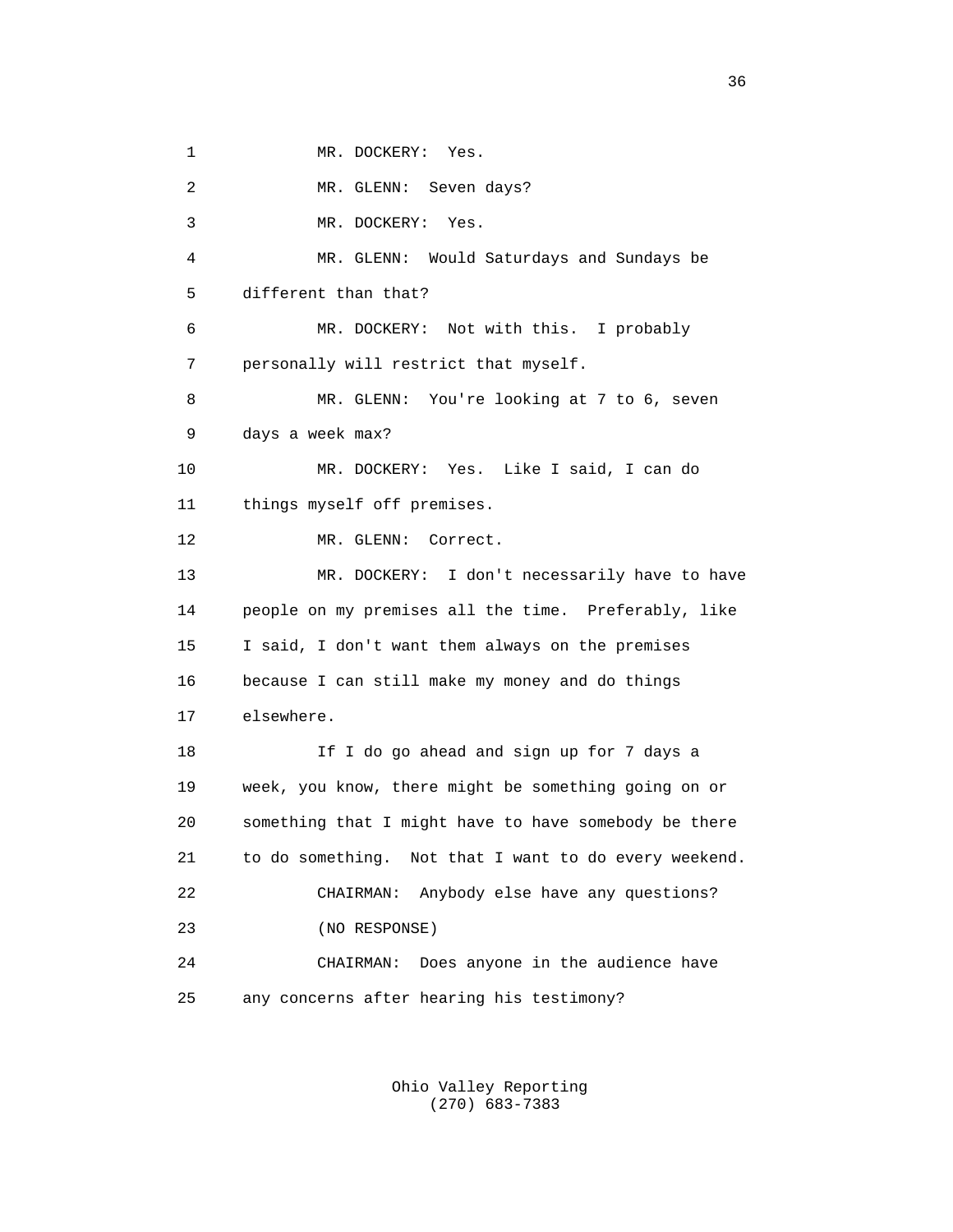1 MR. DOCKERY: Yes.

2 MR. GLENN: Seven days?

3 MR. DOCKERY: Yes.

4 MR. GLENN: Would Saturdays and Sundays be

5 different than that?

6 MR. DOCKERY: Not with this. I probably

7 personally will restrict that myself.

8 MR. GLENN: You're looking at 7 to 6, seven

9 days a week max?

10 MR. DOCKERY: Yes. Like I said, I can do

11 things myself off premises.

12 MR. GLENN: Correct.

13 MR. DOCKERY: I don't necessarily have to have

14 people on my premises all the time. Preferably, like

15 I said, I don't want them always on the premises

16 because I can still make my money and do things

17 elsewhere.

18 If I do go ahead and sign up for 7 days a

19 week, you know, there might be something going on or

20 something that I might have to have somebody be there

21 to do something. Not that I want to do every weekend.

22 CHAIRMAN: Anybody else have any questions?

23 (NO RESPONSE)

24 CHAIRMAN: Does anyone in the audience have

25 any concerns after hearing his testimony?

Ohio Valley Reporting
(270) 683-7383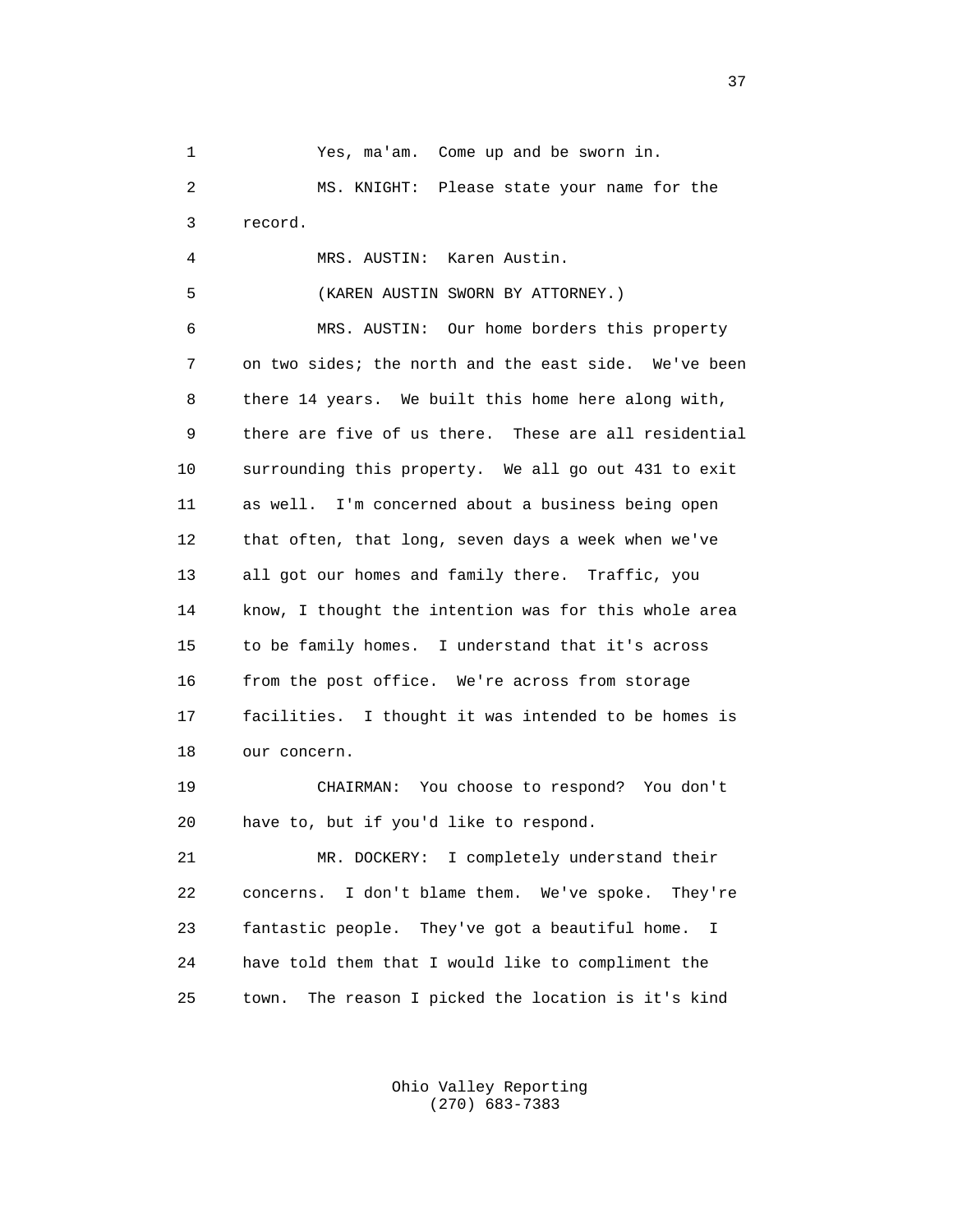1 Yes, ma'am. Come up and be sworn in.

2 MS. KNIGHT: Please state your name for the

3 record.

4 MRS. AUSTIN: Karen Austin.

5 (KAREN AUSTIN SWORN BY ATTORNEY.)

6 MRS. AUSTIN: Our home borders this property

7 on two sides; the north and the east side. We've been

8 there 14 years. We built this home here along with,

9 there are five of us there. These are all residential

10 surrounding this property. We all go out 431 to exit

11 as well. I'm concerned about a business being open

12 that often, that long, seven days a week when we've

13 all got our homes and family there. Traffic, you

14 know, I thought the intention was for this whole area

15 to be family homes. I understand that it's across

16 from the post office. We're across from storage

17 facilities. I thought it was intended to be homes is

18 our concern.

19 CHAIRMAN: You choose to respond? You don't

20 have to, but if you'd like to respond.

21 MR. DOCKERY: I completely understand their

22 concerns. I don't blame them. We've spoke. They're

23 fantastic people. They've got a beautiful home. I

24 have told them that I would like to compliment the

25 town. The reason I picked the location is it's kind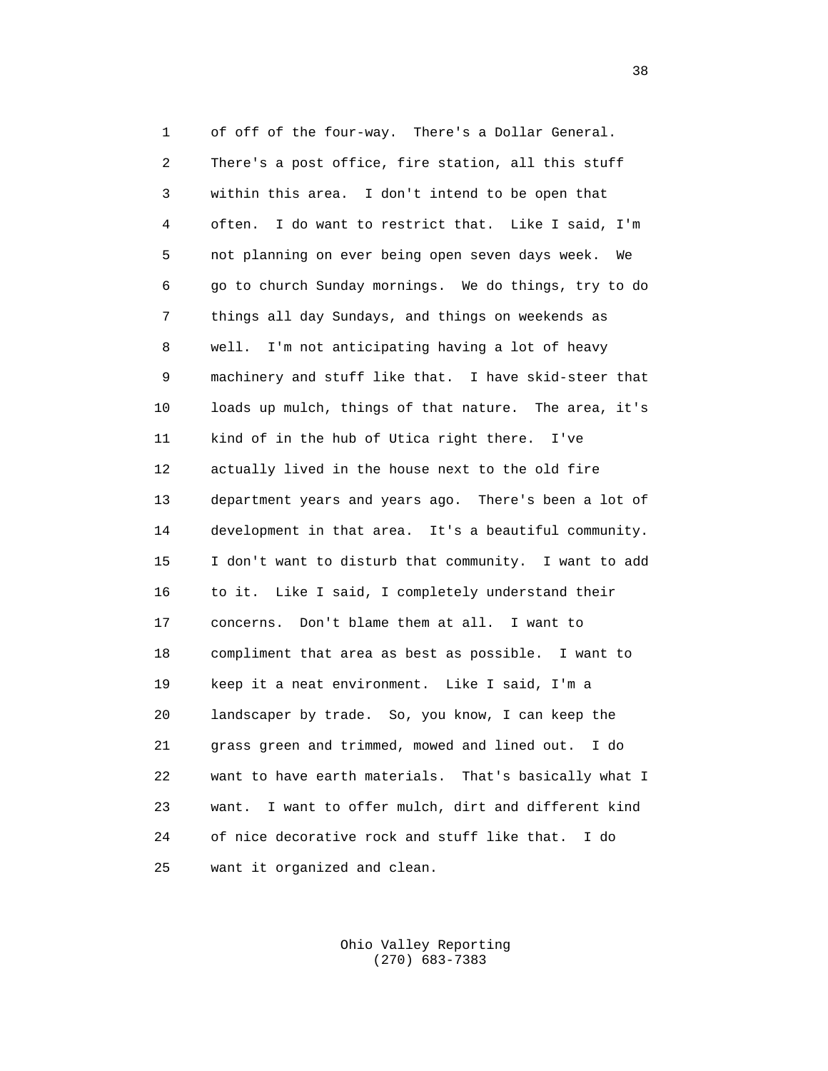of off of the four-way. There's a Dollar General. There's a post office, fire station, all this stuff within this area. I don't intend to be open that often. I do want to restrict that. Like I said, I'm not planning on ever being open seven days week. We go to church Sunday mornings. We do things, try to do things all day Sundays, and things on weekends as well. I'm not anticipating having a lot of heavy machinery and stuff like that. I have skid-steer that loads up mulch, things of that nature. The area, it's kind of in the hub of Utica right there. I've actually lived in the house next to the old fire department years and years ago. There's been a lot of development in that area. It's a beautiful community. I don't want to disturb that community. I want to add to it. Like I said, I completely understand their concerns. Don't blame them at all. I want to compliment that area as best as possible. I want to keep it a neat environment. Like I said, I'm a landscaper by trade. So, you know, I can keep the grass green and trimmed, mowed and lined out. I do want to have earth materials. That's basically what I want. I want to offer mulch, dirt and different kind of nice decorative rock and stuff like that. I do want it organized and clean.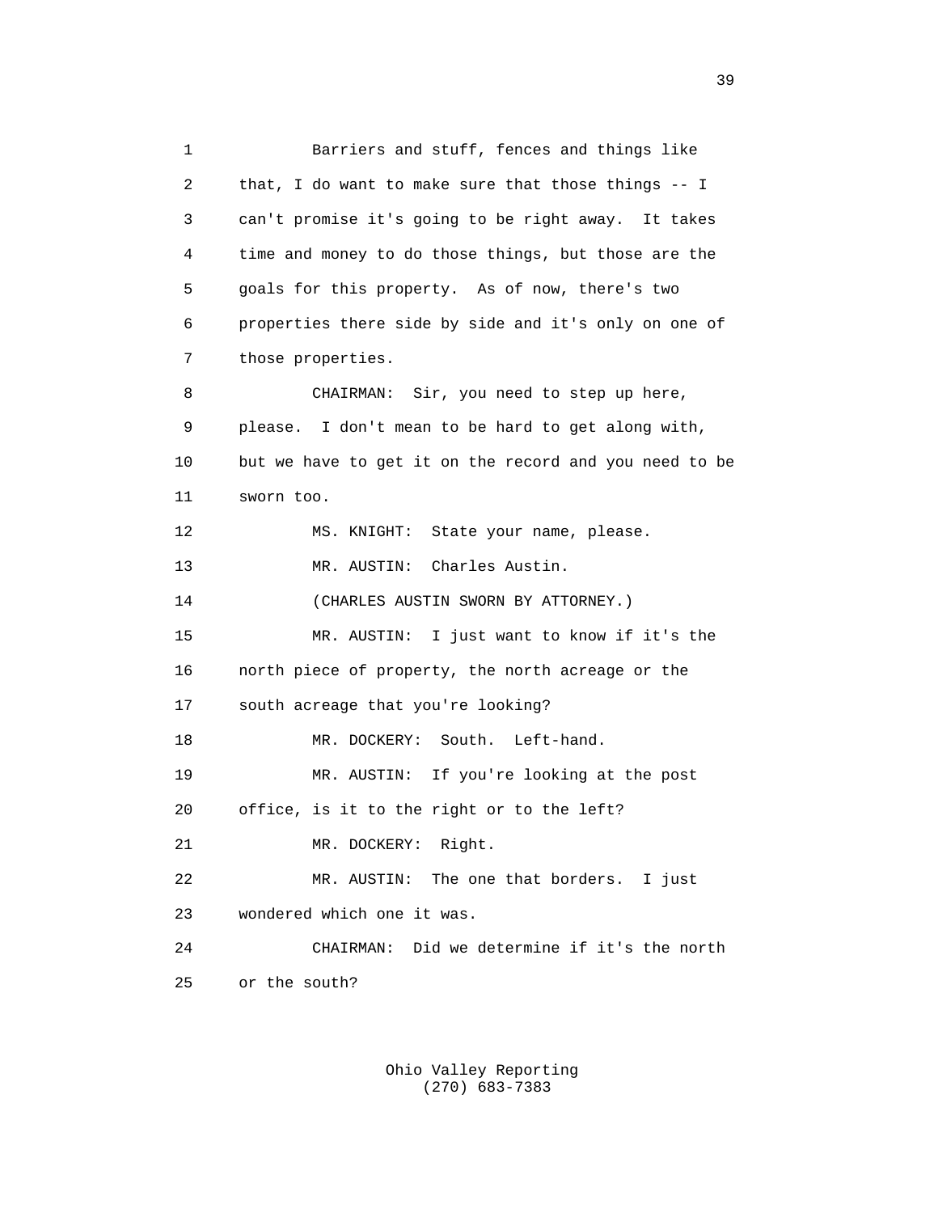1 Barriers and stuff, fences and things like
2 that, I do want to make sure that those things -- I
3 can't promise it's going to be right away. It takes
4 time and money to do those things, but those are the
5 goals for this property. As of now, there's two
6 properties there side by side and it's only on one of
7 those properties.
8 CHAIRMAN: Sir, you need to step up here,
9 please. I don't mean to be hard to get along with,
10 but we have to get it on the record and you need to be
11 sworn too.
12 MS. KNIGHT: State your name, please.
13 MR. AUSTIN: Charles Austin.
14 (CHARLES AUSTIN SWORN BY ATTORNEY.)
15 MR. AUSTIN: I just want to know if it's the
16 north piece of property, the north acreage or the
17 south acreage that you're looking?
18 MR. DOCKERY: South. Left-hand.
19 MR. AUSTIN: If you're looking at the post
20 office, is it to the right or to the left?
21 MR. DOCKERY: Right.
22 MR. AUSTIN: The one that borders. I just
23 wondered which one it was.
24 CHAIRMAN: Did we determine if it's the north
25 or the south?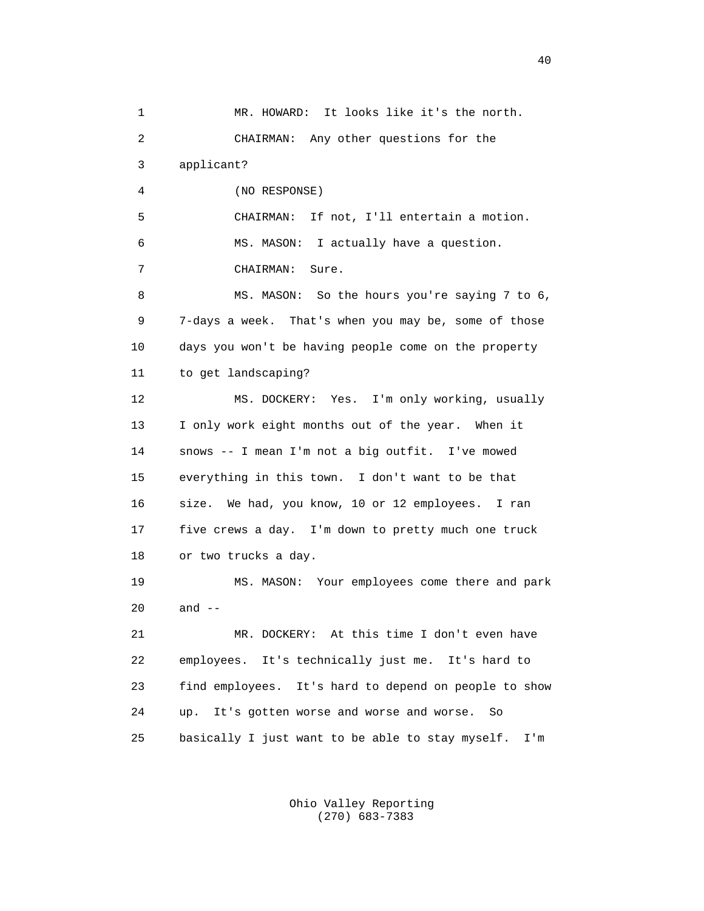1 MR. HOWARD: It looks like it's the north.

2 CHAIRMAN: Any other questions for the

3 applicant?

4 (NO RESPONSE)

5 CHAIRMAN: If not, I'll entertain a motion.

6 MS. MASON: I actually have a question.

7 CHAIRMAN: Sure.

8 MS. MASON: So the hours you're saying 7 to 6,

9 7-days a week. That's when you may be, some of those

10 days you won't be having people come on the property

11 to get landscaping?

12 MS. DOCKERY: Yes. I'm only working, usually

13 I only work eight months out of the year. When it

14 snows -- I mean I'm not a big outfit. I've mowed

15 everything in this town. I don't want to be that

16 size. We had, you know, 10 or 12 employees. I ran

17 five crews a day. I'm down to pretty much one truck

18 or two trucks a day.

19 MS. MASON: Your employees come there and park

20 and --

21 MR. DOCKERY: At this time I don't even have

22 employees. It's technically just me. It's hard to

23 find employees. It's hard to depend on people to show

24 up. It's gotten worse and worse and worse. So

25 basically I just want to be able to stay myself. I'm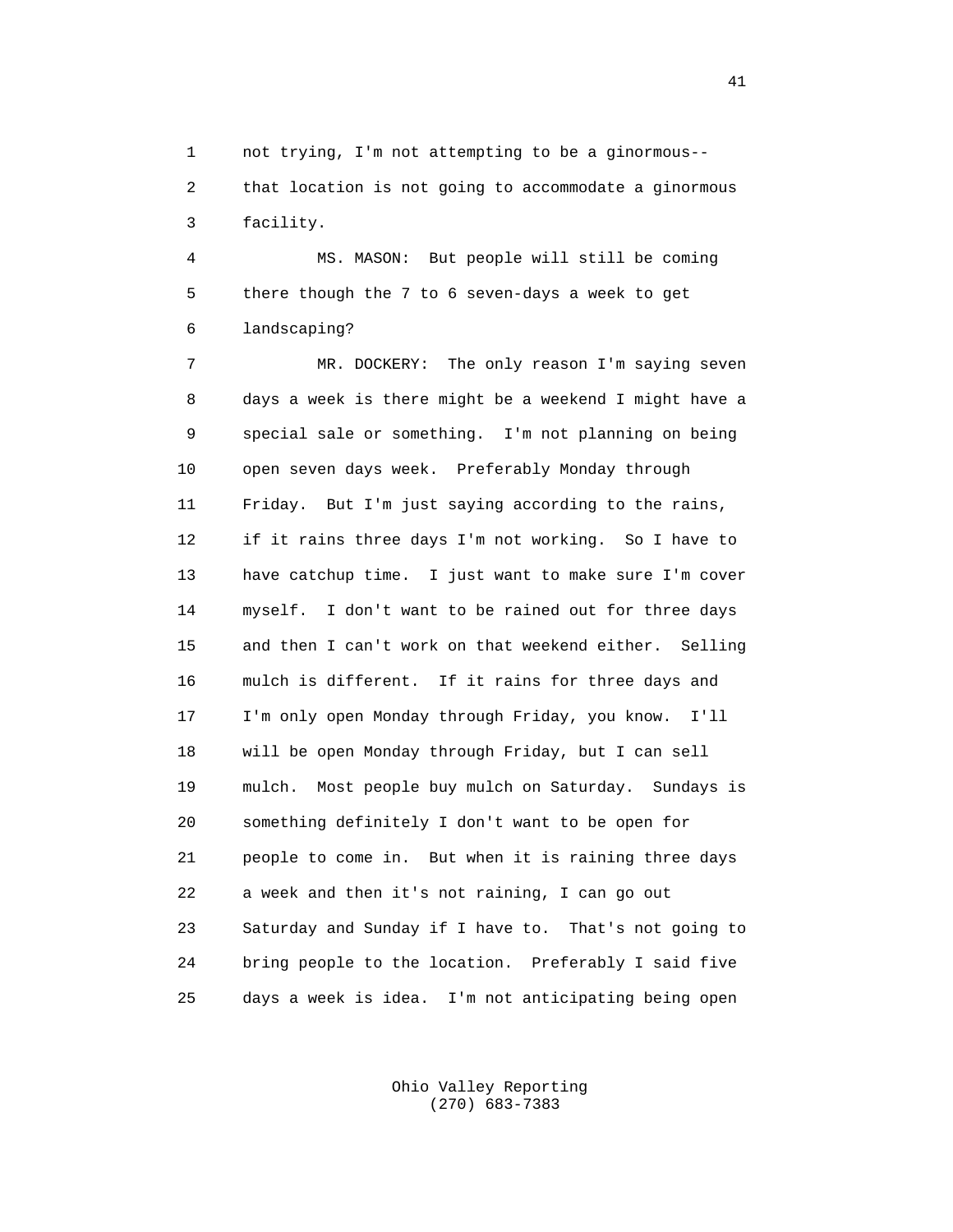not trying, I'm not attempting to be a ginormous-- that location is not going to accommodate a ginormous facility.

MS. MASON: But people will still be coming there though the 7 to 6 seven-days a week to get landscaping?

MR. DOCKERY: The only reason I'm saying seven days a week is there might be a weekend I might have a special sale or something. I'm not planning on being open seven days week. Preferably Monday through Friday. But I'm just saying according to the rains, if it rains three days I'm not working. So I have to have catchup time. I just want to make sure I'm cover myself. I don't want to be rained out for three days and then I can't work on that weekend either. Selling mulch is different. If it rains for three days and I'm only open Monday through Friday, you know. I'll will be open Monday through Friday, but I can sell mulch. Most people buy mulch on Saturday. Sundays is something definitely I don't want to be open for people to come in. But when it is raining three days a week and then it's not raining, I can go out Saturday and Sunday if I have to. That's not going to bring people to the location. Preferably I said five days a week is idea. I'm not anticipating being open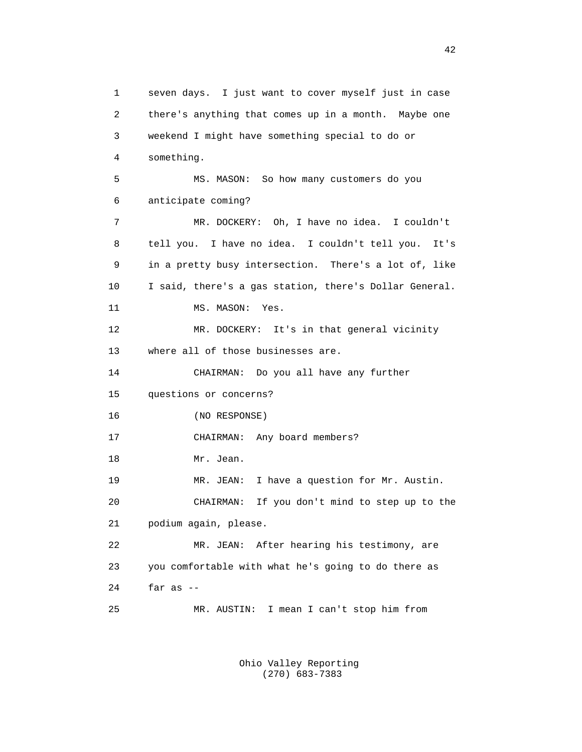seven days. I just want to cover myself just in case there's anything that comes up in a month. Maybe one weekend I might have something special to do or something.

MS. MASON: So how many customers do you anticipate coming?

MR. DOCKERY: Oh, I have no idea. I couldn't tell you. I have no idea. I couldn't tell you. It's in a pretty busy intersection. There's a lot of, like I said, there's a gas station, there's Dollar General.

MS. MASON: Yes.

MR. DOCKERY: It's in that general vicinity where all of those businesses are.

CHAIRMAN: Do you all have any further questions or concerns?

(NO RESPONSE)

CHAIRMAN: Any board members?

Mr. Jean.

MR. JEAN: I have a question for Mr. Austin.

CHAIRMAN: If you don't mind to step up to the podium again, please.

MR. JEAN: After hearing his testimony, are you comfortable with what he's going to do there as far as --

MR. AUSTIN: I mean I can't stop him from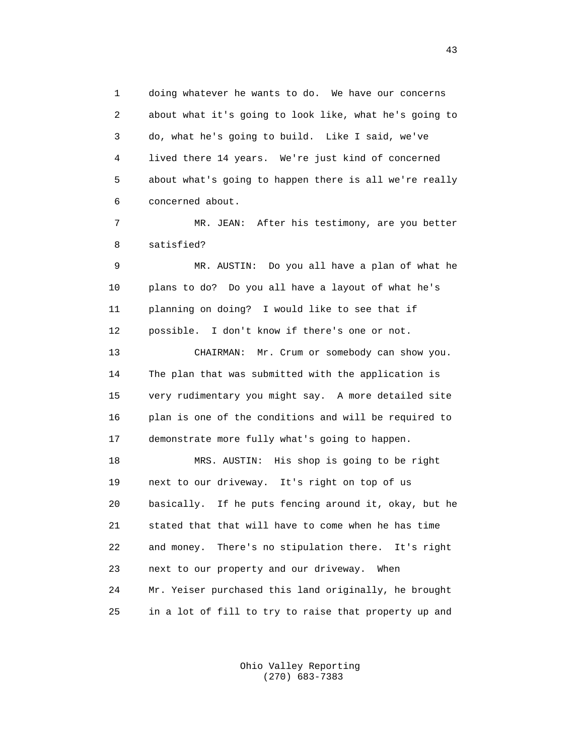doing whatever he wants to do. We have our concerns about what it's going to look like, what he's going to do, what he's going to build. Like I said, we've lived there 14 years. We're just kind of concerned about what's going to happen there is all we're really concerned about.

MR. JEAN: After his testimony, are you better satisfied?

MR. AUSTIN: Do you all have a plan of what he plans to do? Do you all have a layout of what he's planning on doing? I would like to see that if possible. I don't know if there's one or not.

CHAIRMAN: Mr. Crum or somebody can show you. The plan that was submitted with the application is very rudimentary you might say. A more detailed site plan is one of the conditions and will be required to demonstrate more fully what's going to happen.

MRS. AUSTIN: His shop is going to be right next to our driveway. It's right on top of us basically. If he puts fencing around it, okay, but he stated that that will have to come when he has time and money. There's no stipulation there. It's right next to our property and our driveway. When Mr. Yeiser purchased this land originally, he brought in a lot of fill to try to raise that property up and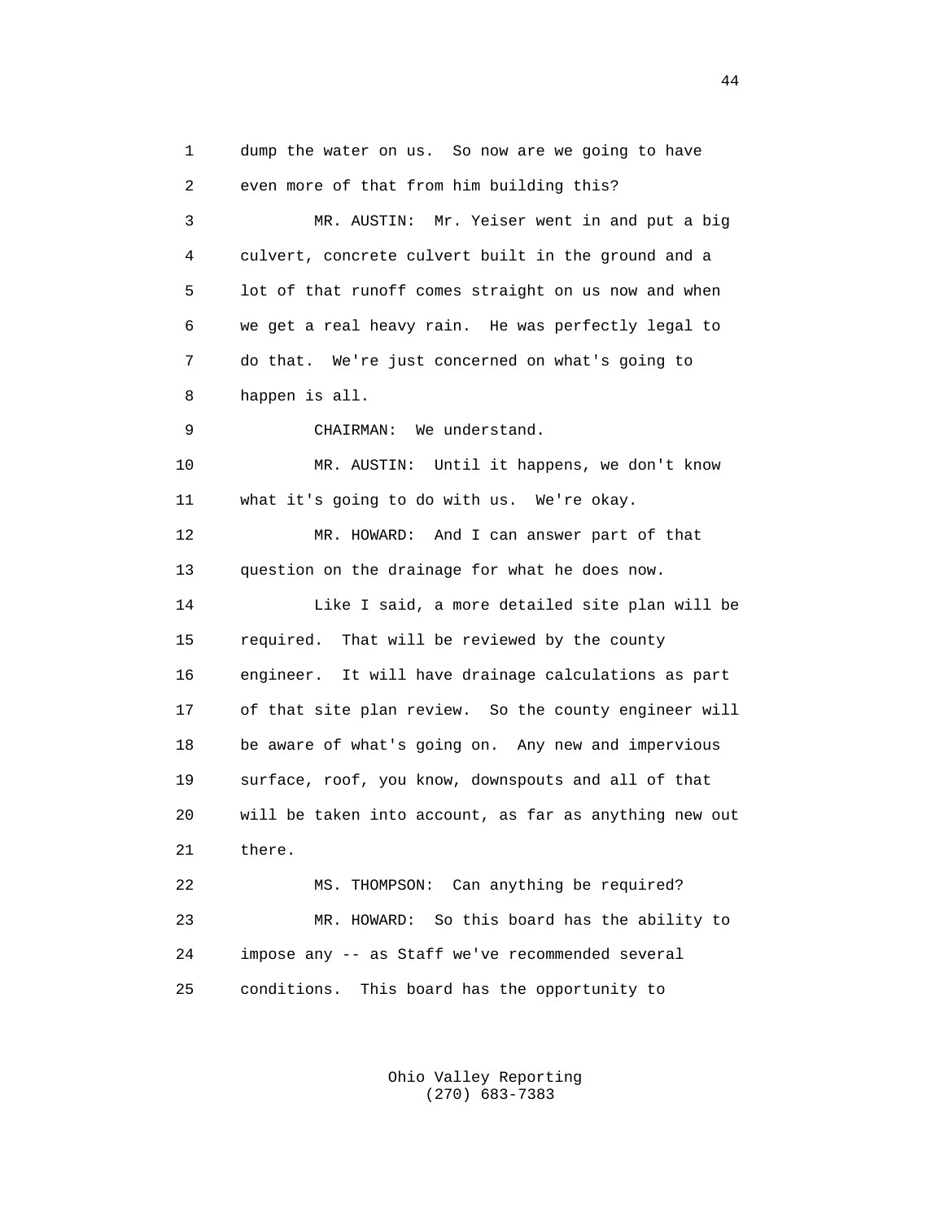dump the water on us. So now are we going to have even more of that from him building this?

MR. AUSTIN: Mr. Yeiser went in and put a big culvert, concrete culvert built in the ground and a lot of that runoff comes straight on us now and when we get a real heavy rain. He was perfectly legal to do that. We're just concerned on what's going to happen is all.

CHAIRMAN: We understand.

MR. AUSTIN: Until it happens, we don't know what it's going to do with us. We're okay.

MR. HOWARD: And I can answer part of that question on the drainage for what he does now.

Like I said, a more detailed site plan will be required. That will be reviewed by the county engineer. It will have drainage calculations as part of that site plan review. So the county engineer will be aware of what's going on. Any new and impervious surface, roof, you know, downspouts and all of that will be taken into account, as far as anything new out there.

MS. THOMPSON: Can anything be required?

MR. HOWARD: So this board has the ability to impose any -- as Staff we've recommended several conditions. This board has the opportunity to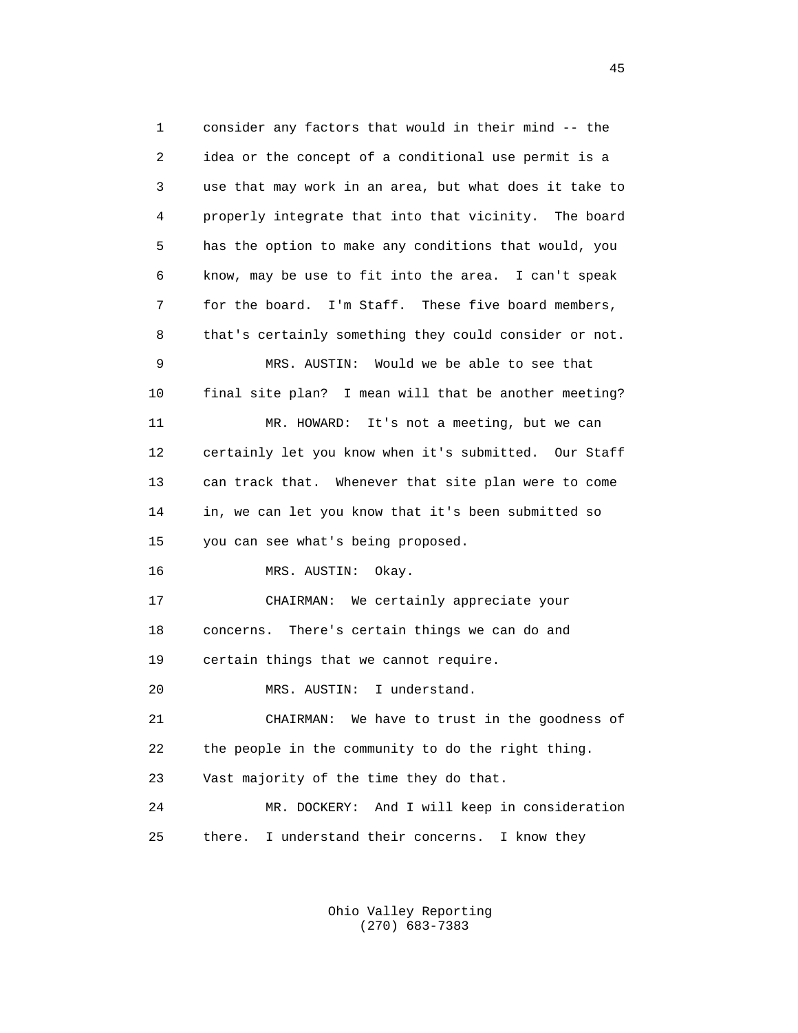consider any factors that would in their mind -- the idea or the concept of a conditional use permit is a use that may work in an area, but what does it take to properly integrate that into that vicinity. The board has the option to make any conditions that would, you know, may be use to fit into the area. I can't speak for the board. I'm Staff. These five board members, that's certainly something they could consider or not.

MRS. AUSTIN: Would we be able to see that final site plan? I mean will that be another meeting?

MR. HOWARD: It's not a meeting, but we can certainly let you know when it's submitted. Our Staff can track that. Whenever that site plan were to come in, we can let you know that it's been submitted so you can see what's being proposed.

MRS. AUSTIN: Okay.

CHAIRMAN: We certainly appreciate your concerns. There's certain things we can do and certain things that we cannot require.

MRS. AUSTIN: I understand.

CHAIRMAN: We have to trust in the goodness of the people in the community to do the right thing. Vast majority of the time they do that.

MR. DOCKERY: And I will keep in consideration there. I understand their concerns. I know they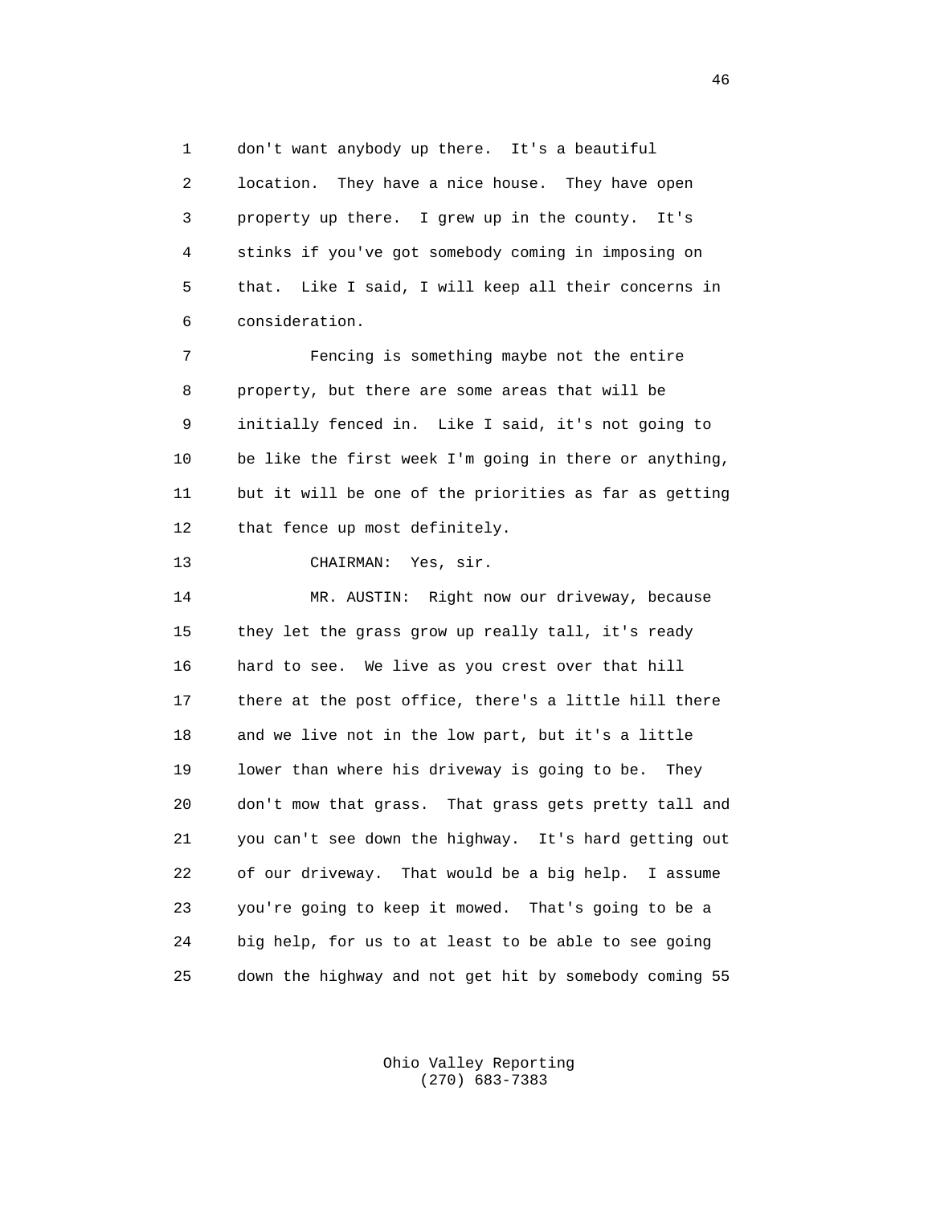don't want anybody up there. It's a beautiful location. They have a nice house. They have open property up there. I grew up in the county. It's stinks if you've got somebody coming in imposing on that. Like I said, I will keep all their concerns in consideration.

Fencing is something maybe not the entire property, but there are some areas that will be initially fenced in. Like I said, it's not going to be like the first week I'm going in there or anything, but it will be one of the priorities as far as getting that fence up most definitely.

CHAIRMAN: Yes, sir.

MR. AUSTIN: Right now our driveway, because they let the grass grow up really tall, it's ready hard to see. We live as you crest over that hill there at the post office, there's a little hill there and we live not in the low part, but it's a little lower than where his driveway is going to be. They don't mow that grass. That grass gets pretty tall and you can't see down the highway. It's hard getting out of our driveway. That would be a big help. I assume you're going to keep it mowed. That's going to be a big help, for us to at least to be able to see going down the highway and not get hit by somebody coming 55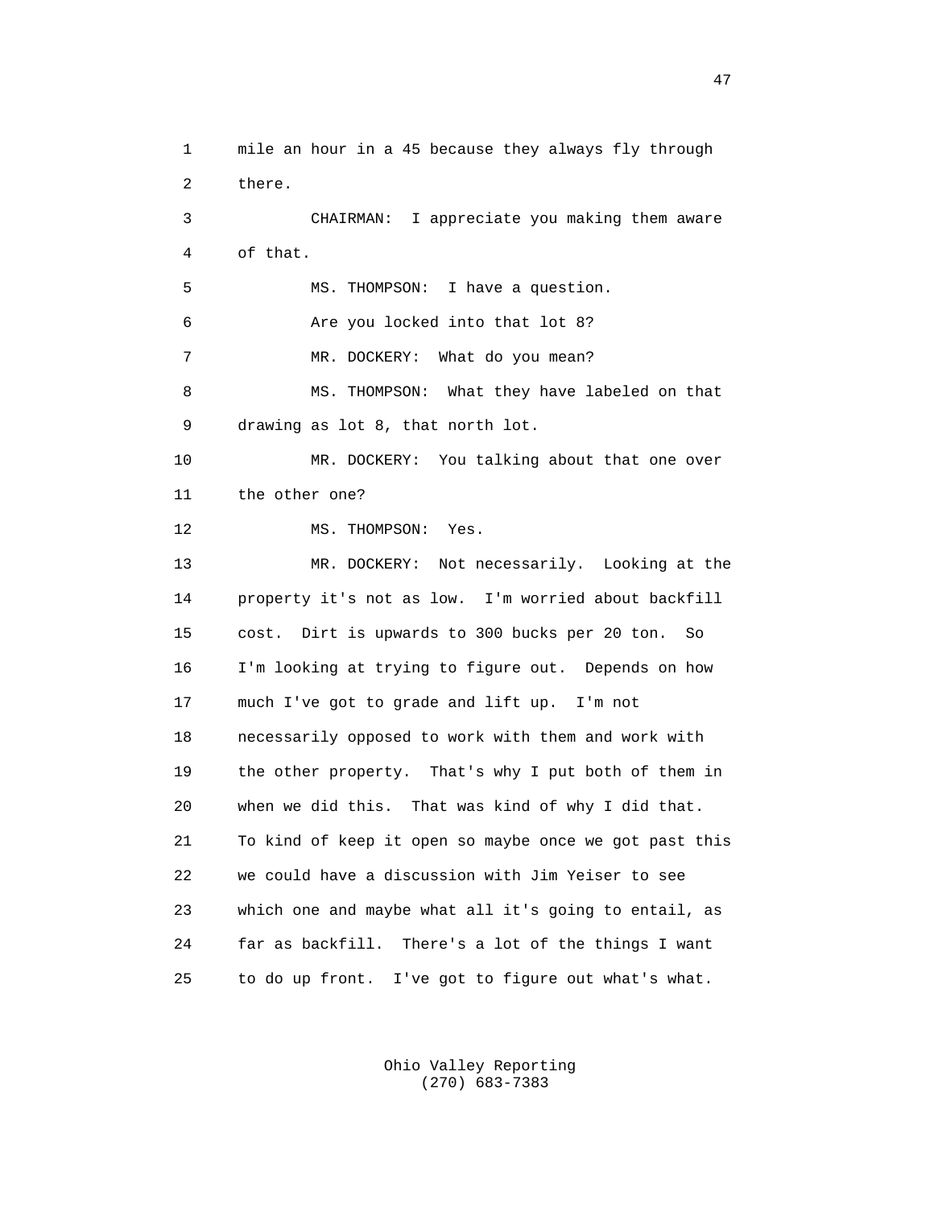mile an hour in a 45 because they always fly through there.

CHAIRMAN: I appreciate you making them aware of that.

MS. THOMPSON: I have a question.

Are you locked into that lot 8?

MR. DOCKERY: What do you mean?

MS. THOMPSON: What they have labeled on that drawing as lot 8, that north lot.

MR. DOCKERY: You talking about that one over the other one?

MS. THOMPSON: Yes.

MR. DOCKERY: Not necessarily. Looking at the property it's not as low. I'm worried about backfill cost. Dirt is upwards to 300 bucks per 20 ton. So I'm looking at trying to figure out. Depends on how much I've got to grade and lift up. I'm not necessarily opposed to work with them and work with the other property. That's why I put both of them in when we did this. That was kind of why I did that. To kind of keep it open so maybe once we got past this we could have a discussion with Jim Yeiser to see which one and maybe what all it's going to entail, as far as backfill. There's a lot of the things I want to do up front. I've got to figure out what's what.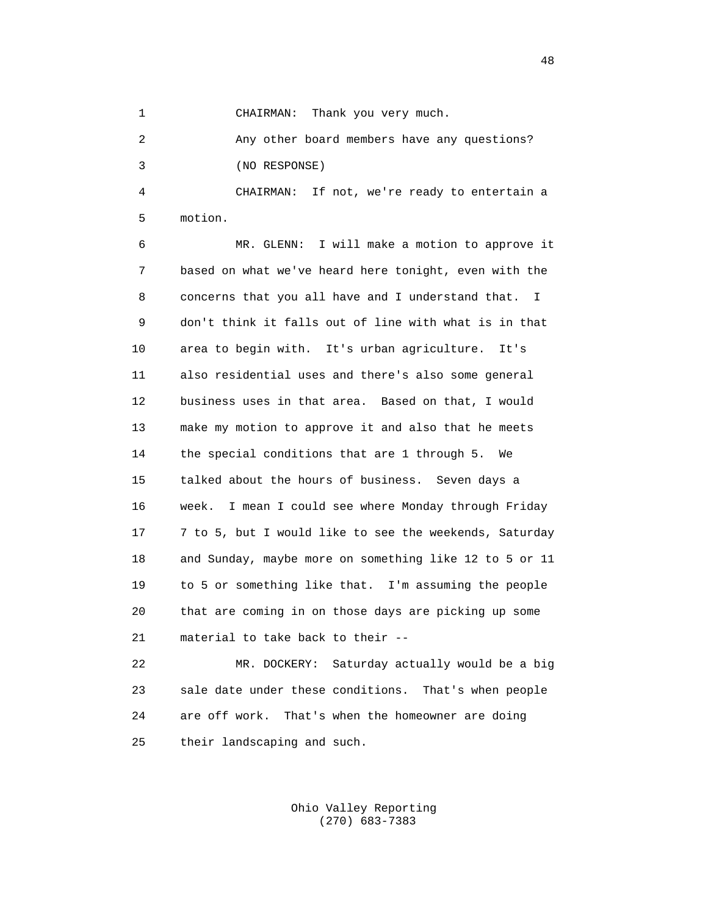CHAIRMAN: Thank you very much.

Any other board members have any questions?

(NO RESPONSE)

CHAIRMAN: If not, we're ready to entertain a motion.

MR. GLENN: I will make a motion to approve it based on what we've heard here tonight, even with the concerns that you all have and I understand that. I don't think it falls out of line with what is in that area to begin with. It's urban agriculture. It's also residential uses and there's also some general business uses in that area. Based on that, I would make my motion to approve it and also that he meets the special conditions that are 1 through 5. We talked about the hours of business. Seven days a week. I mean I could see where Monday through Friday 7 to 5, but I would like to see the weekends, Saturday and Sunday, maybe more on something like 12 to 5 or 11 to 5 or something like that. I'm assuming the people that are coming in on those days are picking up some material to take back to their --

MR. DOCKERY: Saturday actually would be a big sale date under these conditions. That's when people are off work. That's when the homeowner are doing their landscaping and such.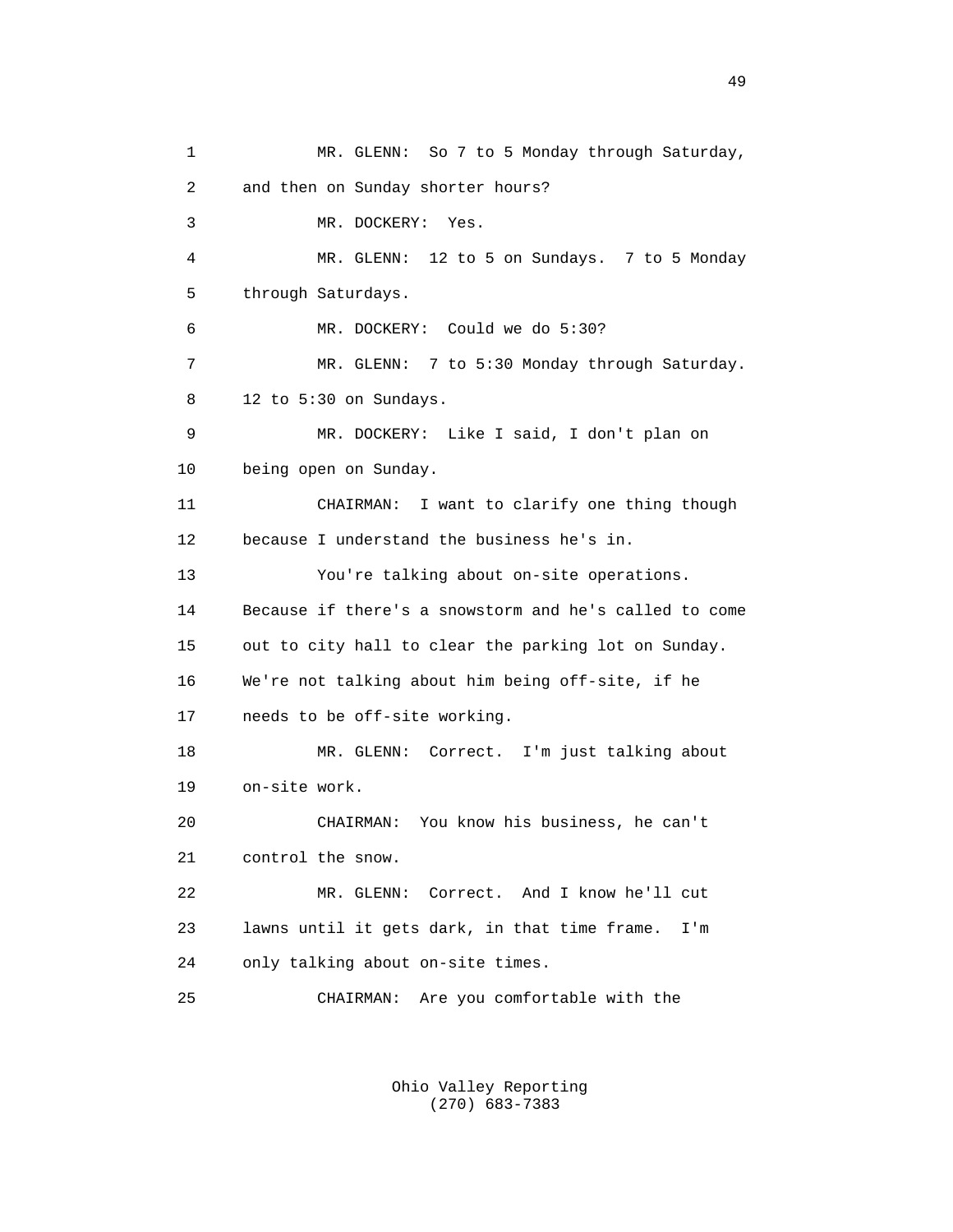MR. GLENN: So 7 to 5 Monday through Saturday, and then on Sunday shorter hours?

MR. DOCKERY: Yes.

MR. GLENN: 12 to 5 on Sundays. 7 to 5 Monday through Saturdays.

MR. DOCKERY: Could we do 5:30?

MR. GLENN: 7 to 5:30 Monday through Saturday. 12 to 5:30 on Sundays.

MR. DOCKERY: Like I said, I don't plan on being open on Sunday.

CHAIRMAN: I want to clarify one thing though because I understand the business he's in.

You're talking about on-site operations. Because if there's a snowstorm and he's called to come out to city hall to clear the parking lot on Sunday. We're not talking about him being off-site, if he needs to be off-site working.

MR. GLENN: Correct. I'm just talking about on-site work.

CHAIRMAN: You know his business, he can't control the snow.

MR. GLENN: Correct. And I know he'll cut lawns until it gets dark, in that time frame. I'm only talking about on-site times.

CHAIRMAN: Are you comfortable with the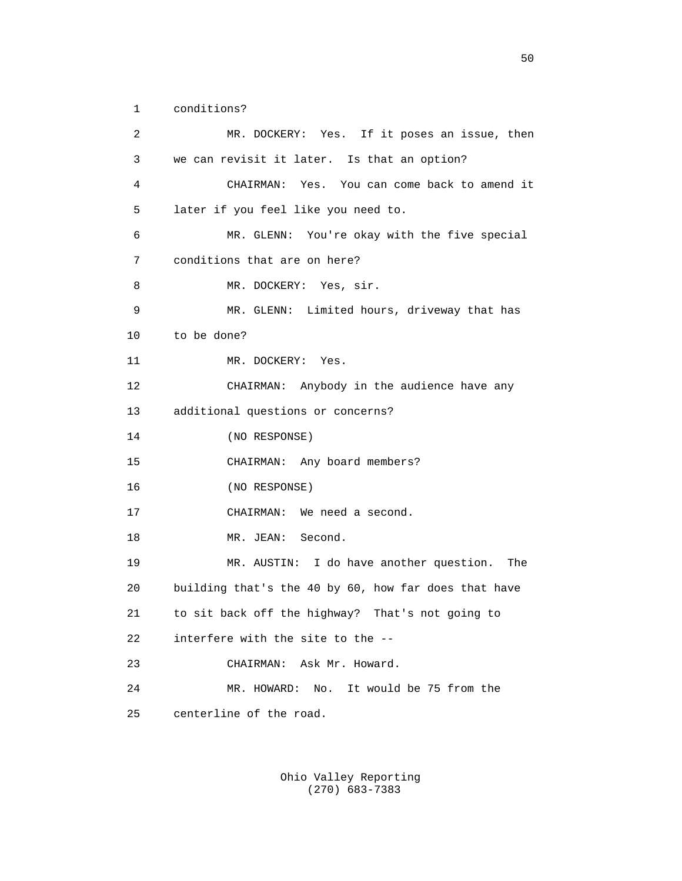1 conditions?

2 MR. DOCKERY: Yes. If it poses an issue, then

3 we can revisit it later. Is that an option?

4 CHAIRMAN: Yes. You can come back to amend it

5 later if you feel like you need to.

6 MR. GLENN: You're okay with the five special

7 conditions that are on here?

8 MR. DOCKERY: Yes, sir.

9 MR. GLENN: Limited hours, driveway that has

10 to be done?

11 MR. DOCKERY: Yes.

12 CHAIRMAN: Anybody in the audience have any

13 additional questions or concerns?

14 (NO RESPONSE)

15 CHAIRMAN: Any board members?

16 (NO RESPONSE)

17 CHAIRMAN: We need a second.

18 MR. JEAN: Second.

19 MR. AUSTIN: I do have another question. The

20 building that's the 40 by 60, how far does that have

21 to sit back off the highway? That's not going to

22 interfere with the site to the --

23 CHAIRMAN: Ask Mr. Howard.

24 MR. HOWARD: No. It would be 75 from the

25 centerline of the road.

Ohio Valley Reporting
(270) 683-7383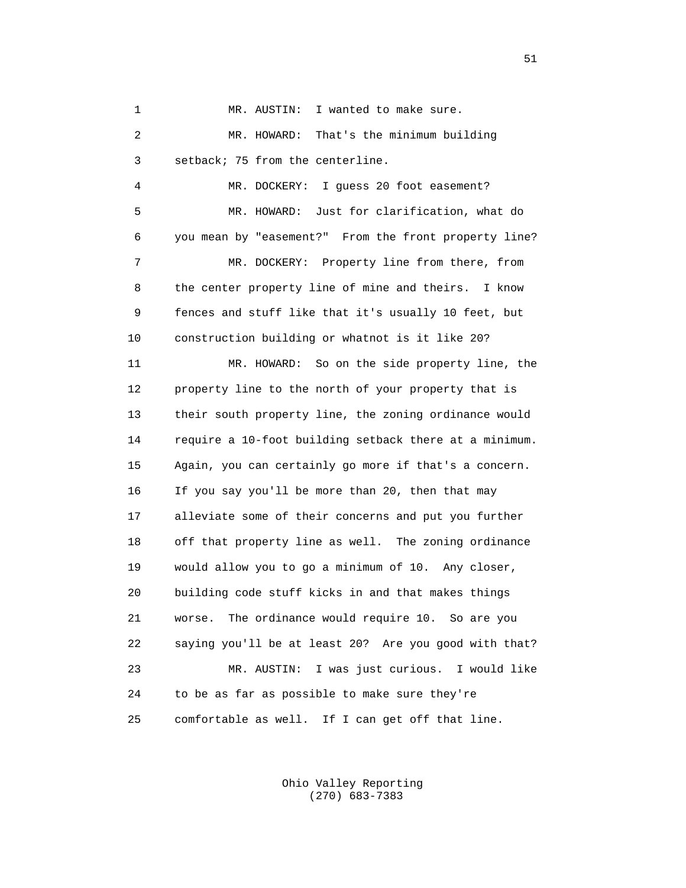1 MR. AUSTIN: I wanted to make sure.

2 MR. HOWARD: That's the minimum building
3 setback; 75 from the centerline.

4 MR. DOCKERY: I guess 20 foot easement?

5 MR. HOWARD: Just for clarification, what do
6 you mean by "easement?" From the front property line?

7 MR. DOCKERY: Property line from there, from
8 the center property line of mine and theirs. I know
9 fences and stuff like that it's usually 10 feet, but
10 construction building or whatnot is it like 20?

11 MR. HOWARD: So on the side property line, the
12 property line to the north of your property that is
13 their south property line, the zoning ordinance would
14 require a 10-foot building setback there at a minimum.
15 Again, you can certainly go more if that's a concern.
16 If you say you'll be more than 20, then that may
17 alleviate some of their concerns and put you further
18 off that property line as well. The zoning ordinance
19 would allow you to go a minimum of 10. Any closer,
20 building code stuff kicks in and that makes things
21 worse. The ordinance would require 10. So are you
22 saying you'll be at least 20? Are you good with that?

23 MR. AUSTIN: I was just curious. I would like
24 to be as far as possible to make sure they're
25 comfortable as well. If I can get off that line.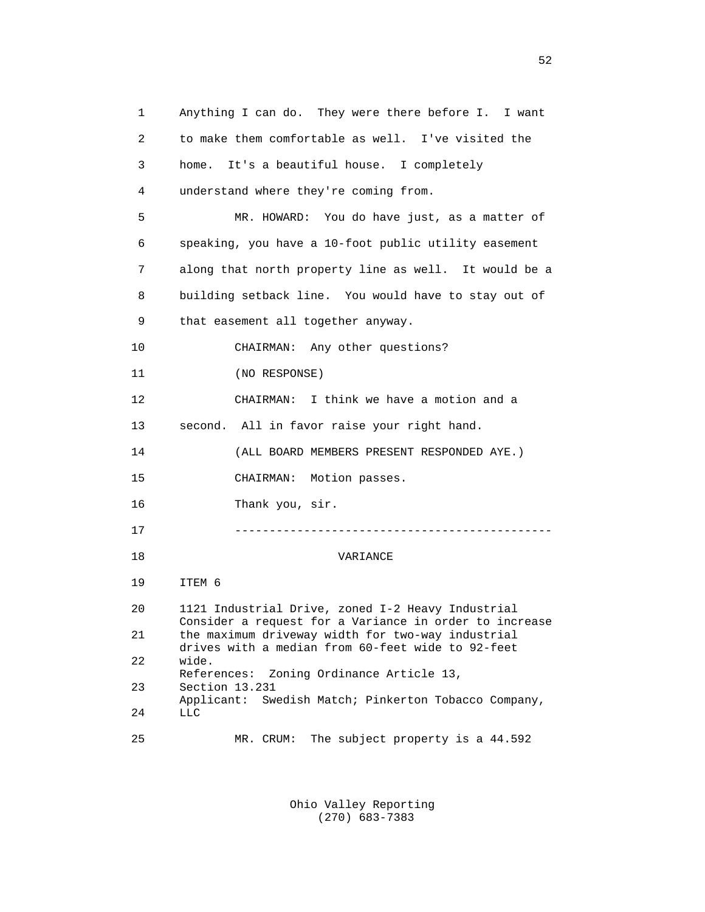Anything I can do. They were there before I. I want to make them comfortable as well. I've visited the home. It's a beautiful house. I completely understand where they're coming from.

MR. HOWARD: You do have just, as a matter of speaking, you have a 10-foot public utility easement along that north property line as well. It would be a building setback line. You would have to stay out of that easement all together anyway.

CHAIRMAN: Any other questions?

(NO RESPONSE)

CHAIRMAN: I think we have a motion and a second. All in favor raise your right hand.

(ALL BOARD MEMBERS PRESENT RESPONDED AYE.)

CHAIRMAN: Motion passes.

Thank you, sir.

---

VARIANCE

ITEM 6

1121 Industrial Drive, zoned I-2 Heavy Industrial
Consider a request for a Variance in order to increase the maximum driveway width for two-way industrial drives with a median from 60-feet wide to 92-feet wide.
References: Zoning Ordinance Article 13, Section 13.231
Applicant: Swedish Match; Pinkerton Tobacco Company, LLC

MR. CRUM: The subject property is a 44.592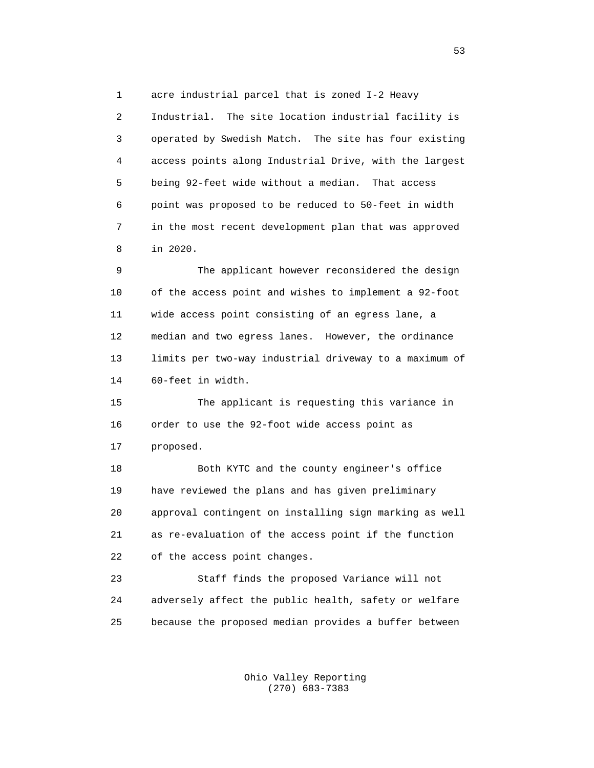acre industrial parcel that is zoned I-2 Heavy Industrial. The site location industrial facility is operated by Swedish Match. The site has four existing access points along Industrial Drive, with the largest being 92-feet wide without a median. That access point was proposed to be reduced to 50-feet in width in the most recent development plan that was approved in 2020.

The applicant however reconsidered the design of the access point and wishes to implement a 92-foot wide access point consisting of an egress lane, a median and two egress lanes. However, the ordinance limits per two-way industrial driveway to a maximum of 60-feet in width.

The applicant is requesting this variance in order to use the 92-foot wide access point as proposed.

Both KYTC and the county engineer's office have reviewed the plans and has given preliminary approval contingent on installing sign marking as well as re-evaluation of the access point if the function of the access point changes.

Staff finds the proposed Variance will not adversely affect the public health, safety or welfare because the proposed median provides a buffer between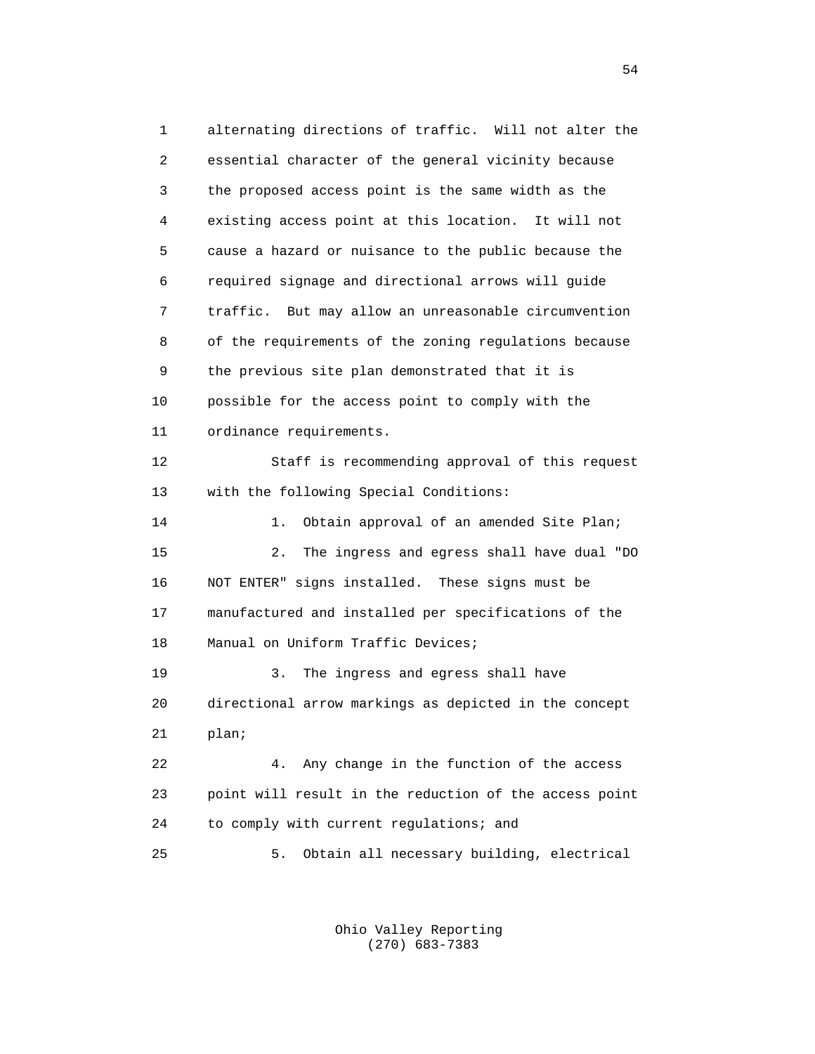alternating directions of traffic. Will not alter the essential character of the general vicinity because the proposed access point is the same width as the existing access point at this location. It will not cause a hazard or nuisance to the public because the required signage and directional arrows will guide traffic. But may allow an unreasonable circumvention of the requirements of the zoning regulations because the previous site plan demonstrated that it is possible for the access point to comply with the ordinance requirements.

Staff is recommending approval of this request with the following Special Conditions:

1. Obtain approval of an amended Site Plan;

2. The ingress and egress shall have dual "DO NOT ENTER" signs installed. These signs must be manufactured and installed per specifications of the Manual on Uniform Traffic Devices;

3. The ingress and egress shall have directional arrow markings as depicted in the concept plan;

4. Any change in the function of the access point will result in the reduction of the access point to comply with current regulations; and

5. Obtain all necessary building, electrical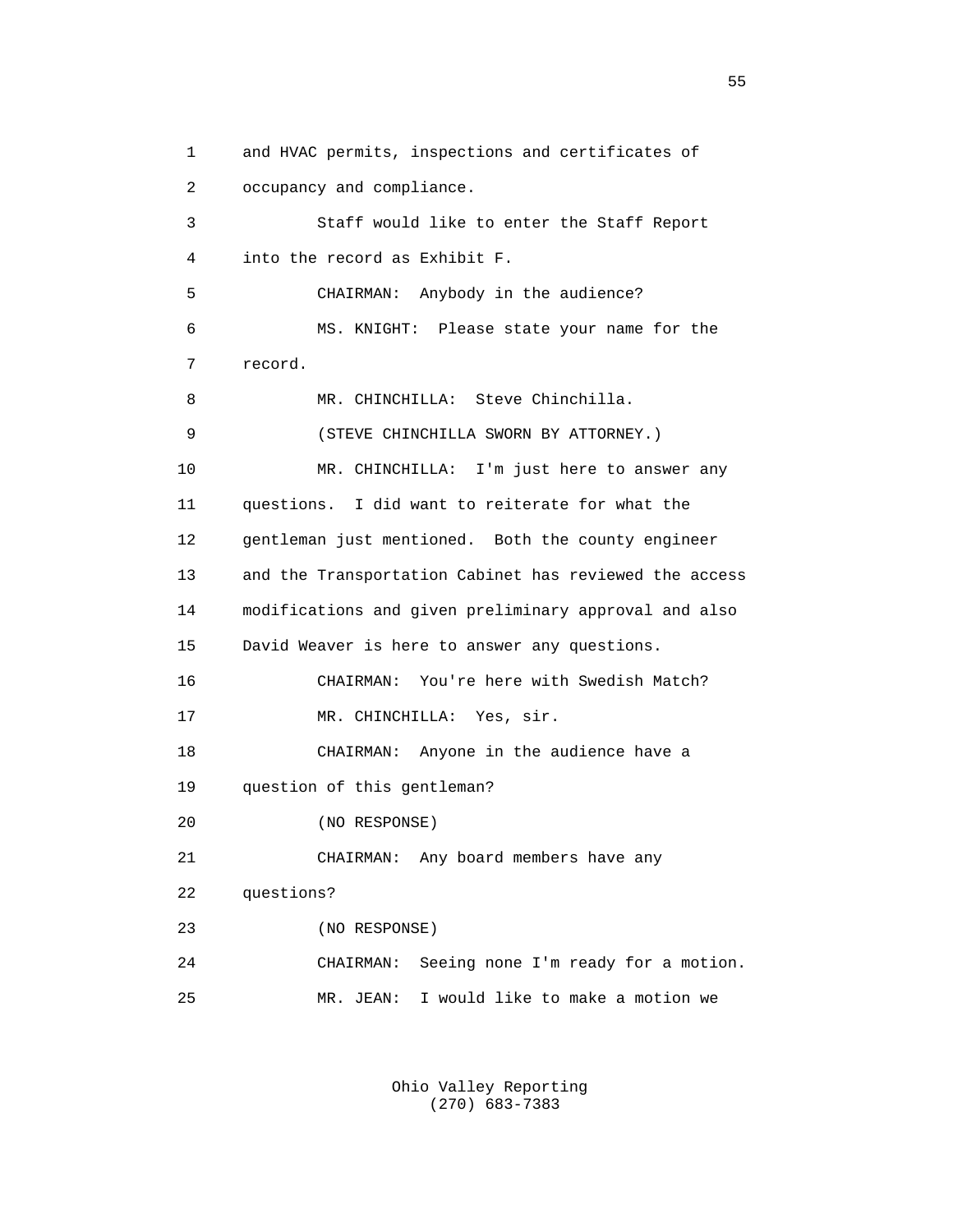1 and HVAC permits, inspections and certificates of
2 occupancy and compliance.
3 Staff would like to enter the Staff Report
4 into the record as Exhibit F.
5 CHAIRMAN: Anybody in the audience?
6 MS. KNIGHT: Please state your name for the
7 record.
8 MR. CHINCHILLA: Steve Chinchilla.
9 (STEVE CHINCHILLA SWORN BY ATTORNEY.)
10 MR. CHINCHILLA: I'm just here to answer any
11 questions. I did want to reiterate for what the
12 gentleman just mentioned. Both the county engineer
13 and the Transportation Cabinet has reviewed the access
14 modifications and given preliminary approval and also
15 David Weaver is here to answer any questions.
16 CHAIRMAN: You're here with Swedish Match?
17 MR. CHINCHILLA: Yes, sir.
18 CHAIRMAN: Anyone in the audience have a
19 question of this gentleman?
20 (NO RESPONSE)
21 CHAIRMAN: Any board members have any
22 questions?
23 (NO RESPONSE)
24 CHAIRMAN: Seeing none I'm ready for a motion.
25 MR. JEAN: I would like to make a motion we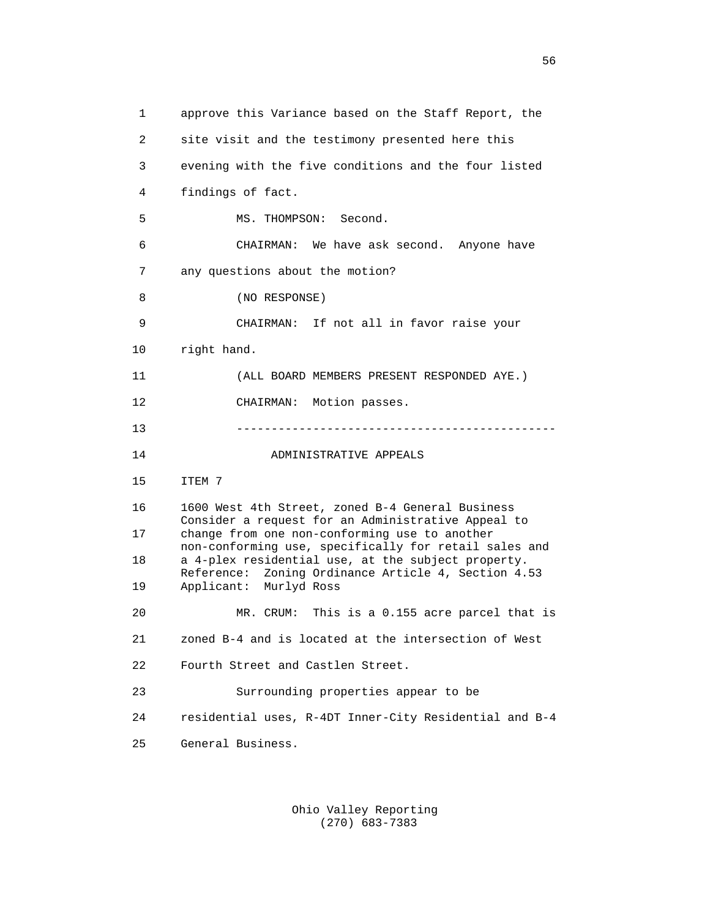approve this Variance based on the Staff Report, the site visit and the testimony presented here this evening with the five conditions and the four listed findings of fact.

MS. THOMPSON: Second.

CHAIRMAN: We have ask second. Anyone have any questions about the motion?

(NO RESPONSE)

CHAIRMAN: If not all in favor raise your right hand.

(ALL BOARD MEMBERS PRESENT RESPONDED AYE.)

CHAIRMAN: Motion passes.

---

ADMINISTRATIVE APPEALS

ITEM 7

1600 West 4th Street, zoned B-4 General Business
Consider a request for an Administrative Appeal to change from one non-conforming use to another non-conforming use, specifically for retail sales and a 4-plex residential use, at the subject property.
Reference: Zoning Ordinance Article 4, Section 4.53
Applicant: Murlyd Ross

MR. CRUM: This is a 0.155 acre parcel that is zoned B-4 and is located at the intersection of West Fourth Street and Castlen Street.

Surrounding properties appear to be residential uses, R-4DT Inner-City Residential and B-4 General Business.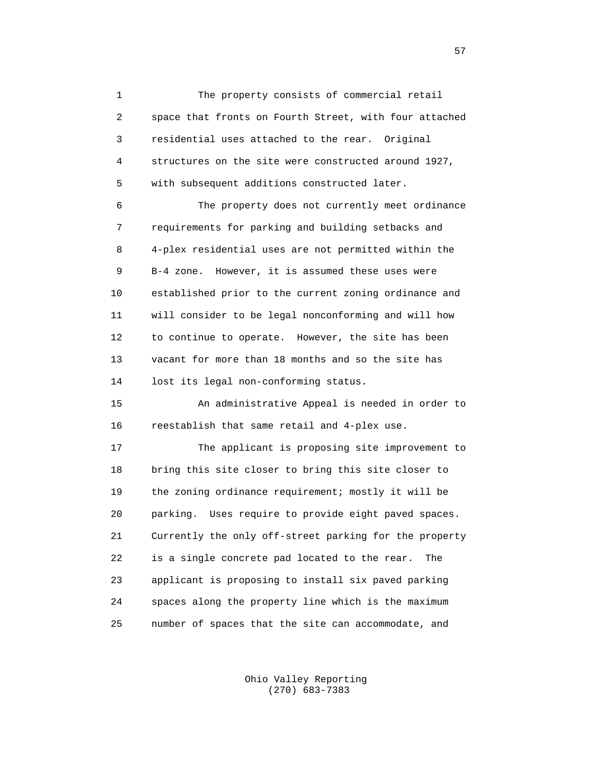The property consists of commercial retail space that fronts on Fourth Street, with four attached residential uses attached to the rear. Original structures on the site were constructed around 1927, with subsequent additions constructed later.

The property does not currently meet ordinance requirements for parking and building setbacks and 4-plex residential uses are not permitted within the B-4 zone. However, it is assumed these uses were established prior to the current zoning ordinance and will consider to be legal nonconforming and will how to continue to operate. However, the site has been vacant for more than 18 months and so the site has lost its legal non-conforming status.

An administrative Appeal is needed in order to reestablish that same retail and 4-plex use.

The applicant is proposing site improvement to bring this site closer to bring this site closer to the zoning ordinance requirement; mostly it will be parking. Uses require to provide eight paved spaces. Currently the only off-street parking for the property is a single concrete pad located to the rear. The applicant is proposing to install six paved parking spaces along the property line which is the maximum number of spaces that the site can accommodate, and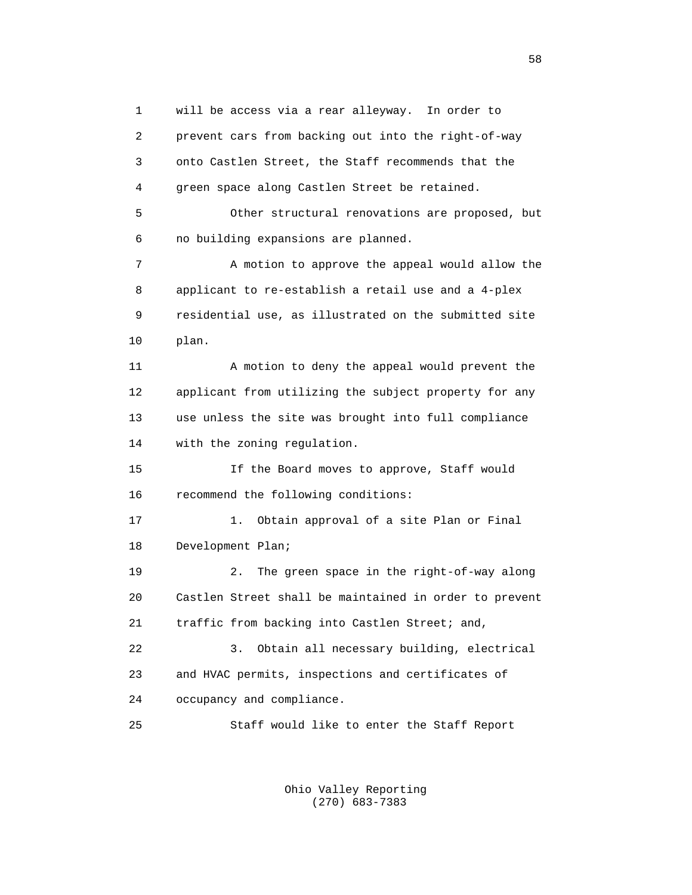will be access via a rear alleyway. In order to prevent cars from backing out into the right-of-way onto Castlen Street, the Staff recommends that the green space along Castlen Street be retained.

Other structural renovations are proposed, but no building expansions are planned.

A motion to approve the appeal would allow the applicant to re-establish a retail use and a 4-plex residential use, as illustrated on the submitted site plan.

A motion to deny the appeal would prevent the applicant from utilizing the subject property for any use unless the site was brought into full compliance with the zoning regulation.

If the Board moves to approve, Staff would recommend the following conditions:

1. Obtain approval of a site Plan or Final Development Plan;

2. The green space in the right-of-way along Castlen Street shall be maintained in order to prevent traffic from backing into Castlen Street; and,

3. Obtain all necessary building, electrical and HVAC permits, inspections and certificates of occupancy and compliance.

Staff would like to enter the Staff Report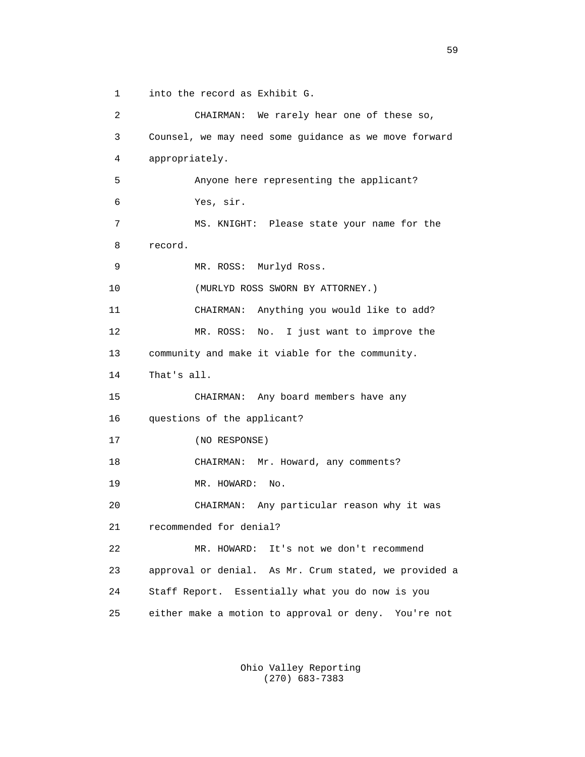1 into the record as Exhibit G.

2 CHAIRMAN: We rarely hear one of these so,

3 Counsel, we may need some guidance as we move forward

4 appropriately.

5 Anyone here representing the applicant?

6 Yes, sir.

7 MS. KNIGHT: Please state your name for the

8 record.

9 MR. ROSS: Murlyd Ross.

10 (MURLYD ROSS SWORN BY ATTORNEY.)

11 CHAIRMAN: Anything you would like to add?

12 MR. ROSS: No. I just want to improve the

13 community and make it viable for the community.

14 That's all.

15 CHAIRMAN: Any board members have any

16 questions of the applicant?

17 (NO RESPONSE)

18 CHAIRMAN: Mr. Howard, any comments?

19 MR. HOWARD: No.

20 CHAIRMAN: Any particular reason why it was

21 recommended for denial?

22 MR. HOWARD: It's not we don't recommend

23 approval or denial. As Mr. Crum stated, we provided a

24 Staff Report. Essentially what you do now is you

25 either make a motion to approval or deny. You're not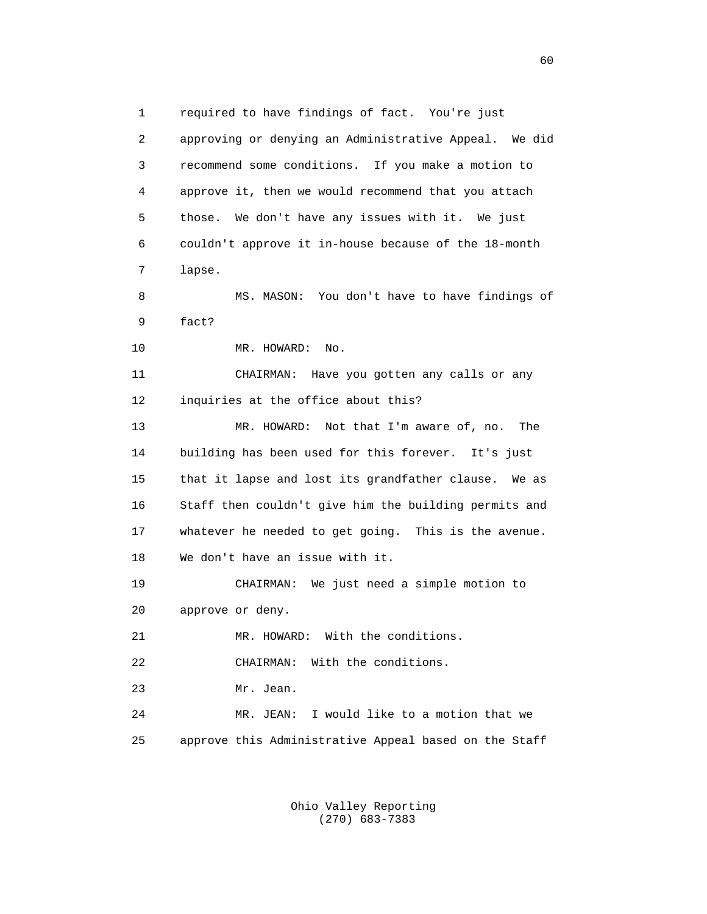required to have findings of fact. You're just approving or denying an Administrative Appeal. We did recommend some conditions. If you make a motion to approve it, then we would recommend that you attach those. We don't have any issues with it. We just couldn't approve it in-house because of the 18-month lapse.

MS. MASON: You don't have to have findings of fact?

MR. HOWARD: No.

CHAIRMAN: Have you gotten any calls or any inquiries at the office about this?

MR. HOWARD: Not that I'm aware of, no. The building has been used for this forever. It's just that it lapse and lost its grandfather clause. We as Staff then couldn't give him the building permits and whatever he needed to get going. This is the avenue. We don't have an issue with it.

CHAIRMAN: We just need a simple motion to approve or deny.

MR. HOWARD: With the conditions.

CHAIRMAN: With the conditions.

Mr. Jean.

MR. JEAN: I would like to a motion that we approve this Administrative Appeal based on the Staff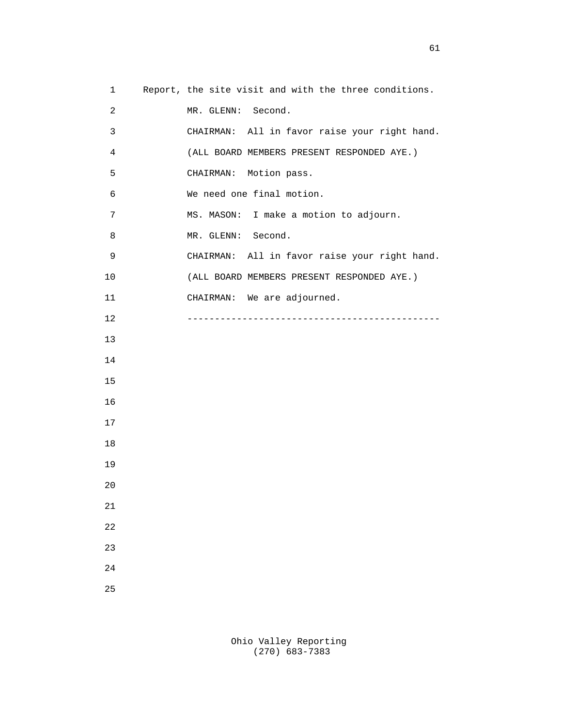Report, the site visit and with the three conditions.

MR. GLENN: Second.

CHAIRMAN: All in favor raise your right hand.

(ALL BOARD MEMBERS PRESENT RESPONDED AYE.)

CHAIRMAN: Motion pass.

We need one final motion.

MS. MASON: I make a motion to adjourn.

MR. GLENN: Second.

CHAIRMAN: All in favor raise your right hand.

(ALL BOARD MEMBERS PRESENT RESPONDED AYE.)

CHAIRMAN: We are adjourned.

---------------------------------------------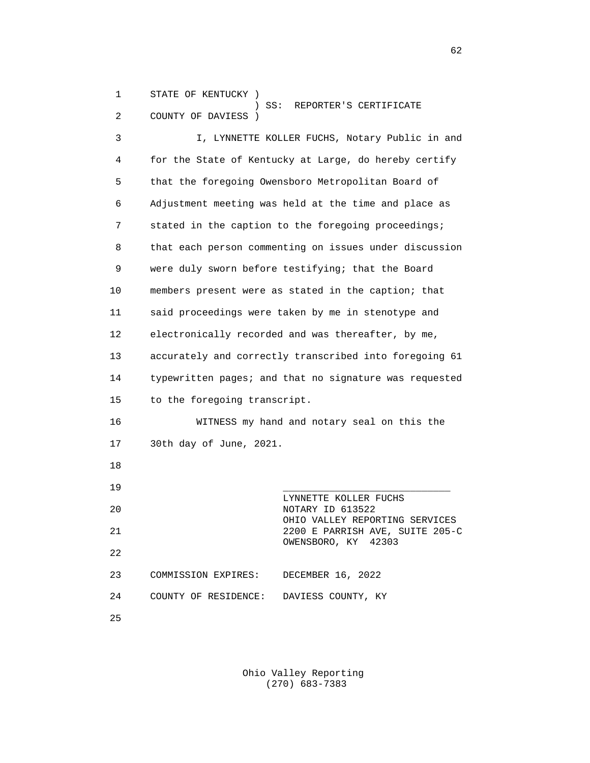STATE OF KENTUCKY )
) SS: REPORTER'S CERTIFICATE
COUNTY OF DAVIESS )

I, LYNNETTE KOLLER FUCHS, Notary Public in and for the State of Kentucky at Large, do hereby certify that the foregoing Owensboro Metropolitan Board of Adjustment meeting was held at the time and place as stated in the caption to the foregoing proceedings; that each person commenting on issues under discussion were duly sworn before testifying; that the Board members present were as stated in the caption; that said proceedings were taken by me in stenotype and electronically recorded and was thereafter, by me, accurately and correctly transcribed into foregoing 61 typewritten pages; and that no signature was requested to the foregoing transcript.

WITNESS my hand and notary seal on this the 30th day of June, 2021.

\_\_\_\_\_\_\_\_\_\_\_\_\_\_\_\_\_\_\_\_\_\_\_\_\_\_\_\_\_\_
LYNNETTE KOLLER FUCHS
NOTARY ID 613522
OHIO VALLEY REPORTING SERVICES
2200 E PARRISH AVE, SUITE 205-C
OWENSBORO, KY 42303

COMMISSION EXPIRES: DECEMBER 16, 2022
COUNTY OF RESIDENCE: DAVIESS COUNTY, KY

Ohio Valley Reporting
(270) 683-7383